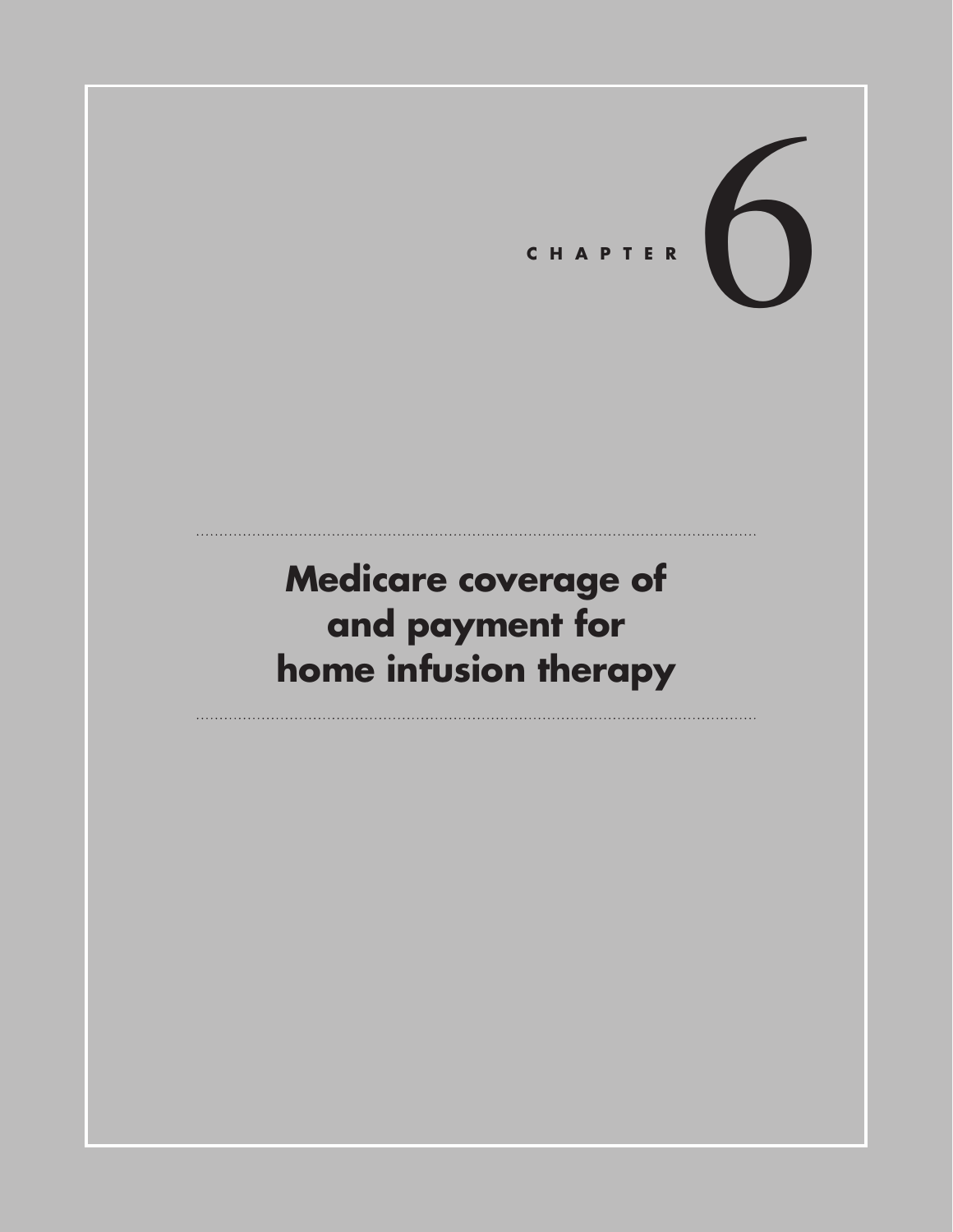CHAPTER 6

# Medicare coverage of and payment for home infusion therapy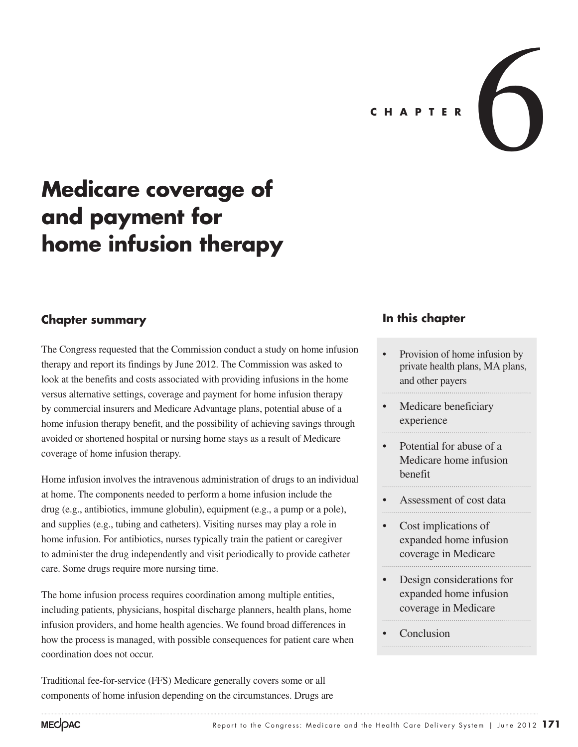CHAPTER 6

# Medicare coverage of and payment for home infusion therapy

## Chapter summary

The Congress requested that the Commission conduct a study on home infusion therapy and report its findings by June 2012. The Commission was asked to look at the benefits and costs associated with providing infusions in the home versus alternative settings, coverage and payment for home infusion therapy by commercial insurers and Medicare Advantage plans, potential abuse of a home infusion therapy benefit, and the possibility of achieving savings through avoided or shortened hospital or nursing home stays as a result of Medicare coverage of home infusion therapy.

Home infusion involves the intravenous administration of drugs to an individual at home. The components needed to perform a home infusion include the drug (e.g., antibiotics, immune globulin), equipment (e.g., a pump or a pole), and supplies (e.g., tubing and catheters). Visiting nurses may play a role in home infusion. For antibiotics, nurses typically train the patient or caregiver to administer the drug independently and visit periodically to provide catheter care. Some drugs require more nursing time.

The home infusion process requires coordination among multiple entities, including patients, physicians, hospital discharge planners, health plans, home infusion providers, and home health agencies. We found broad differences in how the process is managed, with possible consequences for patient care when coordination does not occur.

Traditional fee-for-service (FFS) Medicare generally covers some or all components of home infusion depending on the circumstances. Drugs are

## In this chapter

- Provision of home infusion by private health plans, MA plans, and other payers
- Medicare beneficiary experience
- Potential for abuse of a Medicare home infusion benefit
- Assessment of cost data
- Cost implications of expanded home infusion coverage in Medicare
- Design considerations for expanded home infusion coverage in Medicare
- Conclusion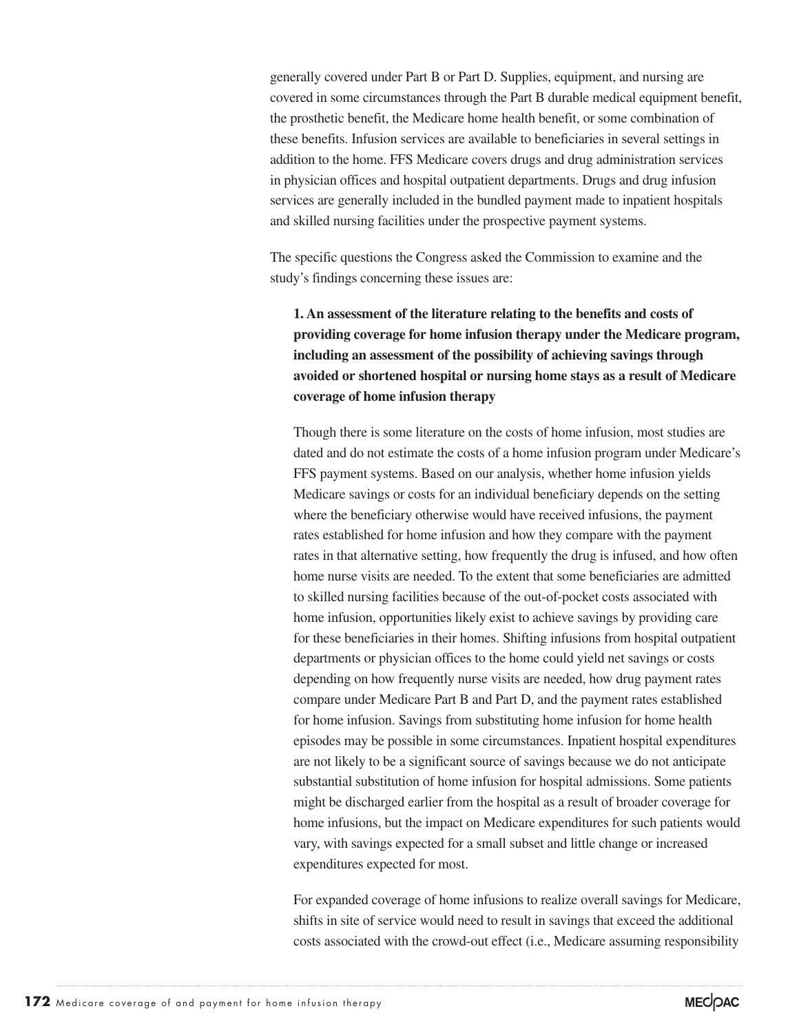generally covered under Part B or Part D. Supplies, equipment, and nursing are covered in some circumstances through the Part B durable medical equipment benefit, the prosthetic benefit, the Medicare home health benefit, or some combination of these benefits. Infusion services are available to beneficiaries in several settings in addition to the home. FFS Medicare covers drugs and drug administration services in physician offices and hospital outpatient departments. Drugs and drug infusion services are generally included in the bundled payment made to inpatient hospitals and skilled nursing facilities under the prospective payment systems.

The specific questions the Congress asked the Commission to examine and the study's findings concerning these issues are:

**1. An assessment of the literature relating to the benefits and costs of providing coverage for home infusion therapy under the Medicare program, including an assessment of the possibility of achieving savings through avoided or shortened hospital or nursing home stays as a result of Medicare coverage of home infusion therapy**

Though there is some literature on the costs of home infusion, most studies are dated and do not estimate the costs of a home infusion program under Medicare's FFS payment systems. Based on our analysis, whether home infusion yields Medicare savings or costs for an individual beneficiary depends on the setting where the beneficiary otherwise would have received infusions, the payment rates established for home infusion and how they compare with the payment rates in that alternative setting, how frequently the drug is infused, and how often home nurse visits are needed. To the extent that some beneficiaries are admitted to skilled nursing facilities because of the out-of-pocket costs associated with home infusion, opportunities likely exist to achieve savings by providing care for these beneficiaries in their homes. Shifting infusions from hospital outpatient departments or physician offices to the home could yield net savings or costs depending on how frequently nurse visits are needed, how drug payment rates compare under Medicare Part B and Part D, and the payment rates established for home infusion. Savings from substituting home infusion for home health episodes may be possible in some circumstances. Inpatient hospital expenditures are not likely to be a significant source of savings because we do not anticipate substantial substitution of home infusion for hospital admissions. Some patients might be discharged earlier from the hospital as a result of broader coverage for home infusions, but the impact on Medicare expenditures for such patients would vary, with savings expected for a small subset and little change or increased expenditures expected for most.

For expanded coverage of home infusions to realize overall savings for Medicare, shifts in site of service would need to result in savings that exceed the additional costs associated with the crowd-out effect (i.e., Medicare assuming responsibility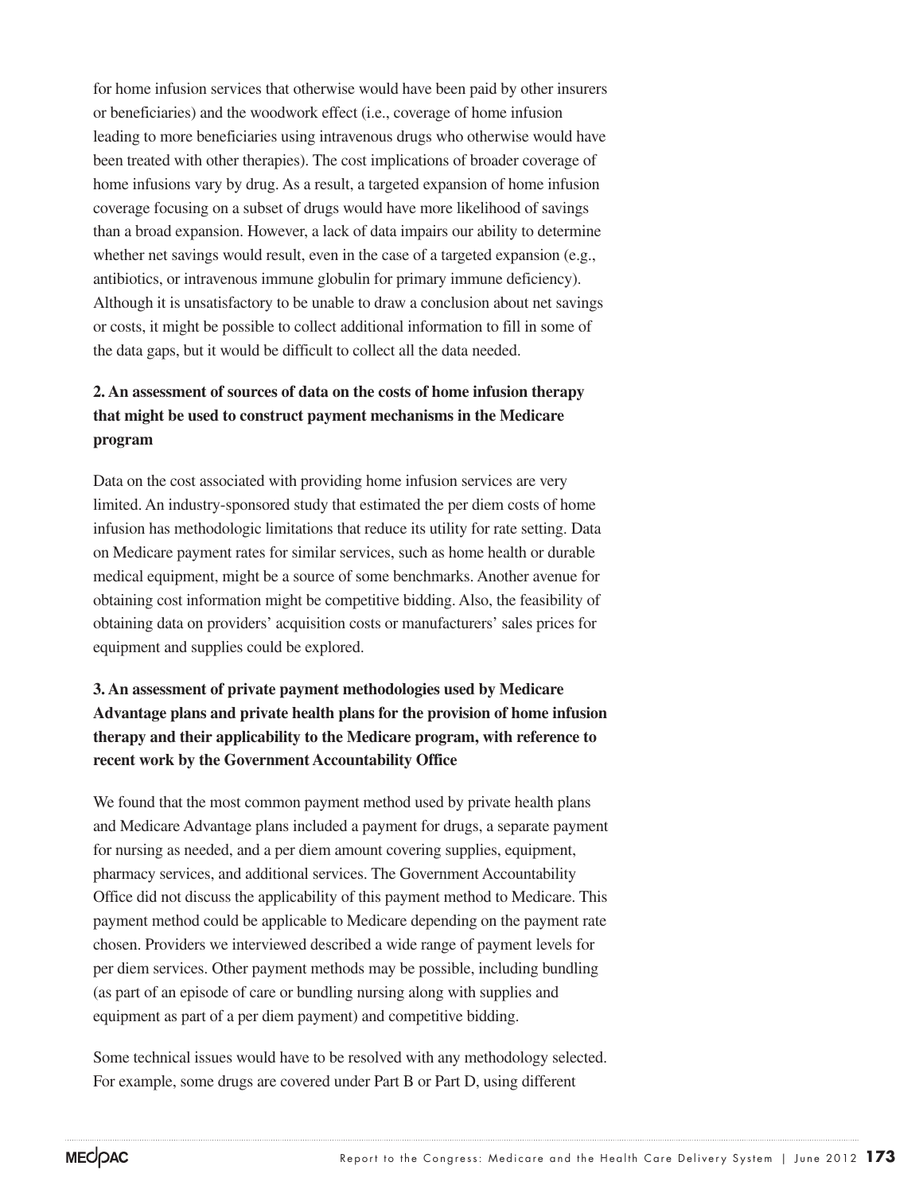for home infusion services that otherwise would have been paid by other insurers or beneficiaries) and the woodwork effect (i.e., coverage of home infusion leading to more beneficiaries using intravenous drugs who otherwise would have been treated with other therapies). The cost implications of broader coverage of home infusions vary by drug. As a result, a targeted expansion of home infusion coverage focusing on a subset of drugs would have more likelihood of savings than a broad expansion. However, a lack of data impairs our ability to determine whether net savings would result, even in the case of a targeted expansion (e.g., antibiotics, or intravenous immune globulin for primary immune deficiency). Although it is unsatisfactory to be unable to draw a conclusion about net savings or costs, it might be possible to collect additional information to fill in some of the data gaps, but it would be difficult to collect all the data needed.

**2. An assessment of sources of data on the costs of home infusion therapy that might be used to construct payment mechanisms in the Medicare program**

Data on the cost associated with providing home infusion services are very limited. An industry-sponsored study that estimated the per diem costs of home infusion has methodologic limitations that reduce its utility for rate setting. Data on Medicare payment rates for similar services, such as home health or durable medical equipment, might be a source of some benchmarks. Another avenue for obtaining cost information might be competitive bidding. Also, the feasibility of obtaining data on providers' acquisition costs or manufacturers' sales prices for equipment and supplies could be explored.

**3. An assessment of private payment methodologies used by Medicare Advantage plans and private health plans for the provision of home infusion therapy and their applicability to the Medicare program, with reference to recent work by the Government Accountability Office**

We found that the most common payment method used by private health plans and Medicare Advantage plans included a payment for drugs, a separate payment for nursing as needed, and a per diem amount covering supplies, equipment, pharmacy services, and additional services. The Government Accountability Office did not discuss the applicability of this payment method to Medicare. This payment method could be applicable to Medicare depending on the payment rate chosen. Providers we interviewed described a wide range of payment levels for per diem services. Other payment methods may be possible, including bundling (as part of an episode of care or bundling nursing along with supplies and equipment as part of a per diem payment) and competitive bidding.

Some technical issues would have to be resolved with any methodology selected. For example, some drugs are covered under Part B or Part D, using different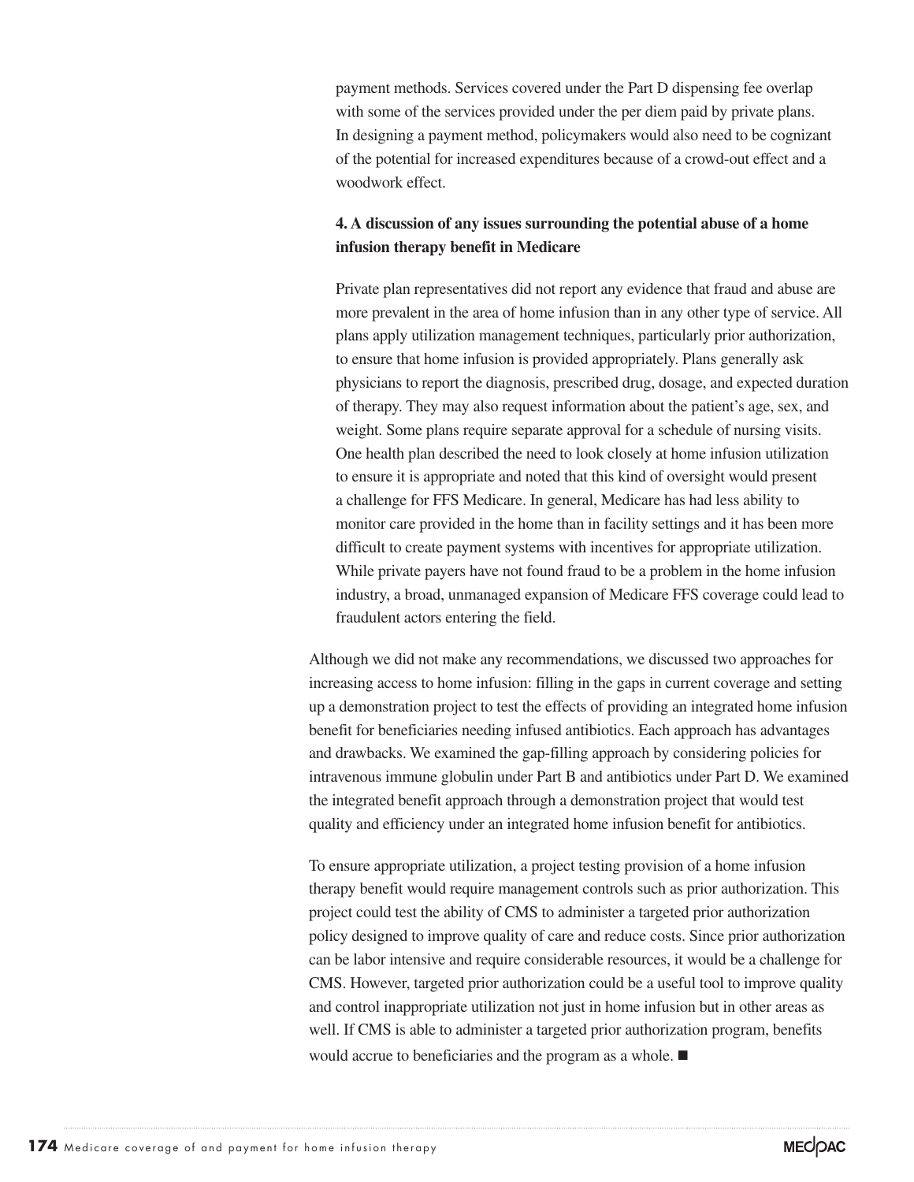payment methods. Services covered under the Part D dispensing fee overlap with some of the services provided under the per diem paid by private plans. In designing a payment method, policymakers would also need to be cognizant of the potential for increased expenditures because of a crowd-out effect and a woodwork effect.

**4. A discussion of any issues surrounding the potential abuse of a home infusion therapy benefit in Medicare**

Private plan representatives did not report any evidence that fraud and abuse are more prevalent in the area of home infusion than in any other type of service. All plans apply utilization management techniques, particularly prior authorization, to ensure that home infusion is provided appropriately. Plans generally ask physicians to report the diagnosis, prescribed drug, dosage, and expected duration of therapy. They may also request information about the patient's age, sex, and weight. Some plans require separate approval for a schedule of nursing visits. One health plan described the need to look closely at home infusion utilization to ensure it is appropriate and noted that this kind of oversight would present a challenge for FFS Medicare. In general, Medicare has had less ability to monitor care provided in the home than in facility settings and it has been more difficult to create payment systems with incentives for appropriate utilization. While private payers have not found fraud to be a problem in the home infusion industry, a broad, unmanaged expansion of Medicare FFS coverage could lead to fraudulent actors entering the field.

Although we did not make any recommendations, we discussed two approaches for increasing access to home infusion: filling in the gaps in current coverage and setting up a demonstration project to test the effects of providing an integrated home infusion benefit for beneficiaries needing infused antibiotics. Each approach has advantages and drawbacks. We examined the gap-filling approach by considering policies for intravenous immune globulin under Part B and antibiotics under Part D. We examined the integrated benefit approach through a demonstration project that would test quality and efficiency under an integrated home infusion benefit for antibiotics.

To ensure appropriate utilization, a project testing provision of a home infusion therapy benefit would require management controls such as prior authorization. This project could test the ability of CMS to administer a targeted prior authorization policy designed to improve quality of care and reduce costs. Since prior authorization can be labor intensive and require considerable resources, it would be a challenge for CMS. However, targeted prior authorization could be a useful tool to improve quality and control inappropriate utilization not just in home infusion but in other areas as well. If CMS is able to administer a targeted prior authorization program, benefits would accrue to beneficiaries and the program as a whole. ■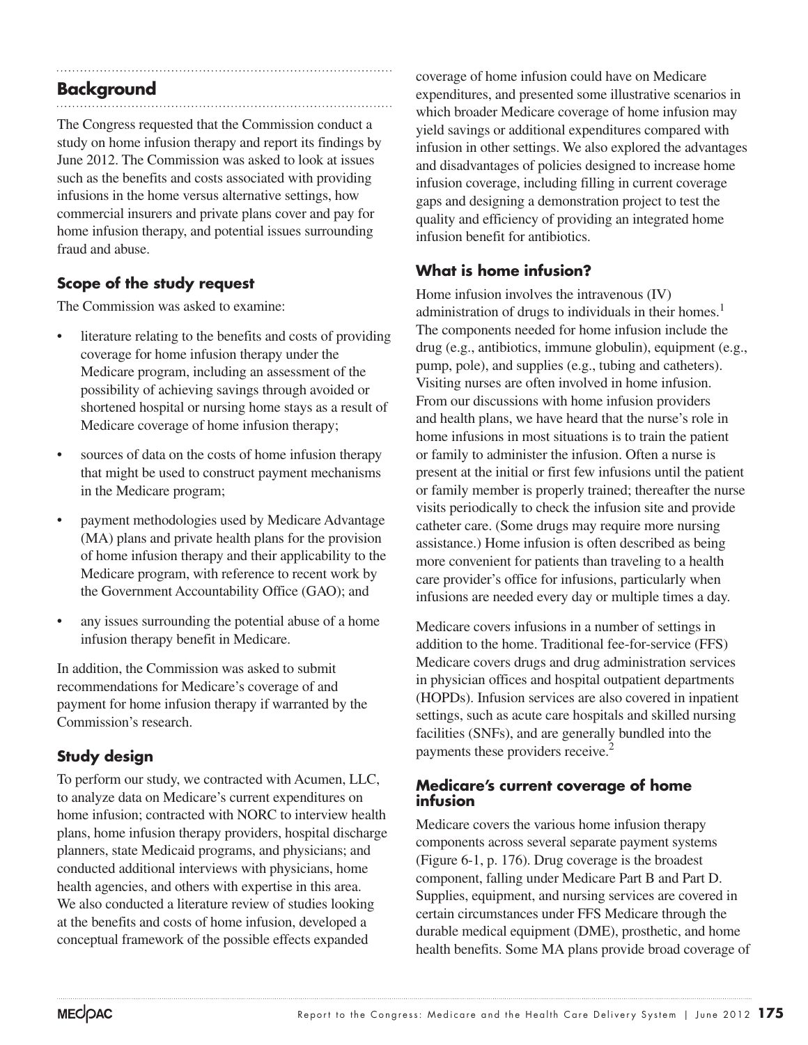## Background

The Congress requested that the Commission conduct a study on home infusion therapy and report its findings by June 2012. The Commission was asked to look at issues such as the benefits and costs associated with providing infusions in the home versus alternative settings, how commercial insurers and private plans cover and pay for home infusion therapy, and potential issues surrounding fraud and abuse.

### Scope of the study request

The Commission was asked to examine:

- literature relating to the benefits and costs of providing coverage for home infusion therapy under the Medicare program, including an assessment of the possibility of achieving savings through avoided or shortened hospital or nursing home stays as a result of Medicare coverage of home infusion therapy;
- sources of data on the costs of home infusion therapy that might be used to construct payment mechanisms in the Medicare program;
- payment methodologies used by Medicare Advantage (MA) plans and private health plans for the provision of home infusion therapy and their applicability to the Medicare program, with reference to recent work by the Government Accountability Office (GAO); and
- any issues surrounding the potential abuse of a home infusion therapy benefit in Medicare.

In addition, the Commission was asked to submit recommendations for Medicare's coverage of and payment for home infusion therapy if warranted by the Commission's research.

### Study design

To perform our study, we contracted with Acumen, LLC, to analyze data on Medicare's current expenditures on home infusion; contracted with NORC to interview health plans, home infusion therapy providers, hospital discharge planners, state Medicaid programs, and physicians; and conducted additional interviews with physicians, home health agencies, and others with expertise in this area. We also conducted a literature review of studies looking at the benefits and costs of home infusion, developed a conceptual framework of the possible effects expanded coverage of home infusion could have on Medicare expenditures, and presented some illustrative scenarios in which broader Medicare coverage of home infusion may yield savings or additional expenditures compared with infusion in other settings. We also explored the advantages and disadvantages of policies designed to increase home infusion coverage, including filling in current coverage gaps and designing a demonstration project to test the quality and efficiency of providing an integrated home infusion benefit for antibiotics.

### What is home infusion?

Home infusion involves the intravenous (IV) administration of drugs to individuals in their homes.[1] The components needed for home infusion include the drug (e.g., antibiotics, immune globulin), equipment (e.g., pump, pole), and supplies (e.g., tubing and catheters). Visiting nurses are often involved in home infusion. From our discussions with home infusion providers and health plans, we have heard that the nurse's role in home infusions in most situations is to train the patient or family to administer the infusion. Often a nurse is present at the initial or first few infusions until the patient or family member is properly trained; thereafter the nurse visits periodically to check the infusion site and provide catheter care. (Some drugs may require more nursing assistance.) Home infusion is often described as being more convenient for patients than traveling to a health care provider's office for infusions, particularly when infusions are needed every day or multiple times a day.

Medicare covers infusions in a number of settings in addition to the home. Traditional fee-for-service (FFS) Medicare covers drugs and drug administration services in physician offices and hospital outpatient departments (HOPDs). Infusion services are also covered in inpatient settings, such as acute care hospitals and skilled nursing facilities (SNFs), and are generally bundled into the payments these providers receive.[2]

### Medicare's current coverage of home infusion

Medicare covers the various home infusion therapy components across several separate payment systems (Figure 6-1, p. 176). Drug coverage is the broadest component, falling under Medicare Part B and Part D. Supplies, equipment, and nursing services are covered in certain circumstances under FFS Medicare through the durable medical equipment (DME), prosthetic, and home health benefits. Some MA plans provide broad coverage of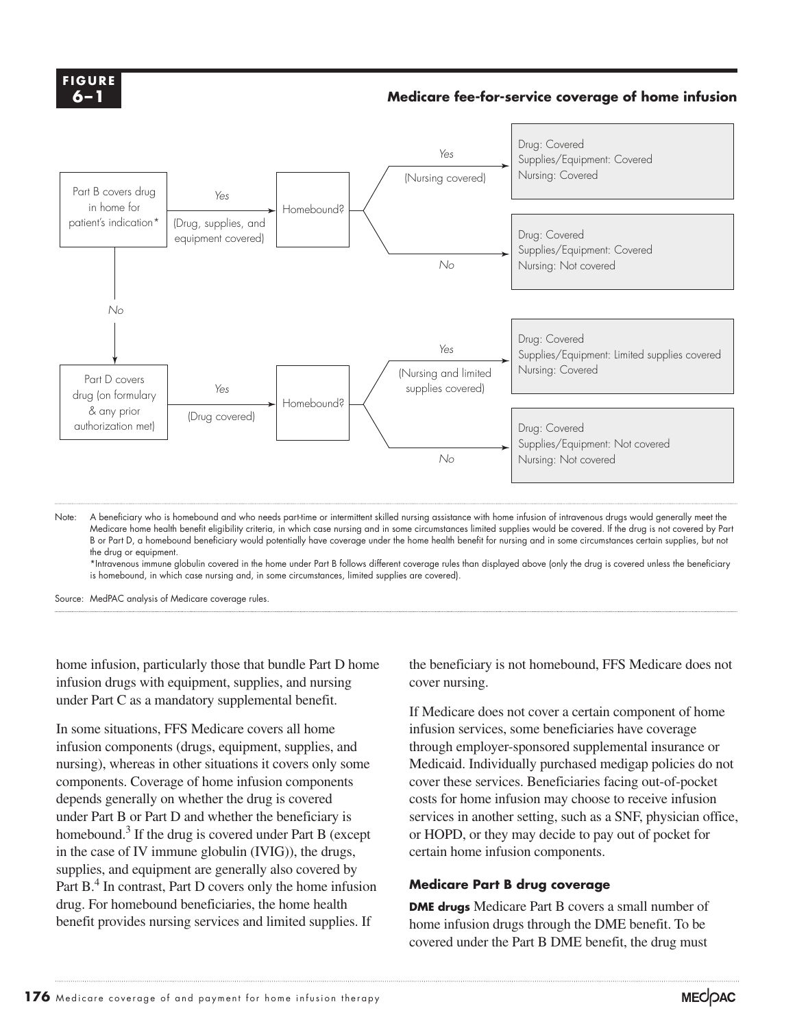**FIGURE 6–1**

**Medicare fee-for-service coverage of home infusion**

Part B covers drug in home for patient's indication*

Yes

(Drug, supplies, and equipment covered)

Homebound?

Yes

(Nursing covered)

Drug: Covered
Supplies/Equipment: Covered
Nursing: Covered

No

Drug: Covered
Supplies/Equipment: Covered
Nursing: Not covered

No

Part D covers drug (on formulary & any prior authorization met)

Yes

(Drug covered)

Homebound?

Yes

(Nursing and limited supplies covered)

Drug: Covered
Supplies/Equipment: Limited supplies covered
Nursing: Covered

No

Drug: Covered
Supplies/Equipment: Not covered
Nursing: Not covered

Note: A beneficiary who is homebound and who needs part-time or intermittent skilled nursing assistance with home infusion of intravenous drugs would generally meet the Medicare home health benefit eligibility criteria, in which case nursing and in some circumstances limited supplies would be covered. If the drug is not covered by Part B or Part D, a homebound beneficiary would potentially have coverage under the home health benefit for nursing and in some circumstances certain supplies, but not the drug or equipment.
*Intravenous immune globulin covered in the home under Part B follows different coverage rules than displayed above (only the drug is covered unless the beneficiary is homebound, in which case nursing and, in some circumstances, limited supplies are covered).

Source: MedPAC analysis of Medicare coverage rules.

home infusion, particularly those that bundle Part D home infusion drugs with equipment, supplies, and nursing under Part C as a mandatory supplemental benefit.

In some situations, FFS Medicare covers all home infusion components (drugs, equipment, supplies, and nursing), whereas in other situations it covers only some components. Coverage of home infusion components depends generally on whether the drug is covered under Part B or Part D and whether the beneficiary is homebound.[3] If the drug is covered under Part B (except in the case of IV immune globulin (IVIG)), the drugs, supplies, and equipment are generally also covered by Part B.[4] In contrast, Part D covers only the home infusion drug. For homebound beneficiaries, the home health benefit provides nursing services and limited supplies. If the beneficiary is not homebound, FFS Medicare does not cover nursing.

If Medicare does not cover a certain component of home infusion services, some beneficiaries have coverage through employer-sponsored supplemental insurance or Medicaid. Individually purchased medigap policies do not cover these services. Beneficiaries facing out-of-pocket costs for home infusion may choose to receive infusion services in another setting, such as a SNF, physician office, or HOPD, or they may decide to pay out of pocket for certain home infusion components.

### Medicare Part B drug coverage

**DME drugs** Medicare Part B covers a small number of home infusion drugs through the DME benefit. To be covered under the Part B DME benefit, the drug must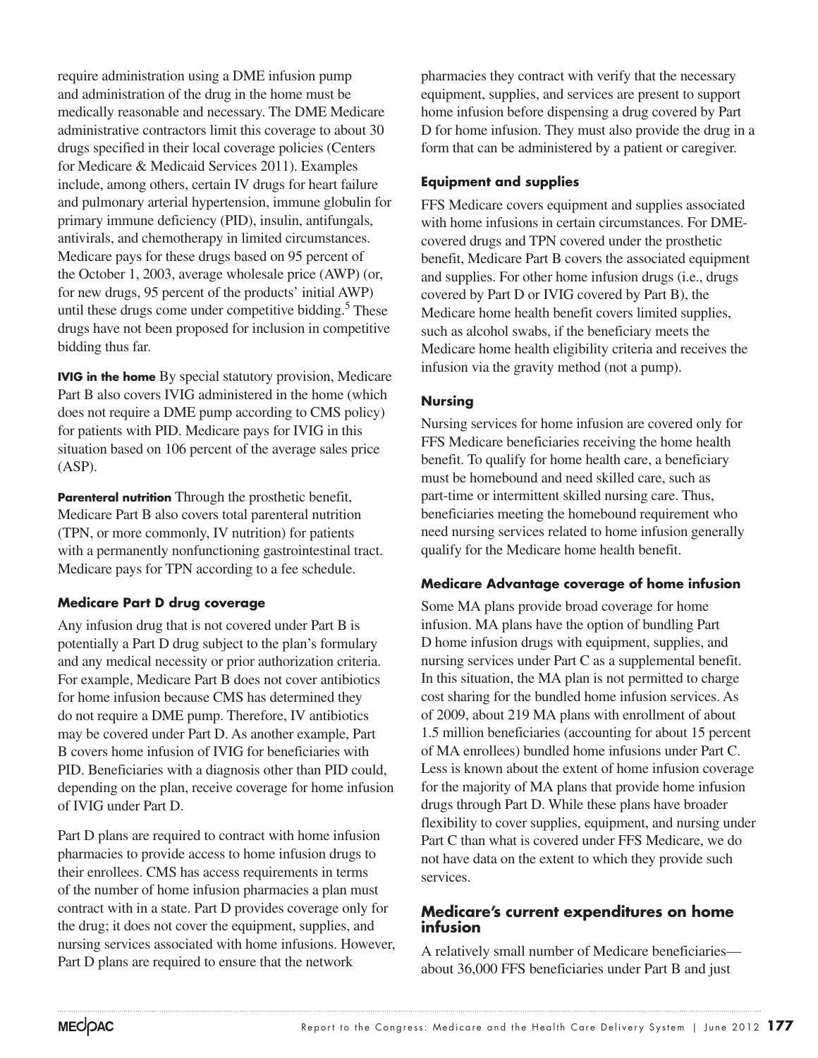require administration using a DME infusion pump and administration of the drug in the home must be medically reasonable and necessary. The DME Medicare administrative contractors limit this coverage to about 30 drugs specified in their local coverage policies (Centers for Medicare & Medicaid Services 2011). Examples include, among others, certain IV drugs for heart failure and pulmonary arterial hypertension, immune globulin for primary immune deficiency (PID), insulin, antifungals, antivirals, and chemotherapy in limited circumstances. Medicare pays for these drugs based on 95 percent of the October 1, 2003, average wholesale price (AWP) (or, for new drugs, 95 percent of the products' initial AWP) until these drugs come under competitive bidding.[5] These drugs have not been proposed for inclusion in competitive bidding thus far.

**IVIG in the home** By special statutory provision, Medicare Part B also covers IVIG administered in the home (which does not require a DME pump according to CMS policy) for patients with PID. Medicare pays for IVIG in this situation based on 106 percent of the average sales price (ASP).

**Parenteral nutrition** Through the prosthetic benefit, Medicare Part B also covers total parenteral nutrition (TPN, or more commonly, IV nutrition) for patients with a permanently nonfunctioning gastrointestinal tract. Medicare pays for TPN according to a fee schedule.

### Medicare Part D drug coverage

Any infusion drug that is not covered under Part B is potentially a Part D drug subject to the plan's formulary and any medical necessity or prior authorization criteria. For example, Medicare Part B does not cover antibiotics for home infusion because CMS has determined they do not require a DME pump. Therefore, IV antibiotics may be covered under Part D. As another example, Part B covers home infusion of IVIG for beneficiaries with PID. Beneficiaries with a diagnosis other than PID could, depending on the plan, receive coverage for home infusion of IVIG under Part D.

Part D plans are required to contract with home infusion pharmacies to provide access to home infusion drugs to their enrollees. CMS has access requirements in terms of the number of home infusion pharmacies a plan must contract with in a state. Part D provides coverage only for the drug; it does not cover the equipment, supplies, and nursing services associated with home infusions. However, Part D plans are required to ensure that the network pharmacies they contract with verify that the necessary equipment, supplies, and services are present to support home infusion before dispensing a drug covered by Part D for home infusion. They must also provide the drug in a form that can be administered by a patient or caregiver.

### Equipment and supplies

FFS Medicare covers equipment and supplies associated with home infusions in certain circumstances. For DME-covered drugs and TPN covered under the prosthetic benefit, Medicare Part B covers the associated equipment and supplies. For other home infusion drugs (i.e., drugs covered by Part D or IVIG covered by Part B), the Medicare home health benefit covers limited supplies, such as alcohol swabs, if the beneficiary meets the Medicare home health eligibility criteria and receives the infusion via the gravity method (not a pump).

### Nursing

Nursing services for home infusion are covered only for FFS Medicare beneficiaries receiving the home health benefit. To qualify for home health care, a beneficiary must be homebound and need skilled care, such as part-time or intermittent skilled nursing care. Thus, beneficiaries meeting the homebound requirement who need nursing services related to home infusion generally qualify for the Medicare home health benefit.

### Medicare Advantage coverage of home infusion

Some MA plans provide broad coverage for home infusion. MA plans have the option of bundling Part D home infusion drugs with equipment, supplies, and nursing services under Part C as a supplemental benefit. In this situation, the MA plan is not permitted to charge cost sharing for the bundled home infusion services. As of 2009, about 219 MA plans with enrollment of about 1.5 million beneficiaries (accounting for about 15 percent of MA enrollees) bundled home infusions under Part C. Less is known about the extent of home infusion coverage for the majority of MA plans that provide home infusion drugs through Part D. While these plans have broader flexibility to cover supplies, equipment, and nursing under Part C than what is covered under FFS Medicare, we do not have data on the extent to which they provide such services.

## Medicare's current expenditures on home infusion

A relatively small number of Medicare beneficiaries—about 36,000 FFS beneficiaries under Part B and just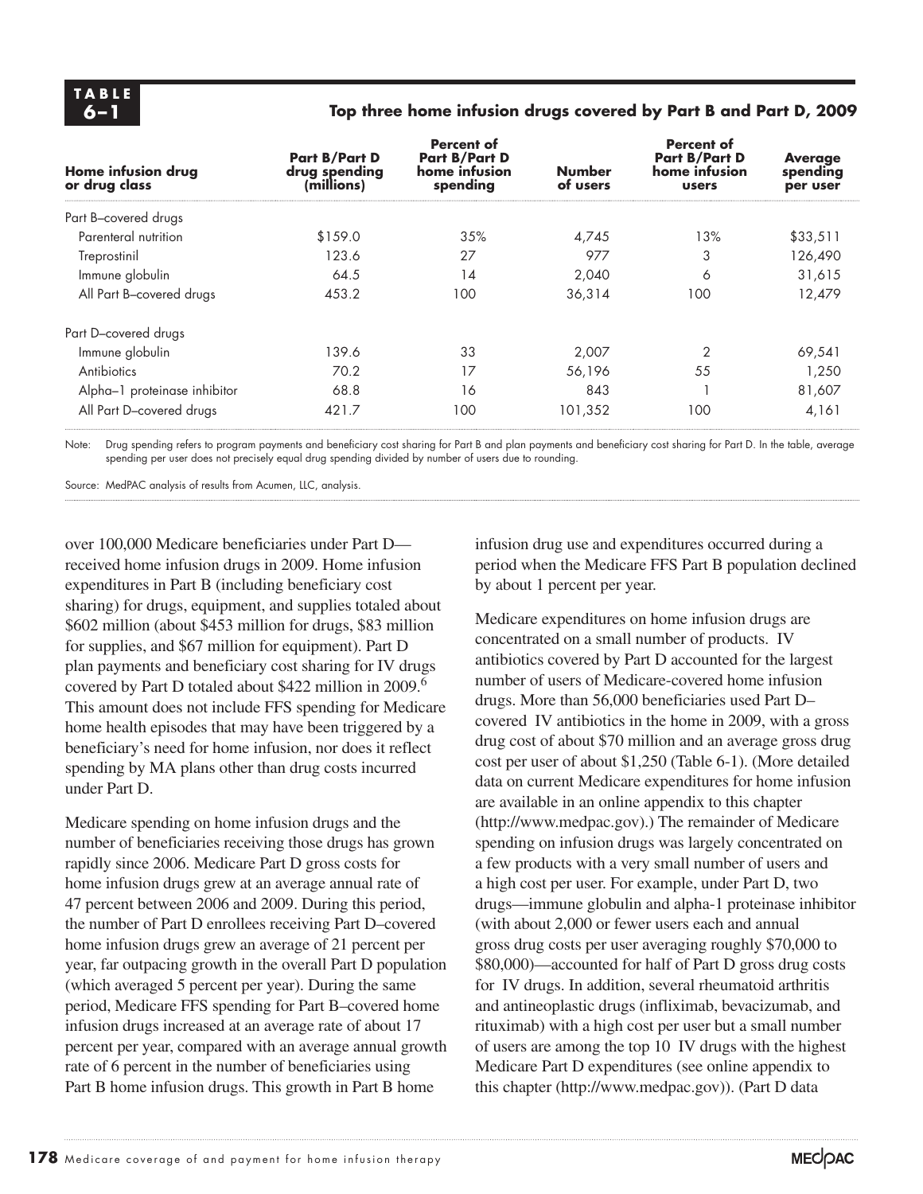**TABLE 6–1**

**Top three home infusion drugs covered by Part B and Part D, 2009**

| Home infusion drug or drug class | Part B/Part D drug spending (millions) | Percent of Part B/Part D home infusion spending | Number of users | Percent of Part B/Part D home infusion users | Average spending per user |
|---|---|---|---|---|---|
| Part B–covered drugs | | | | | |
| Parenteral nutrition | $159.0 | 35% | 4,745 | 13% | $33,511 |
| Treprostinil | 123.6 | 27 | 977 | 3 | 126,490 |
| Immune globulin | 64.5 | 14 | 2,040 | 6 | 31,615 |
| All Part B–covered drugs | 453.2 | 100 | 36,314 | 100 | 12,479 |
| Part D–covered drugs | | | | | |
| Immune globulin | 139.6 | 33 | 2,007 | 2 | 69,541 |
| Antibiotics | 70.2 | 17 | 56,196 | 55 | 1,250 |
| Alpha–1 proteinase inhibitor | 68.8 | 16 | 843 | 1 | 81,607 |
| All Part D–covered drugs | 421.7 | 100 | 101,352 | 100 | 4,161 |

Note: Drug spending refers to program payments and beneficiary cost sharing for Part B and plan payments and beneficiary cost sharing for Part D. In the table, average spending per user does not precisely equal drug spending divided by number of users due to rounding.

Source: MedPAC analysis of results from Acumen, LLC, analysis.

over 100,000 Medicare beneficiaries under Part D—received home infusion drugs in 2009. Home infusion expenditures in Part B (including beneficiary cost sharing) for drugs, equipment, and supplies totaled about $602 million (about $453 million for drugs, $83 million for supplies, and $67 million for equipment). Part D plan payments and beneficiary cost sharing for IV drugs covered by Part D totaled about $422 million in 2009.[6] This amount does not include FFS spending for Medicare home health episodes that may have been triggered by a beneficiary's need for home infusion, nor does it reflect spending by MA plans other than drug costs incurred under Part D.

Medicare spending on home infusion drugs and the number of beneficiaries receiving those drugs has grown rapidly since 2006. Medicare Part D gross costs for home infusion drugs grew at an average annual rate of 47 percent between 2006 and 2009. During this period, the number of Part D enrollees receiving Part D–covered home infusion drugs grew an average of 21 percent per year, far outpacing growth in the overall Part D population (which averaged 5 percent per year). During the same period, Medicare FFS spending for Part B–covered home infusion drugs increased at an average rate of about 17 percent per year, compared with an average annual growth rate of 6 percent in the number of beneficiaries using Part B home infusion drugs. This growth in Part B home infusion drug use and expenditures occurred during a period when the Medicare FFS Part B population declined by about 1 percent per year.

Medicare expenditures on home infusion drugs are concentrated on a small number of products. IV antibiotics covered by Part D accounted for the largest number of users of Medicare-covered home infusion drugs. More than 56,000 beneficiaries used Part D–covered IV antibiotics in the home in 2009, with a gross drug cost of about $70 million and an average gross drug cost per user of about $1,250 (Table 6-1). (More detailed data on current Medicare expenditures for home infusion are available in an online appendix to this chapter (http://www.medpac.gov).) The remainder of Medicare spending on infusion drugs was largely concentrated on a few products with a very small number of users and a high cost per user. For example, under Part D, two drugs—immune globulin and alpha-1 proteinase inhibitor (with about 2,000 or fewer users each and annual gross drug costs per user averaging roughly $70,000 to $80,000)—accounted for half of Part D gross drug costs for IV drugs. In addition, several rheumatoid arthritis and antineoplastic drugs (infliximab, bevacizumab, and rituximab) with a high cost per user but a small number of users are among the top 10 IV drugs with the highest Medicare Part D expenditures (see online appendix to this chapter (http://www.medpac.gov)). (Part D data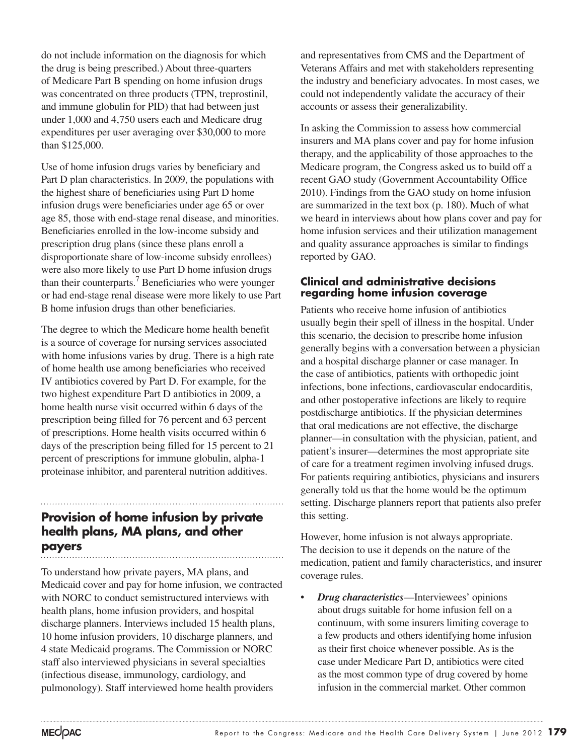do not include information on the diagnosis for which the drug is being prescribed.) About three-quarters of Medicare Part B spending on home infusion drugs was concentrated on three products (TPN, treprostinil, and immune globulin for PID) that had between just under 1,000 and 4,750 users each and Medicare drug expenditures per user averaging over $30,000 to more than $125,000.

Use of home infusion drugs varies by beneficiary and Part D plan characteristics. In 2009, the populations with the highest share of beneficiaries using Part D home infusion drugs were beneficiaries under age 65 or over age 85, those with end-stage renal disease, and minorities. Beneficiaries enrolled in the low-income subsidy and prescription drug plans (since these plans enroll a disproportionate share of low-income subsidy enrollees) were also more likely to use Part D home infusion drugs than their counterparts.[7] Beneficiaries who were younger or had end-stage renal disease were more likely to use Part B home infusion drugs than other beneficiaries.

The degree to which the Medicare home health benefit is a source of coverage for nursing services associated with home infusions varies by drug. There is a high rate of home health use among beneficiaries who received IV antibiotics covered by Part D. For example, for the two highest expenditure Part D antibiotics in 2009, a home health nurse visit occurred within 6 days of the prescription being filled for 76 percent and 63 percent of prescriptions. Home health visits occurred within 6 days of the prescription being filled for 15 percent to 21 percent of prescriptions for immune globulin, alpha-1 proteinase inhibitor, and parenteral nutrition additives.

## Provision of home infusion by private health plans, MA plans, and other payers

To understand how private payers, MA plans, and Medicaid cover and pay for home infusion, we contracted with NORC to conduct semistructured interviews with health plans, home infusion providers, and hospital discharge planners. Interviews included 15 health plans, 10 home infusion providers, 10 discharge planners, and 4 state Medicaid programs. The Commission or NORC staff also interviewed physicians in several specialties (infectious disease, immunology, cardiology, and pulmonology). Staff interviewed home health providers and representatives from CMS and the Department of Veterans Affairs and met with stakeholders representing the industry and beneficiary advocates. In most cases, we could not independently validate the accuracy of their accounts or assess their generalizability.

In asking the Commission to assess how commercial insurers and MA plans cover and pay for home infusion therapy, and the applicability of those approaches to the Medicare program, the Congress asked us to build off a recent GAO study (Government Accountability Office 2010). Findings from the GAO study on home infusion are summarized in the text box (p. 180). Much of what we heard in interviews about how plans cover and pay for home infusion services and their utilization management and quality assurance approaches is similar to findings reported by GAO.

### Clinical and administrative decisions regarding home infusion coverage

Patients who receive home infusion of antibiotics usually begin their spell of illness in the hospital. Under this scenario, the decision to prescribe home infusion generally begins with a conversation between a physician and a hospital discharge planner or case manager. In the case of antibiotics, patients with orthopedic joint infections, bone infections, cardiovascular endocarditis, and other postoperative infections are likely to require postdischarge antibiotics. If the physician determines that oral medications are not effective, the discharge planner—in consultation with the physician, patient, and patient's insurer—determines the most appropriate site of care for a treatment regimen involving infused drugs. For patients requiring antibiotics, physicians and insurers generally told us that the home would be the optimum setting. Discharge planners report that patients also prefer this setting.

However, home infusion is not always appropriate. The decision to use it depends on the nature of the medication, patient and family characteristics, and insurer coverage rules.

- ***Drug characteristics***—Interviewees' opinions about drugs suitable for home infusion fell on a continuum, with some insurers limiting coverage to a few products and others identifying home infusion as their first choice whenever possible. As is the case under Medicare Part D, antibiotics were cited as the most common type of drug covered by home infusion in the commercial market. Other common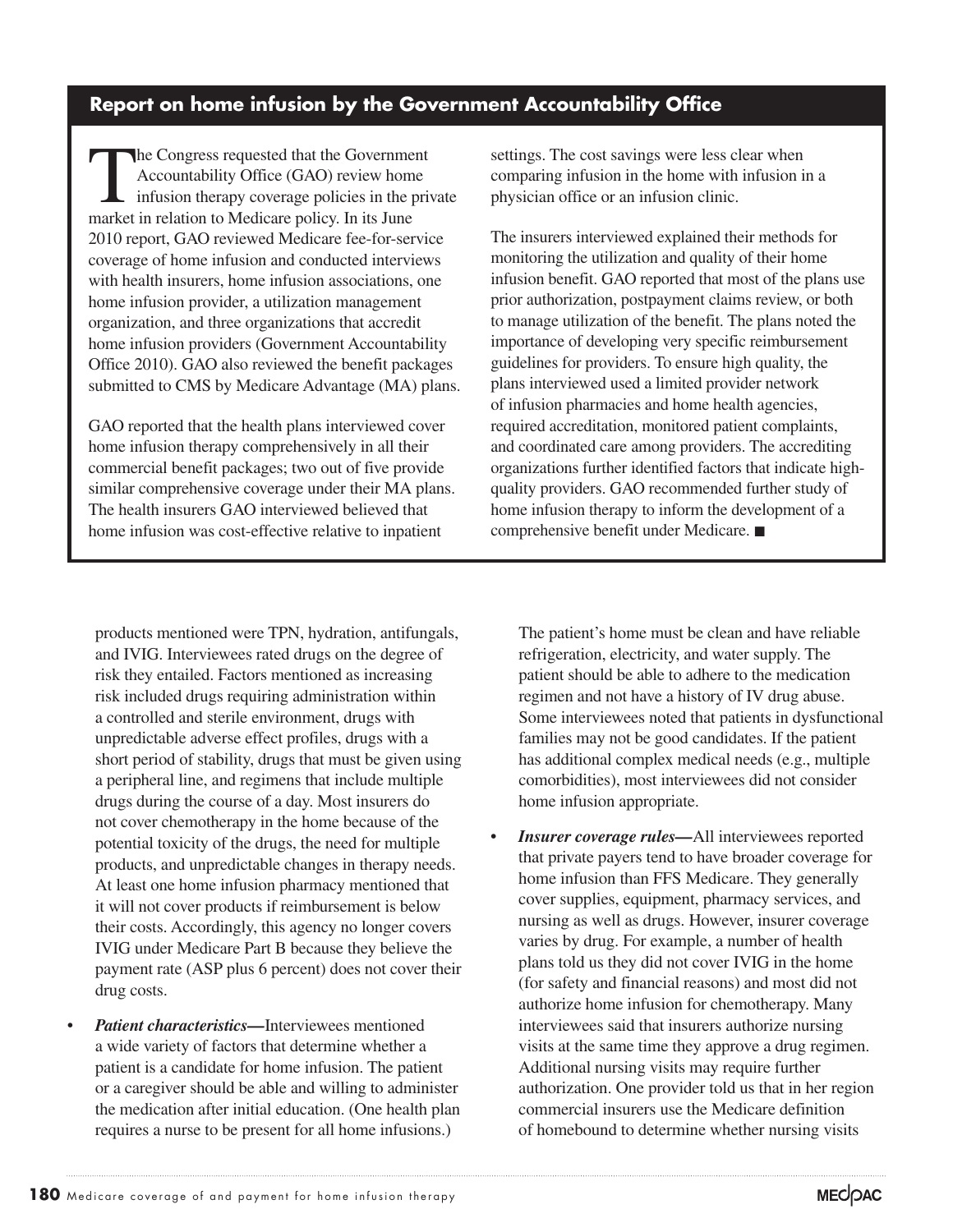## Report on home infusion by the Government Accountability Office

The Congress requested that the Government Accountability Office (GAO) review home infusion therapy coverage policies in the private market in relation to Medicare policy. In its June 2010 report, GAO reviewed Medicare fee-for-service coverage of home infusion and conducted interviews with health insurers, home infusion associations, one home infusion provider, a utilization management organization, and three organizations that accredit home infusion providers (Government Accountability Office 2010). GAO also reviewed the benefit packages submitted to CMS by Medicare Advantage (MA) plans.

GAO reported that the health plans interviewed cover home infusion therapy comprehensively in all their commercial benefit packages; two out of five provide similar comprehensive coverage under their MA plans. The health insurers GAO interviewed believed that home infusion was cost-effective relative to inpatient settings. The cost savings were less clear when comparing infusion in the home with infusion in a physician office or an infusion clinic.

The insurers interviewed explained their methods for monitoring the utilization and quality of their home infusion benefit. GAO reported that most of the plans use prior authorization, postpayment claims review, or both to manage utilization of the benefit. The plans noted the importance of developing very specific reimbursement guidelines for providers. To ensure high quality, the plans interviewed used a limited provider network of infusion pharmacies and home health agencies, required accreditation, monitored patient complaints, and coordinated care among providers. The accrediting organizations further identified factors that indicate high-quality providers. GAO recommended further study of home infusion therapy to inform the development of a comprehensive benefit under Medicare. ■

products mentioned were TPN, hydration, antifungals, and IVIG. Interviewees rated drugs on the degree of risk they entailed. Factors mentioned as increasing risk included drugs requiring administration within a controlled and sterile environment, drugs with unpredictable adverse effect profiles, drugs with a short period of stability, drugs that must be given using a peripheral line, and regimens that include multiple drugs during the course of a day. Most insurers do not cover chemotherapy in the home because of the potential toxicity of the drugs, the need for multiple products, and unpredictable changes in therapy needs. At least one home infusion pharmacy mentioned that it will not cover products if reimbursement is below their costs. Accordingly, this agency no longer covers IVIG under Medicare Part B because they believe the payment rate (ASP plus 6 percent) does not cover their drug costs.

- ***Patient characteristics***—Interviewees mentioned a wide variety of factors that determine whether a patient is a candidate for home infusion. The patient or a caregiver should be able and willing to administer the medication after initial education. (One health plan requires a nurse to be present for all home infusions.) The patient's home must be clean and have reliable refrigeration, electricity, and water supply. The patient should be able to adhere to the medication regimen and not have a history of IV drug abuse. Some interviewees noted that patients in dysfunctional families may not be good candidates. If the patient has additional complex medical needs (e.g., multiple comorbidities), most interviewees did not consider home infusion appropriate.
- ***Insurer coverage rules***—All interviewees reported that private payers tend to have broader coverage for home infusion than FFS Medicare. They generally cover supplies, equipment, pharmacy services, and nursing as well as drugs. However, insurer coverage varies by drug. For example, a number of health plans told us they did not cover IVIG in the home (for safety and financial reasons) and most did not authorize home infusion for chemotherapy. Many interviewees said that insurers authorize nursing visits at the same time they approve a drug regimen. Additional nursing visits may require further authorization. One provider told us that in her region commercial insurers use the Medicare definition of homebound to determine whether nursing visits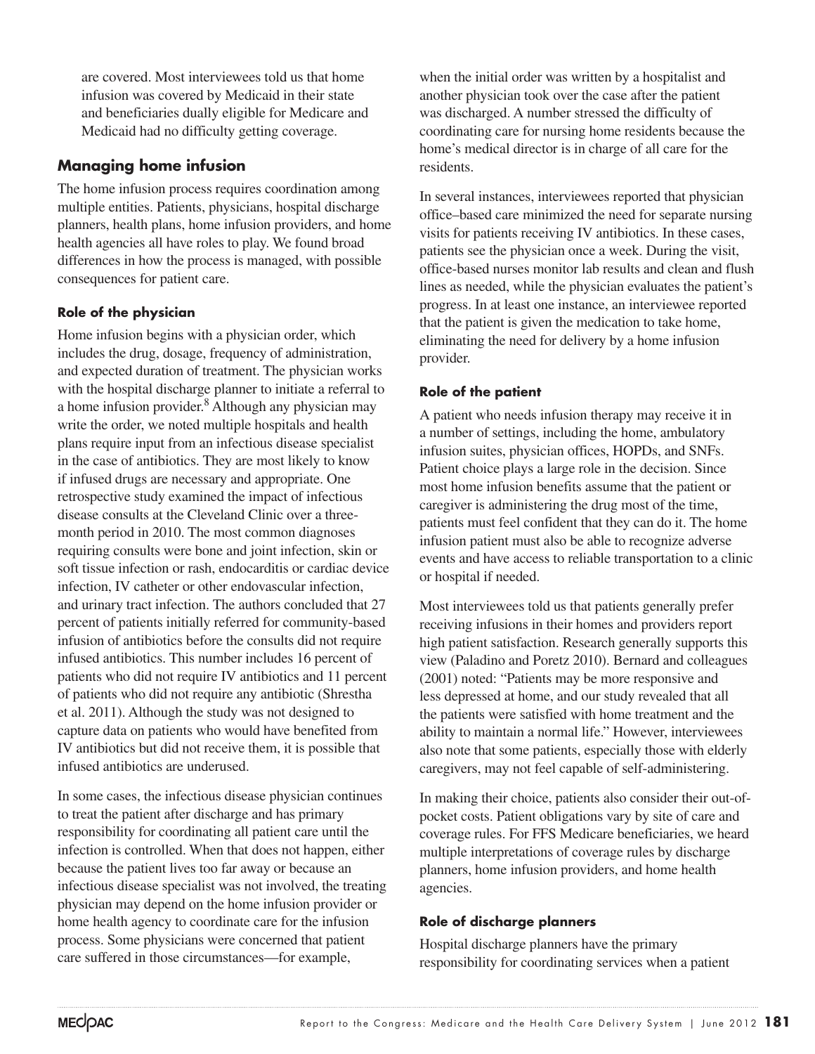are covered. Most interviewees told us that home infusion was covered by Medicaid in their state and beneficiaries dually eligible for Medicare and Medicaid had no difficulty getting coverage.

## Managing home infusion

The home infusion process requires coordination among multiple entities. Patients, physicians, hospital discharge planners, health plans, home infusion providers, and home health agencies all have roles to play. We found broad differences in how the process is managed, with possible consequences for patient care.

### Role of the physician

Home infusion begins with a physician order, which includes the drug, dosage, frequency of administration, and expected duration of treatment. The physician works with the hospital discharge planner to initiate a referral to a home infusion provider.[8] Although any physician may write the order, we noted multiple hospitals and health plans require input from an infectious disease specialist in the case of antibiotics. They are most likely to know if infused drugs are necessary and appropriate. One retrospective study examined the impact of infectious disease consults at the Cleveland Clinic over a three-month period in 2010. The most common diagnoses requiring consults were bone and joint infection, skin or soft tissue infection or rash, endocarditis or cardiac device infection, IV catheter or other endovascular infection, and urinary tract infection. The authors concluded that 27 percent of patients initially referred for community-based infusion of antibiotics before the consults did not require infused antibiotics. This number includes 16 percent of patients who did not require IV antibiotics and 11 percent of patients who did not require any antibiotic (Shrestha et al. 2011). Although the study was not designed to capture data on patients who would have benefited from IV antibiotics but did not receive them, it is possible that infused antibiotics are underused.

In some cases, the infectious disease physician continues to treat the patient after discharge and has primary responsibility for coordinating all patient care until the infection is controlled. When that does not happen, either because the patient lives too far away or because an infectious disease specialist was not involved, the treating physician may depend on the home infusion provider or home health agency to coordinate care for the infusion process. Some physicians were concerned that patient care suffered in those circumstances—for example, when the initial order was written by a hospitalist and another physician took over the case after the patient was discharged. A number stressed the difficulty of coordinating care for nursing home residents because the home's medical director is in charge of all care for the residents.

In several instances, interviewees reported that physician office–based care minimized the need for separate nursing visits for patients receiving IV antibiotics. In these cases, patients see the physician once a week. During the visit, office-based nurses monitor lab results and clean and flush lines as needed, while the physician evaluates the patient's progress. In at least one instance, an interviewee reported that the patient is given the medication to take home, eliminating the need for delivery by a home infusion provider.

### Role of the patient

A patient who needs infusion therapy may receive it in a number of settings, including the home, ambulatory infusion suites, physician offices, HOPDs, and SNFs. Patient choice plays a large role in the decision. Since most home infusion benefits assume that the patient or caregiver is administering the drug most of the time, patients must feel confident that they can do it. The home infusion patient must also be able to recognize adverse events and have access to reliable transportation to a clinic or hospital if needed.

Most interviewees told us that patients generally prefer receiving infusions in their homes and providers report high patient satisfaction. Research generally supports this view (Paladino and Poretz 2010). Bernard and colleagues (2001) noted: "Patients may be more responsive and less depressed at home, and our study revealed that all the patients were satisfied with home treatment and the ability to maintain a normal life." However, interviewees also note that some patients, especially those with elderly caregivers, may not feel capable of self-administering.

In making their choice, patients also consider their out-of-pocket costs. Patient obligations vary by site of care and coverage rules. For FFS Medicare beneficiaries, we heard multiple interpretations of coverage rules by discharge planners, home infusion providers, and home health agencies.

### Role of discharge planners

Hospital discharge planners have the primary responsibility for coordinating services when a patient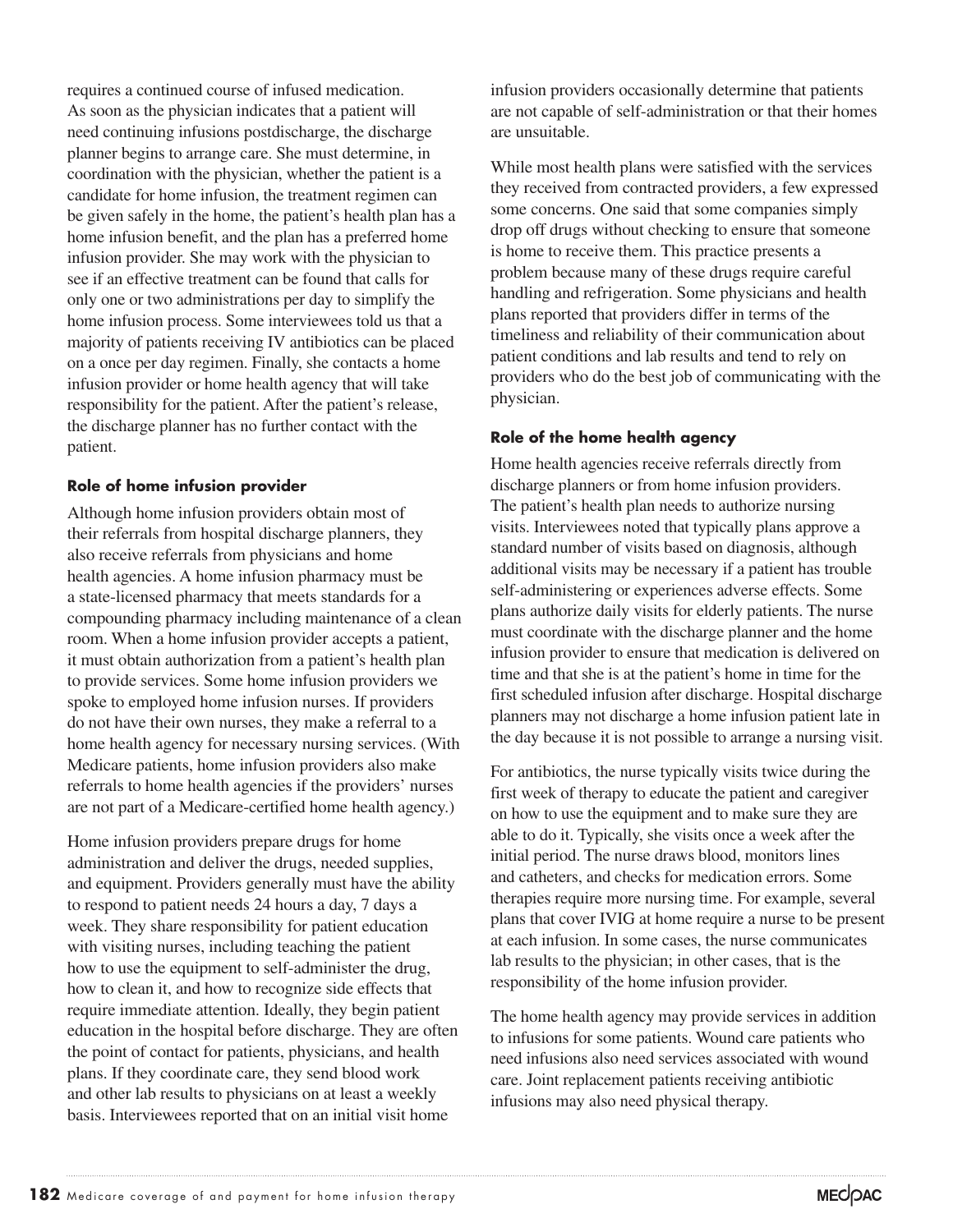requires a continued course of infused medication. As soon as the physician indicates that a patient will need continuing infusions postdischarge, the discharge planner begins to arrange care. She must determine, in coordination with the physician, whether the patient is a candidate for home infusion, the treatment regimen can be given safely in the home, the patient's health plan has a home infusion benefit, and the plan has a preferred home infusion provider. She may work with the physician to see if an effective treatment can be found that calls for only one or two administrations per day to simplify the home infusion process. Some interviewees told us that a majority of patients receiving IV antibiotics can be placed on a once per day regimen. Finally, she contacts a home infusion provider or home health agency that will take responsibility for the patient. After the patient's release, the discharge planner has no further contact with the patient.

### Role of home infusion provider

Although home infusion providers obtain most of their referrals from hospital discharge planners, they also receive referrals from physicians and home health agencies. A home infusion pharmacy must be a state-licensed pharmacy that meets standards for a compounding pharmacy including maintenance of a clean room. When a home infusion provider accepts a patient, it must obtain authorization from a patient's health plan to provide services. Some home infusion providers we spoke to employed home infusion nurses. If providers do not have their own nurses, they make a referral to a home health agency for necessary nursing services. (With Medicare patients, home infusion providers also make referrals to home health agencies if the providers' nurses are not part of a Medicare-certified home health agency.)

Home infusion providers prepare drugs for home administration and deliver the drugs, needed supplies, and equipment. Providers generally must have the ability to respond to patient needs 24 hours a day, 7 days a week. They share responsibility for patient education with visiting nurses, including teaching the patient how to use the equipment to self-administer the drug, how to clean it, and how to recognize side effects that require immediate attention. Ideally, they begin patient education in the hospital before discharge. They are often the point of contact for patients, physicians, and health plans. If they coordinate care, they send blood work and other lab results to physicians on at least a weekly basis. Interviewees reported that on an initial visit home infusion providers occasionally determine that patients are not capable of self-administration or that their homes are unsuitable.

While most health plans were satisfied with the services they received from contracted providers, a few expressed some concerns. One said that some companies simply drop off drugs without checking to ensure that someone is home to receive them. This practice presents a problem because many of these drugs require careful handling and refrigeration. Some physicians and health plans reported that providers differ in terms of the timeliness and reliability of their communication about patient conditions and lab results and tend to rely on providers who do the best job of communicating with the physician.

### Role of the home health agency

Home health agencies receive referrals directly from discharge planners or from home infusion providers. The patient's health plan needs to authorize nursing visits. Interviewees noted that typically plans approve a standard number of visits based on diagnosis, although additional visits may be necessary if a patient has trouble self-administering or experiences adverse effects. Some plans authorize daily visits for elderly patients. The nurse must coordinate with the discharge planner and the home infusion provider to ensure that medication is delivered on time and that she is at the patient's home in time for the first scheduled infusion after discharge. Hospital discharge planners may not discharge a home infusion patient late in the day because it is not possible to arrange a nursing visit.

For antibiotics, the nurse typically visits twice during the first week of therapy to educate the patient and caregiver on how to use the equipment and to make sure they are able to do it. Typically, she visits once a week after the initial period. The nurse draws blood, monitors lines and catheters, and checks for medication errors. Some therapies require more nursing time. For example, several plans that cover IVIG at home require a nurse to be present at each infusion. In some cases, the nurse communicates lab results to the physician; in other cases, that is the responsibility of the home infusion provider.

The home health agency may provide services in addition to infusions for some patients. Wound care patients who need infusions also need services associated with wound care. Joint replacement patients receiving antibiotic infusions may also need physical therapy.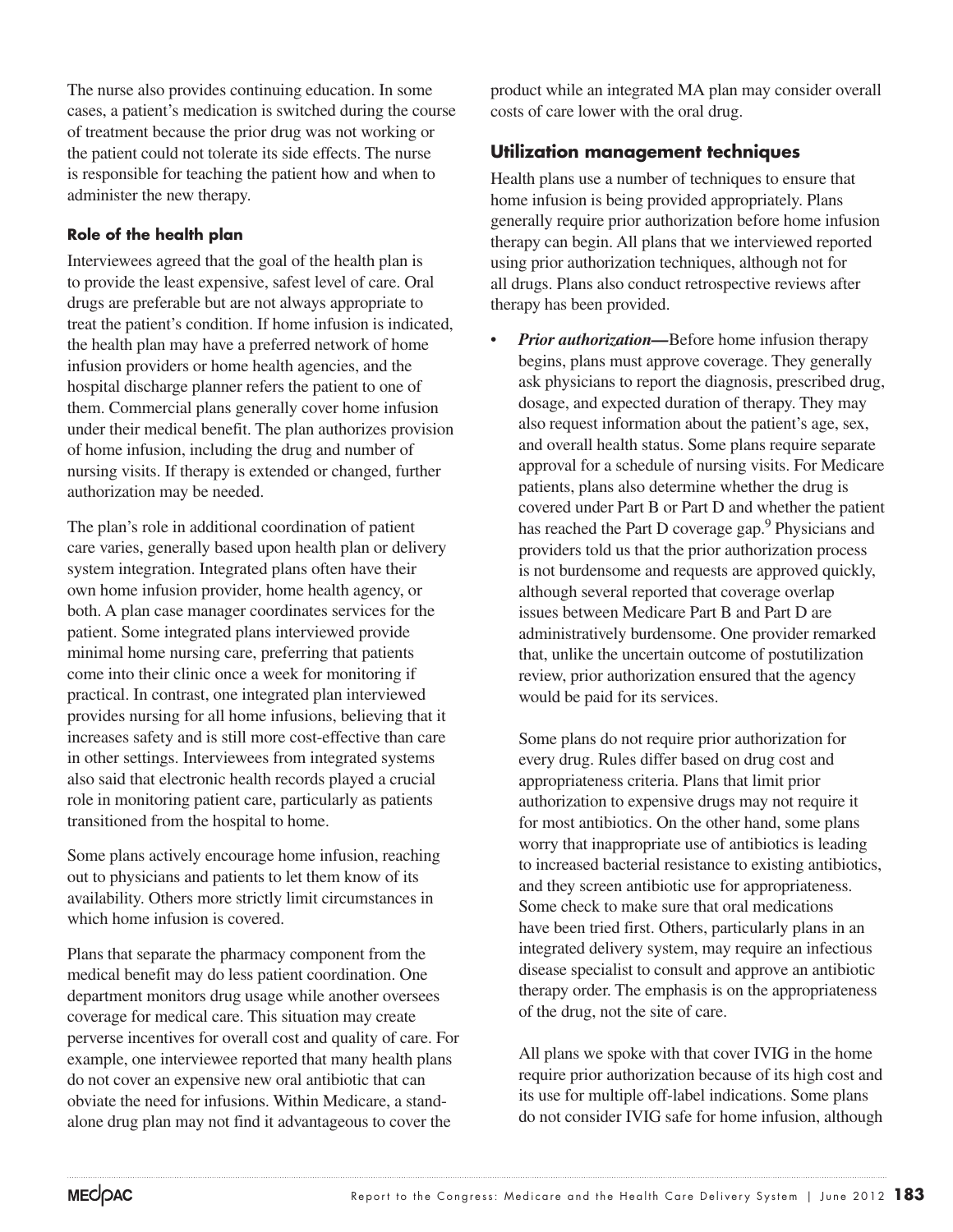The nurse also provides continuing education. In some cases, a patient's medication is switched during the course of treatment because the prior drug was not working or the patient could not tolerate its side effects. The nurse is responsible for teaching the patient how and when to administer the new therapy.

#### Role of the health plan

Interviewees agreed that the goal of the health plan is to provide the least expensive, safest level of care. Oral drugs are preferable but are not always appropriate to treat the patient's condition. If home infusion is indicated, the health plan may have a preferred network of home infusion providers or home health agencies, and the hospital discharge planner refers the patient to one of them. Commercial plans generally cover home infusion under their medical benefit. The plan authorizes provision of home infusion, including the drug and number of nursing visits. If therapy is extended or changed, further authorization may be needed.

The plan's role in additional coordination of patient care varies, generally based upon health plan or delivery system integration. Integrated plans often have their own home infusion provider, home health agency, or both. A plan case manager coordinates services for the patient. Some integrated plans interviewed provide minimal home nursing care, preferring that patients come into their clinic once a week for monitoring if practical. In contrast, one integrated plan interviewed provides nursing for all home infusions, believing that it increases safety and is still more cost-effective than care in other settings. Interviewees from integrated systems also said that electronic health records played a crucial role in monitoring patient care, particularly as patients transitioned from the hospital to home.

Some plans actively encourage home infusion, reaching out to physicians and patients to let them know of its availability. Others more strictly limit circumstances in which home infusion is covered.

Plans that separate the pharmacy component from the medical benefit may do less patient coordination. One department monitors drug usage while another oversees coverage for medical care. This situation may create perverse incentives for overall cost and quality of care. For example, one interviewee reported that many health plans do not cover an expensive new oral antibiotic that can obviate the need for infusions. Within Medicare, a stand-alone drug plan may not find it advantageous to cover the product while an integrated MA plan may consider overall costs of care lower with the oral drug.

### Utilization management techniques

Health plans use a number of techniques to ensure that home infusion is being provided appropriately. Plans generally require prior authorization before home infusion therapy can begin. All plans that we interviewed reported using prior authorization techniques, although not for all drugs. Plans also conduct retrospective reviews after therapy has been provided.

- ***Prior authorization*—**Before home infusion therapy begins, plans must approve coverage. They generally ask physicians to report the diagnosis, prescribed drug, dosage, and expected duration of therapy. They may also request information about the patient's age, sex, and overall health status. Some plans require separate approval for a schedule of nursing visits. For Medicare patients, plans also determine whether the drug is covered under Part B or Part D and whether the patient has reached the Part D coverage gap.[9] Physicians and providers told us that the prior authorization process is not burdensome and requests are approved quickly, although several reported that coverage overlap issues between Medicare Part B and Part D are administratively burdensome. One provider remarked that, unlike the uncertain outcome of postutilization review, prior authorization ensured that the agency would be paid for its services.

  Some plans do not require prior authorization for every drug. Rules differ based on drug cost and appropriateness criteria. Plans that limit prior authorization to expensive drugs may not require it for most antibiotics. On the other hand, some plans worry that inappropriate use of antibiotics is leading to increased bacterial resistance to existing antibiotics, and they screen antibiotic use for appropriateness. Some check to make sure that oral medications have been tried first. Others, particularly plans in an integrated delivery system, may require an infectious disease specialist to consult and approve an antibiotic therapy order. The emphasis is on the appropriateness of the drug, not the site of care.

  All plans we spoke with that cover IVIG in the home require prior authorization because of its high cost and its use for multiple off-label indications. Some plans do not consider IVIG safe for home infusion, although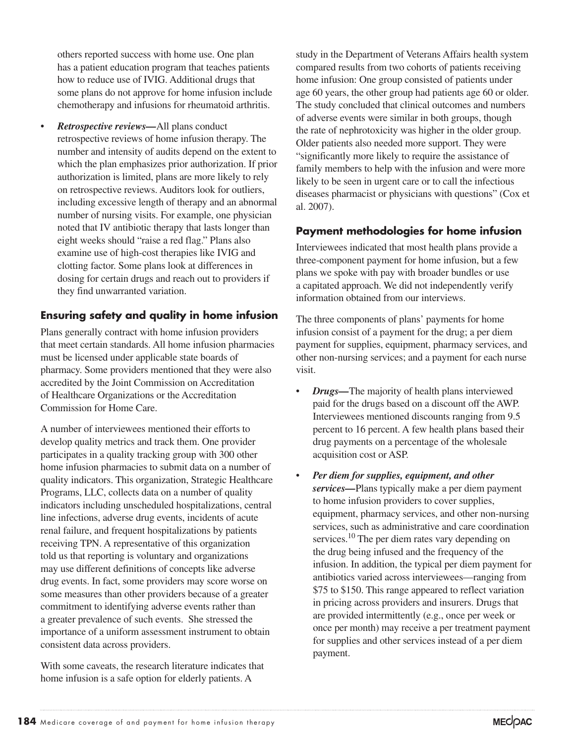others reported success with home use. One plan has a patient education program that teaches patients how to reduce use of IVIG. Additional drugs that some plans do not approve for home infusion include chemotherapy and infusions for rheumatoid arthritis.

- ***Retrospective reviews***—All plans conduct retrospective reviews of home infusion therapy. The number and intensity of audits depend on the extent to which the plan emphasizes prior authorization. If prior authorization is limited, plans are more likely to rely on retrospective reviews. Auditors look for outliers, including excessive length of therapy and an abnormal number of nursing visits. For example, one physician noted that IV antibiotic therapy that lasts longer than eight weeks should "raise a red flag." Plans also examine use of high-cost therapies like IVIG and clotting factor. Some plans look at differences in dosing for certain drugs and reach out to providers if they find unwarranted variation.

### Ensuring safety and quality in home infusion

Plans generally contract with home infusion providers that meet certain standards. All home infusion pharmacies must be licensed under applicable state boards of pharmacy. Some providers mentioned that they were also accredited by the Joint Commission on Accreditation of Healthcare Organizations or the Accreditation Commission for Home Care.

A number of interviewees mentioned their efforts to develop quality metrics and track them. One provider participates in a quality tracking group with 300 other home infusion pharmacies to submit data on a number of quality indicators. This organization, Strategic Healthcare Programs, LLC, collects data on a number of quality indicators including unscheduled hospitalizations, central line infections, adverse drug events, incidents of acute renal failure, and frequent hospitalizations by patients receiving TPN. A representative of this organization told us that reporting is voluntary and organizations may use different definitions of concepts like adverse drug events. In fact, some providers may score worse on some measures than other providers because of a greater commitment to identifying adverse events rather than a greater prevalence of such events. She stressed the importance of a uniform assessment instrument to obtain consistent data across providers.

With some caveats, the research literature indicates that home infusion is a safe option for elderly patients. A study in the Department of Veterans Affairs health system compared results from two cohorts of patients receiving home infusion: One group consisted of patients under age 60 years, the other group had patients age 60 or older. The study concluded that clinical outcomes and numbers of adverse events were similar in both groups, though the rate of nephrotoxicity was higher in the older group. Older patients also needed more support. They were "significantly more likely to require the assistance of family members to help with the infusion and were more likely to be seen in urgent care or to call the infectious diseases pharmacist or physicians with questions" (Cox et al. 2007).

### Payment methodologies for home infusion

Interviewees indicated that most health plans provide a three-component payment for home infusion, but a few plans we spoke with pay with broader bundles or use a capitated approach. We did not independently verify information obtained from our interviews.

The three components of plans' payments for home infusion consist of a payment for the drug; a per diem payment for supplies, equipment, pharmacy services, and other non-nursing services; and a payment for each nurse visit.

- ***Drugs***—The majority of health plans interviewed paid for the drugs based on a discount off the AWP. Interviewees mentioned discounts ranging from 9.5 percent to 16 percent. A few health plans based their drug payments on a percentage of the wholesale acquisition cost or ASP.
- ***Per diem for supplies, equipment, and other services***—Plans typically make a per diem payment to home infusion providers to cover supplies, equipment, pharmacy services, and other non-nursing services, such as administrative and care coordination services.[10] The per diem rates vary depending on the drug being infused and the frequency of the infusion. In addition, the typical per diem payment for antibiotics varied across interviewees—ranging from $75 to $150. This range appeared to reflect variation in pricing across providers and insurers. Drugs that are provided intermittently (e.g., once per week or once per month) may receive a per treatment payment for supplies and other services instead of a per diem payment.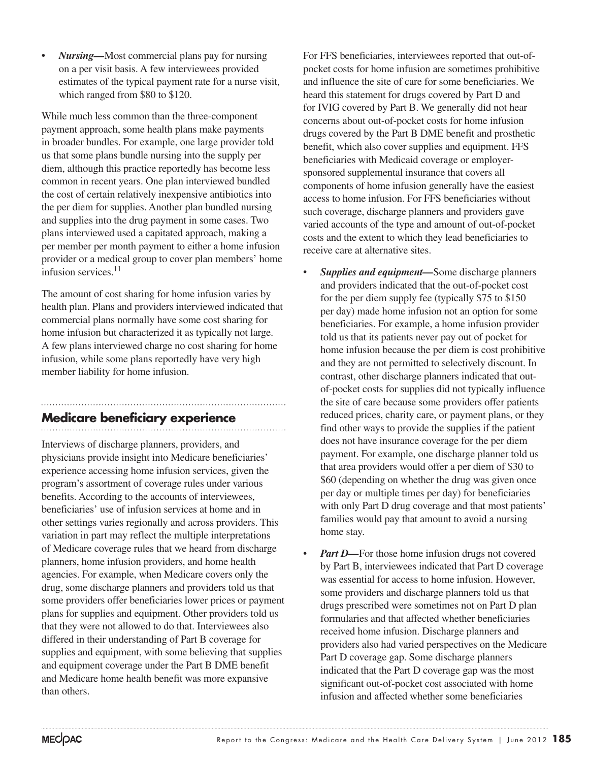- ***Nursing***—Most commercial plans pay for nursing on a per visit basis. A few interviewees provided estimates of the typical payment rate for a nurse visit, which ranged from $80 to $120.

While much less common than the three-component payment approach, some health plans make payments in broader bundles. For example, one large provider told us that some plans bundle nursing into the supply per diem, although this practice reportedly has become less common in recent years. One plan interviewed bundled the cost of certain relatively inexpensive antibiotics into the per diem for supplies. Another plan bundled nursing and supplies into the drug payment in some cases. Two plans interviewed used a capitated approach, making a per member per month payment to either a home infusion provider or a medical group to cover plan members' home infusion services.[11]

The amount of cost sharing for home infusion varies by health plan. Plans and providers interviewed indicated that commercial plans normally have some cost sharing for home infusion but characterized it as typically not large. A few plans interviewed charge no cost sharing for home infusion, while some plans reportedly have very high member liability for home infusion.

## Medicare beneficiary experience

Interviews of discharge planners, providers, and physicians provide insight into Medicare beneficiaries' experience accessing home infusion services, given the program's assortment of coverage rules under various benefits. According to the accounts of interviewees, beneficiaries' use of infusion services at home and in other settings varies regionally and across providers. This variation in part may reflect the multiple interpretations of Medicare coverage rules that we heard from discharge planners, home infusion providers, and home health agencies. For example, when Medicare covers only the drug, some discharge planners and providers told us that some providers offer beneficiaries lower prices or payment plans for supplies and equipment. Other providers told us that they were not allowed to do that. Interviewees also differed in their understanding of Part B coverage for supplies and equipment, with some believing that supplies and equipment coverage under the Part B DME benefit and Medicare home health benefit was more expansive than others.

For FFS beneficiaries, interviewees reported that out-of-pocket costs for home infusion are sometimes prohibitive and influence the site of care for some beneficiaries. We heard this statement for drugs covered by Part D and for IVIG covered by Part B. We generally did not hear concerns about out-of-pocket costs for home infusion drugs covered by the Part B DME benefit and prosthetic benefit, which also cover supplies and equipment. FFS beneficiaries with Medicaid coverage or employer-sponsored supplemental insurance that covers all components of home infusion generally have the easiest access to home infusion. For FFS beneficiaries without such coverage, discharge planners and providers gave varied accounts of the type and amount of out-of-pocket costs and the extent to which they lead beneficiaries to receive care at alternative sites.

- ***Supplies and equipment***—Some discharge planners and providers indicated that the out-of-pocket cost for the per diem supply fee (typically $75 to $150 per day) made home infusion not an option for some beneficiaries. For example, a home infusion provider told us that its patients never pay out of pocket for home infusion because the per diem is cost prohibitive and they are not permitted to selectively discount. In contrast, other discharge planners indicated that out-of-pocket costs for supplies did not typically influence the site of care because some providers offer patients reduced prices, charity care, or payment plans, or they find other ways to provide the supplies if the patient does not have insurance coverage for the per diem payment. For example, one discharge planner told us that area providers would offer a per diem of $30 to $60 (depending on whether the drug was given once per day or multiple times per day) for beneficiaries with only Part D drug coverage and that most patients' families would pay that amount to avoid a nursing home stay.
- ***Part D***—For those home infusion drugs not covered by Part B, interviewees indicated that Part D coverage was essential for access to home infusion. However, some providers and discharge planners told us that drugs prescribed were sometimes not on Part D plan formularies and that affected whether beneficiaries received home infusion. Discharge planners and providers also had varied perspectives on the Medicare Part D coverage gap. Some discharge planners indicated that the Part D coverage gap was the most significant out-of-pocket cost associated with home infusion and affected whether some beneficiaries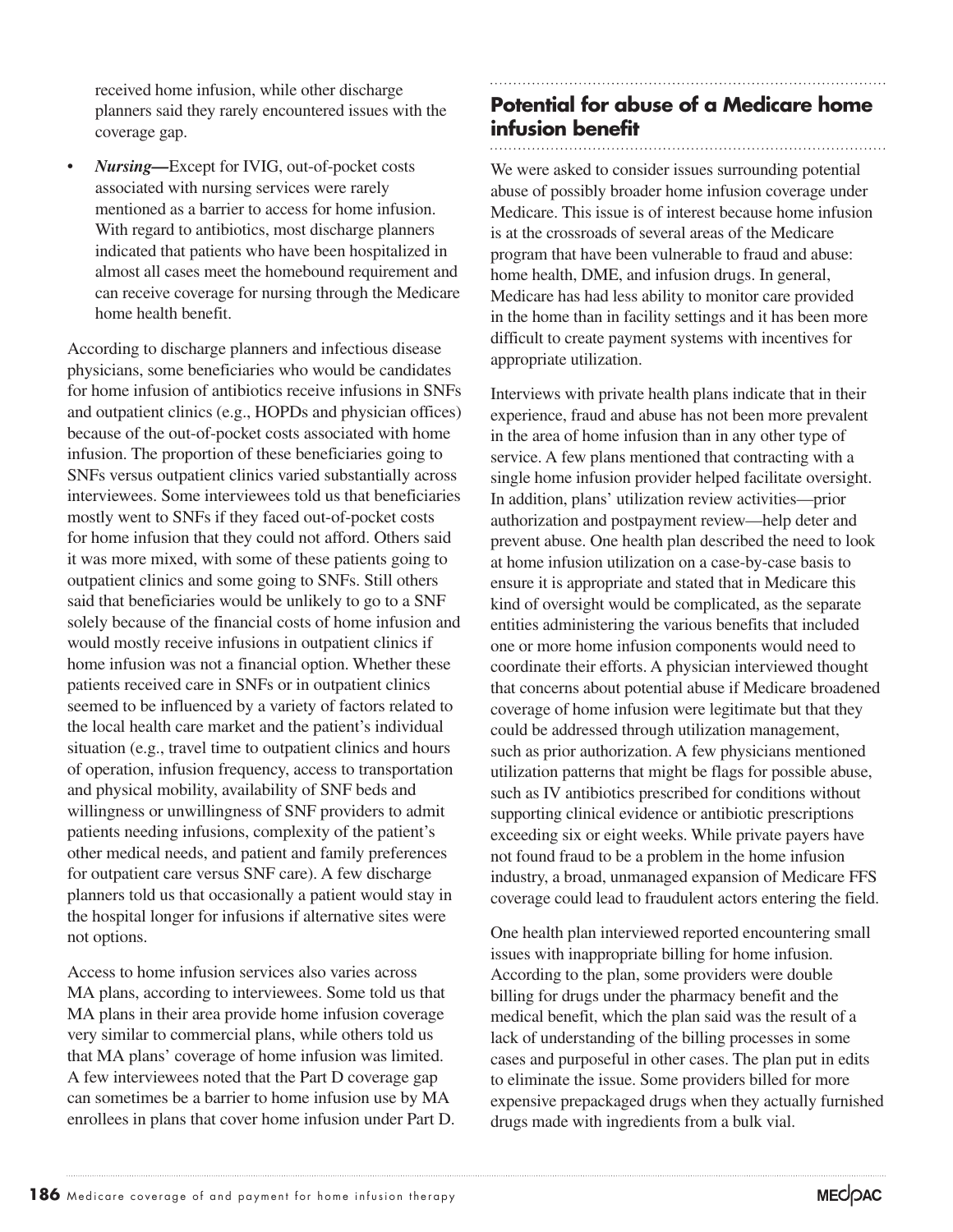received home infusion, while other discharge planners said they rarely encountered issues with the coverage gap.

- ***Nursing***—Except for IVIG, out-of-pocket costs associated with nursing services were rarely mentioned as a barrier to access for home infusion. With regard to antibiotics, most discharge planners indicated that patients who have been hospitalized in almost all cases meet the homebound requirement and can receive coverage for nursing through the Medicare home health benefit.

According to discharge planners and infectious disease physicians, some beneficiaries who would be candidates for home infusion of antibiotics receive infusions in SNFs and outpatient clinics (e.g., HOPDs and physician offices) because of the out-of-pocket costs associated with home infusion. The proportion of these beneficiaries going to SNFs versus outpatient clinics varied substantially across interviewees. Some interviewees told us that beneficiaries mostly went to SNFs if they faced out-of-pocket costs for home infusion that they could not afford. Others said it was more mixed, with some of these patients going to outpatient clinics and some going to SNFs. Still others said that beneficiaries would be unlikely to go to a SNF solely because of the financial costs of home infusion and would mostly receive infusions in outpatient clinics if home infusion was not a financial option. Whether these patients received care in SNFs or in outpatient clinics seemed to be influenced by a variety of factors related to the local health care market and the patient's individual situation (e.g., travel time to outpatient clinics and hours of operation, infusion frequency, access to transportation and physical mobility, availability of SNF beds and willingness or unwillingness of SNF providers to admit patients needing infusions, complexity of the patient's other medical needs, and patient and family preferences for outpatient care versus SNF care). A few discharge planners told us that occasionally a patient would stay in the hospital longer for infusions if alternative sites were not options.

Access to home infusion services also varies across MA plans, according to interviewees. Some told us that MA plans in their area provide home infusion coverage very similar to commercial plans, while others told us that MA plans' coverage of home infusion was limited. A few interviewees noted that the Part D coverage gap can sometimes be a barrier to home infusion use by MA enrollees in plans that cover home infusion under Part D.

## Potential for abuse of a Medicare home infusion benefit

We were asked to consider issues surrounding potential abuse of possibly broader home infusion coverage under Medicare. This issue is of interest because home infusion is at the crossroads of several areas of the Medicare program that have been vulnerable to fraud and abuse: home health, DME, and infusion drugs. In general, Medicare has had less ability to monitor care provided in the home than in facility settings and it has been more difficult to create payment systems with incentives for appropriate utilization.

Interviews with private health plans indicate that in their experience, fraud and abuse has not been more prevalent in the area of home infusion than in any other type of service. A few plans mentioned that contracting with a single home infusion provider helped facilitate oversight. In addition, plans' utilization review activities—prior authorization and postpayment review—help deter and prevent abuse. One health plan described the need to look at home infusion utilization on a case-by-case basis to ensure it is appropriate and stated that in Medicare this kind of oversight would be complicated, as the separate entities administering the various benefits that included one or more home infusion components would need to coordinate their efforts. A physician interviewed thought that concerns about potential abuse if Medicare broadened coverage of home infusion were legitimate but that they could be addressed through utilization management, such as prior authorization. A few physicians mentioned utilization patterns that might be flags for possible abuse, such as IV antibiotics prescribed for conditions without supporting clinical evidence or antibiotic prescriptions exceeding six or eight weeks. While private payers have not found fraud to be a problem in the home infusion industry, a broad, unmanaged expansion of Medicare FFS coverage could lead to fraudulent actors entering the field.

One health plan interviewed reported encountering small issues with inappropriate billing for home infusion. According to the plan, some providers were double billing for drugs under the pharmacy benefit and the medical benefit, which the plan said was the result of a lack of understanding of the billing processes in some cases and purposeful in other cases. The plan put in edits to eliminate the issue. Some providers billed for more expensive prepackaged drugs when they actually furnished drugs made with ingredients from a bulk vial.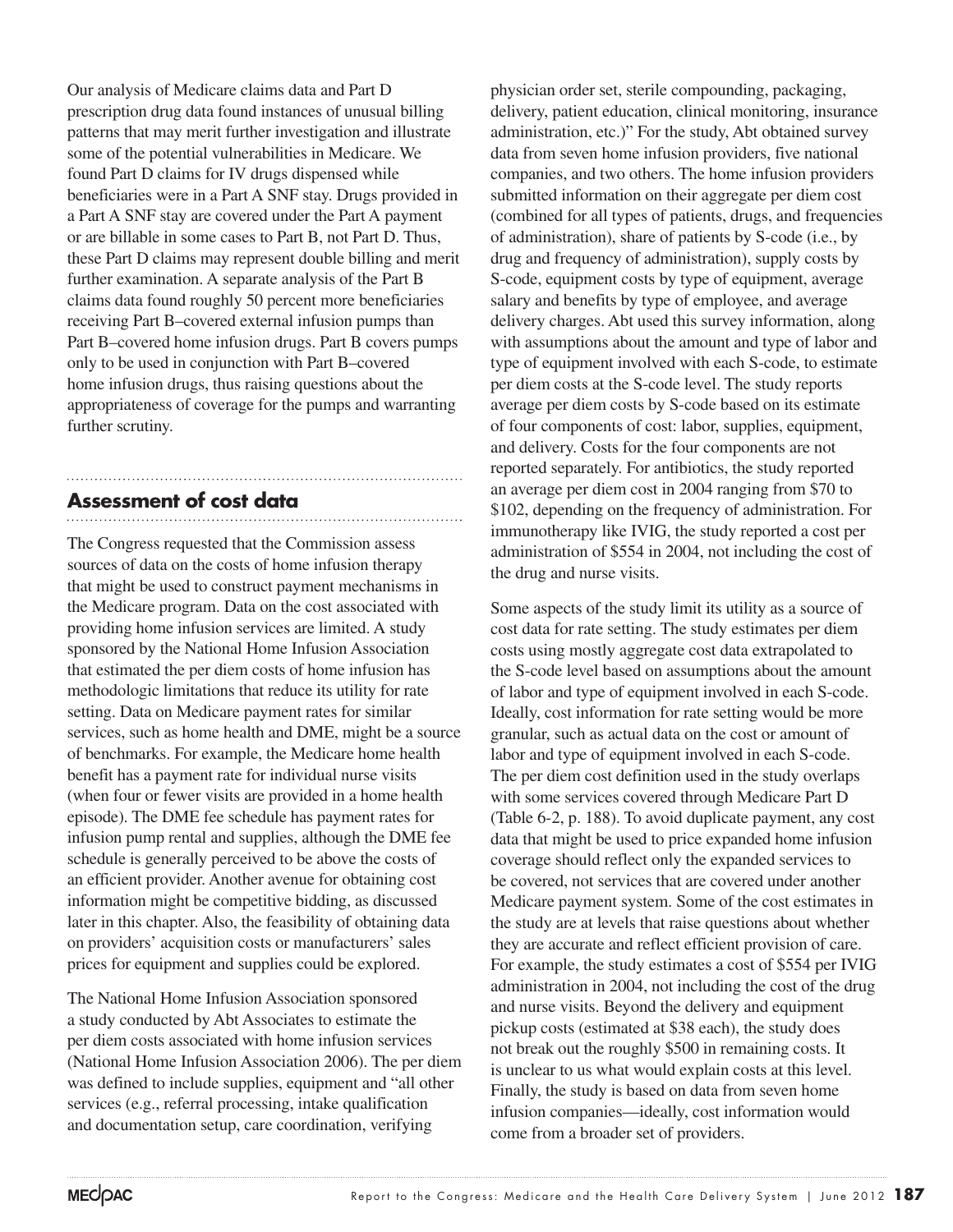Our analysis of Medicare claims data and Part D prescription drug data found instances of unusual billing patterns that may merit further investigation and illustrate some of the potential vulnerabilities in Medicare. We found Part D claims for IV drugs dispensed while beneficiaries were in a Part A SNF stay. Drugs provided in a Part A SNF stay are covered under the Part A payment or are billable in some cases to Part B, not Part D. Thus, these Part D claims may represent double billing and merit further examination. A separate analysis of the Part B claims data found roughly 50 percent more beneficiaries receiving Part B–covered external infusion pumps than Part B–covered home infusion drugs. Part B covers pumps only to be used in conjunction with Part B–covered home infusion drugs, thus raising questions about the appropriateness of coverage for the pumps and warranting further scrutiny.

## Assessment of cost data

The Congress requested that the Commission assess sources of data on the costs of home infusion therapy that might be used to construct payment mechanisms in the Medicare program. Data on the cost associated with providing home infusion services are limited. A study sponsored by the National Home Infusion Association that estimated the per diem costs of home infusion has methodologic limitations that reduce its utility for rate setting. Data on Medicare payment rates for similar services, such as home health and DME, might be a source of benchmarks. For example, the Medicare home health benefit has a payment rate for individual nurse visits (when four or fewer visits are provided in a home health episode). The DME fee schedule has payment rates for infusion pump rental and supplies, although the DME fee schedule is generally perceived to be above the costs of an efficient provider. Another avenue for obtaining cost information might be competitive bidding, as discussed later in this chapter. Also, the feasibility of obtaining data on providers' acquisition costs or manufacturers' sales prices for equipment and supplies could be explored.

The National Home Infusion Association sponsored a study conducted by Abt Associates to estimate the per diem costs associated with home infusion services (National Home Infusion Association 2006). The per diem was defined to include supplies, equipment and "all other services (e.g., referral processing, intake qualification and documentation setup, care coordination, verifying physician order set, sterile compounding, packaging, delivery, patient education, clinical monitoring, insurance administration, etc.)" For the study, Abt obtained survey data from seven home infusion providers, five national companies, and two others. The home infusion providers submitted information on their aggregate per diem cost (combined for all types of patients, drugs, and frequencies of administration), share of patients by S-code (i.e., by drug and frequency of administration), supply costs by S-code, equipment costs by type of equipment, average salary and benefits by type of employee, and average delivery charges. Abt used this survey information, along with assumptions about the amount and type of labor and type of equipment involved with each S-code, to estimate per diem costs at the S-code level. The study reports average per diem costs by S-code based on its estimate of four components of cost: labor, supplies, equipment, and delivery. Costs for the four components are not reported separately. For antibiotics, the study reported an average per diem cost in 2004 ranging from $70 to $102, depending on the frequency of administration. For immunotherapy like IVIG, the study reported a cost per administration of $554 in 2004, not including the cost of the drug and nurse visits.

Some aspects of the study limit its utility as a source of cost data for rate setting. The study estimates per diem costs using mostly aggregate cost data extrapolated to the S-code level based on assumptions about the amount of labor and type of equipment involved in each S-code. Ideally, cost information for rate setting would be more granular, such as actual data on the cost or amount of labor and type of equipment involved in each S-code. The per diem cost definition used in the study overlaps with some services covered through Medicare Part D (Table 6-2, p. 188). To avoid duplicate payment, any cost data that might be used to price expanded home infusion coverage should reflect only the expanded services to be covered, not services that are covered under another Medicare payment system. Some of the cost estimates in the study are at levels that raise questions about whether they are accurate and reflect efficient provision of care. For example, the study estimates a cost of $554 per IVIG administration in 2004, not including the cost of the drug and nurse visits. Beyond the delivery and equipment pickup costs (estimated at $38 each), the study does not break out the roughly $500 in remaining costs. It is unclear to us what would explain costs at this level. Finally, the study is based on data from seven home infusion companies—ideally, cost information would come from a broader set of providers.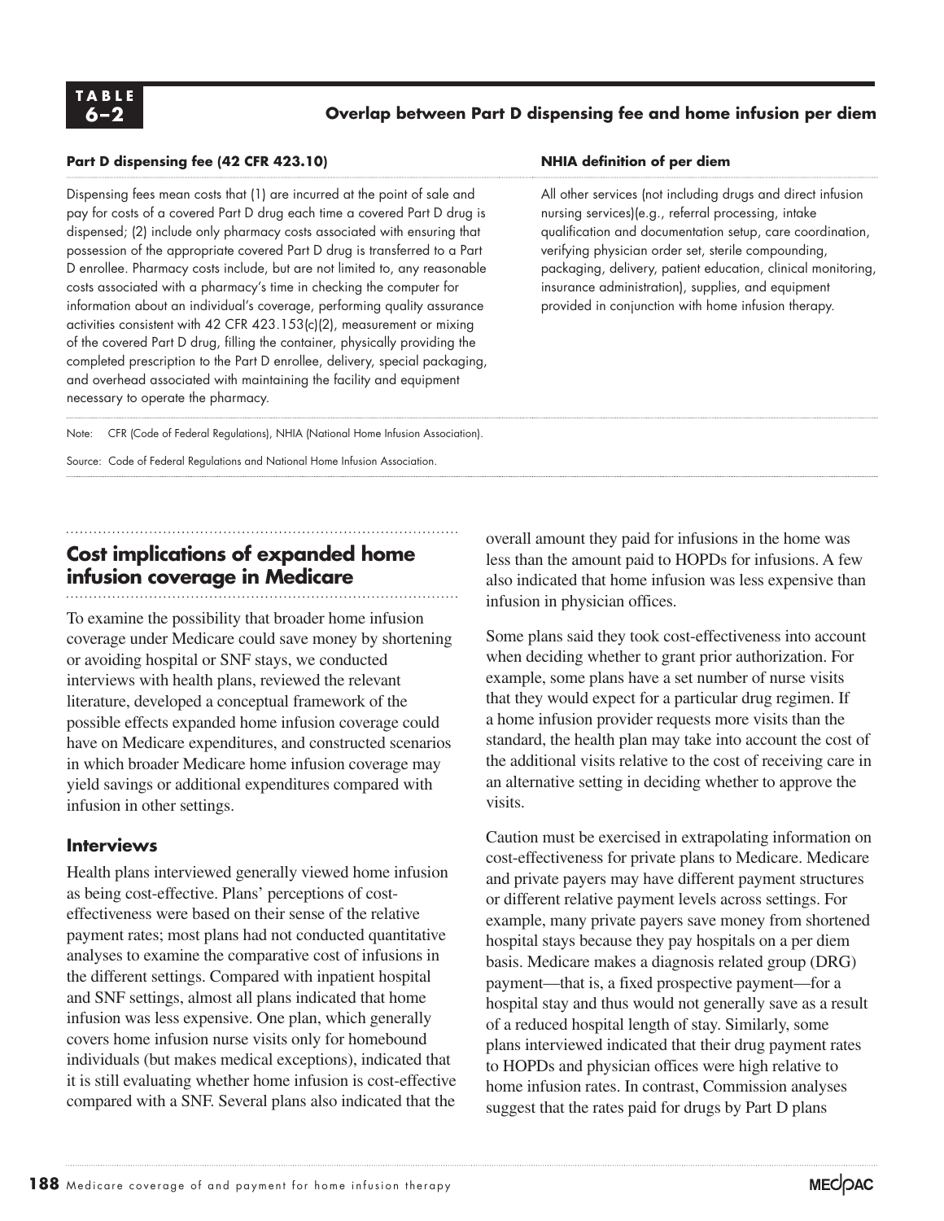**TABLE 6–2**

**Overlap between Part D dispensing fee and home infusion per diem**

| Part D dispensing fee (42 CFR 423.10) | NHIA definition of per diem |
| --- | --- |
| Dispensing fees mean costs that (1) are incurred at the point of sale and pay for costs of a covered Part D drug each time a covered Part D drug is dispensed; (2) include only pharmacy costs associated with ensuring that possession of the appropriate covered Part D drug is transferred to a Part D enrollee. Pharmacy costs include, but are not limited to, any reasonable costs associated with a pharmacy's time in checking the computer for information about an individual's coverage, performing quality assurance activities consistent with 42 CFR 423.153(c)(2), measurement or mixing of the covered Part D drug, filling the container, physically providing the completed prescription to the Part D enrollee, delivery, special packaging, and overhead associated with maintaining the facility and equipment necessary to operate the pharmacy. | All other services (not including drugs and direct infusion nursing services)(e.g., referral processing, intake qualification and documentation setup, care coordination, verifying physician order set, sterile compounding, packaging, delivery, patient education, clinical monitoring, insurance administration), supplies, and equipment provided in conjunction with home infusion therapy. |

Note: CFR (Code of Federal Regulations), NHIA (National Home Infusion Association).

Source: Code of Federal Regulations and National Home Infusion Association.

## Cost implications of expanded home infusion coverage in Medicare

To examine the possibility that broader home infusion coverage under Medicare could save money by shortening or avoiding hospital or SNF stays, we conducted interviews with health plans, reviewed the relevant literature, developed a conceptual framework of the possible effects expanded home infusion coverage could have on Medicare expenditures, and constructed scenarios in which broader Medicare home infusion coverage may yield savings or additional expenditures compared with infusion in other settings.

### Interviews

Health plans interviewed generally viewed home infusion as being cost-effective. Plans' perceptions of cost-effectiveness were based on their sense of the relative payment rates; most plans had not conducted quantitative analyses to examine the comparative cost of infusions in the different settings. Compared with inpatient hospital and SNF settings, almost all plans indicated that home infusion was less expensive. One plan, which generally covers home infusion nurse visits only for homebound individuals (but makes medical exceptions), indicated that it is still evaluating whether home infusion is cost-effective compared with a SNF. Several plans also indicated that the overall amount they paid for infusions in the home was less than the amount paid to HOPDs for infusions. A few also indicated that home infusion was less expensive than infusion in physician offices.

Some plans said they took cost-effectiveness into account when deciding whether to grant prior authorization. For example, some plans have a set number of nurse visits that they would expect for a particular drug regimen. If a home infusion provider requests more visits than the standard, the health plan may take into account the cost of the additional visits relative to the cost of receiving care in an alternative setting in deciding whether to approve the visits.

Caution must be exercised in extrapolating information on cost-effectiveness for private plans to Medicare. Medicare and private payers may have different payment structures or different relative payment levels across settings. For example, many private payers save money from shortened hospital stays because they pay hospitals on a per diem basis. Medicare makes a diagnosis related group (DRG) payment—that is, a fixed prospective payment—for a hospital stay and thus would not generally save as a result of a reduced hospital length of stay. Similarly, some plans interviewed indicated that their drug payment rates to HOPDs and physician offices were high relative to home infusion rates. In contrast, Commission analyses suggest that the rates paid for drugs by Part D plans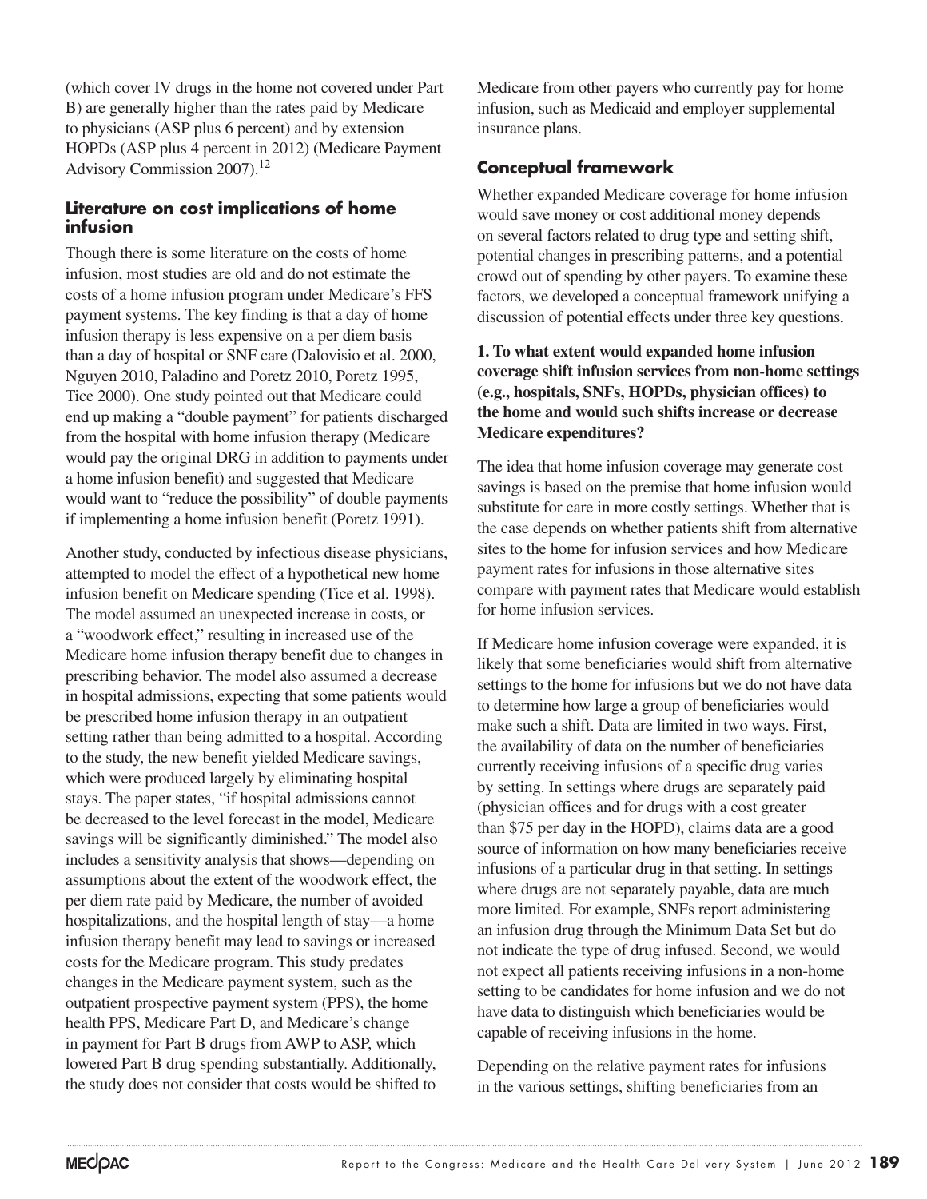(which cover IV drugs in the home not covered under Part B) are generally higher than the rates paid by Medicare to physicians (ASP plus 6 percent) and by extension HOPDs (ASP plus 4 percent in 2012) (Medicare Payment Advisory Commission 2007).[12]

### Literature on cost implications of home infusion

Though there is some literature on the costs of home infusion, most studies are old and do not estimate the costs of a home infusion program under Medicare's FFS payment systems. The key finding is that a day of home infusion therapy is less expensive on a per diem basis than a day of hospital or SNF care (Dalovisio et al. 2000, Nguyen 2010, Paladino and Poretz 2010, Poretz 1995, Tice 2000). One study pointed out that Medicare could end up making a "double payment" for patients discharged from the hospital with home infusion therapy (Medicare would pay the original DRG in addition to payments under a home infusion benefit) and suggested that Medicare would want to "reduce the possibility" of double payments if implementing a home infusion benefit (Poretz 1991).

Another study, conducted by infectious disease physicians, attempted to model the effect of a hypothetical new home infusion benefit on Medicare spending (Tice et al. 1998). The model assumed an unexpected increase in costs, or a "woodwork effect," resulting in increased use of the Medicare home infusion therapy benefit due to changes in prescribing behavior. The model also assumed a decrease in hospital admissions, expecting that some patients would be prescribed home infusion therapy in an outpatient setting rather than being admitted to a hospital. According to the study, the new benefit yielded Medicare savings, which were produced largely by eliminating hospital stays. The paper states, "if hospital admissions cannot be decreased to the level forecast in the model, Medicare savings will be significantly diminished." The model also includes a sensitivity analysis that shows—depending on assumptions about the extent of the woodwork effect, the per diem rate paid by Medicare, the number of avoided hospitalizations, and the hospital length of stay—a home infusion therapy benefit may lead to savings or increased costs for the Medicare program. This study predates changes in the Medicare payment system, such as the outpatient prospective payment system (PPS), the home health PPS, Medicare Part D, and Medicare's change in payment for Part B drugs from AWP to ASP, which lowered Part B drug spending substantially. Additionally, the study does not consider that costs would be shifted to Medicare from other payers who currently pay for home infusion, such as Medicaid and employer supplemental insurance plans.

### Conceptual framework

Whether expanded Medicare coverage for home infusion would save money or cost additional money depends on several factors related to drug type and setting shift, potential changes in prescribing patterns, and a potential crowd out of spending by other payers. To examine these factors, we developed a conceptual framework unifying a discussion of potential effects under three key questions.

**1. To what extent would expanded home infusion coverage shift infusion services from non-home settings (e.g., hospitals, SNFs, HOPDs, physician offices) to the home and would such shifts increase or decrease Medicare expenditures?**

The idea that home infusion coverage may generate cost savings is based on the premise that home infusion would substitute for care in more costly settings. Whether that is the case depends on whether patients shift from alternative sites to the home for infusion services and how Medicare payment rates for infusions in those alternative sites compare with payment rates that Medicare would establish for home infusion services.

If Medicare home infusion coverage were expanded, it is likely that some beneficiaries would shift from alternative settings to the home for infusions but we do not have data to determine how large a group of beneficiaries would make such a shift. Data are limited in two ways. First, the availability of data on the number of beneficiaries currently receiving infusions of a specific drug varies by setting. In settings where drugs are separately paid (physician offices and for drugs with a cost greater than $75 per day in the HOPD), claims data are a good source of information on how many beneficiaries receive infusions of a particular drug in that setting. In settings where drugs are not separately payable, data are much more limited. For example, SNFs report administering an infusion drug through the Minimum Data Set but do not indicate the type of drug infused. Second, we would not expect all patients receiving infusions in a non-home setting to be candidates for home infusion and we do not have data to distinguish which beneficiaries would be capable of receiving infusions in the home.

Depending on the relative payment rates for infusions in the various settings, shifting beneficiaries from an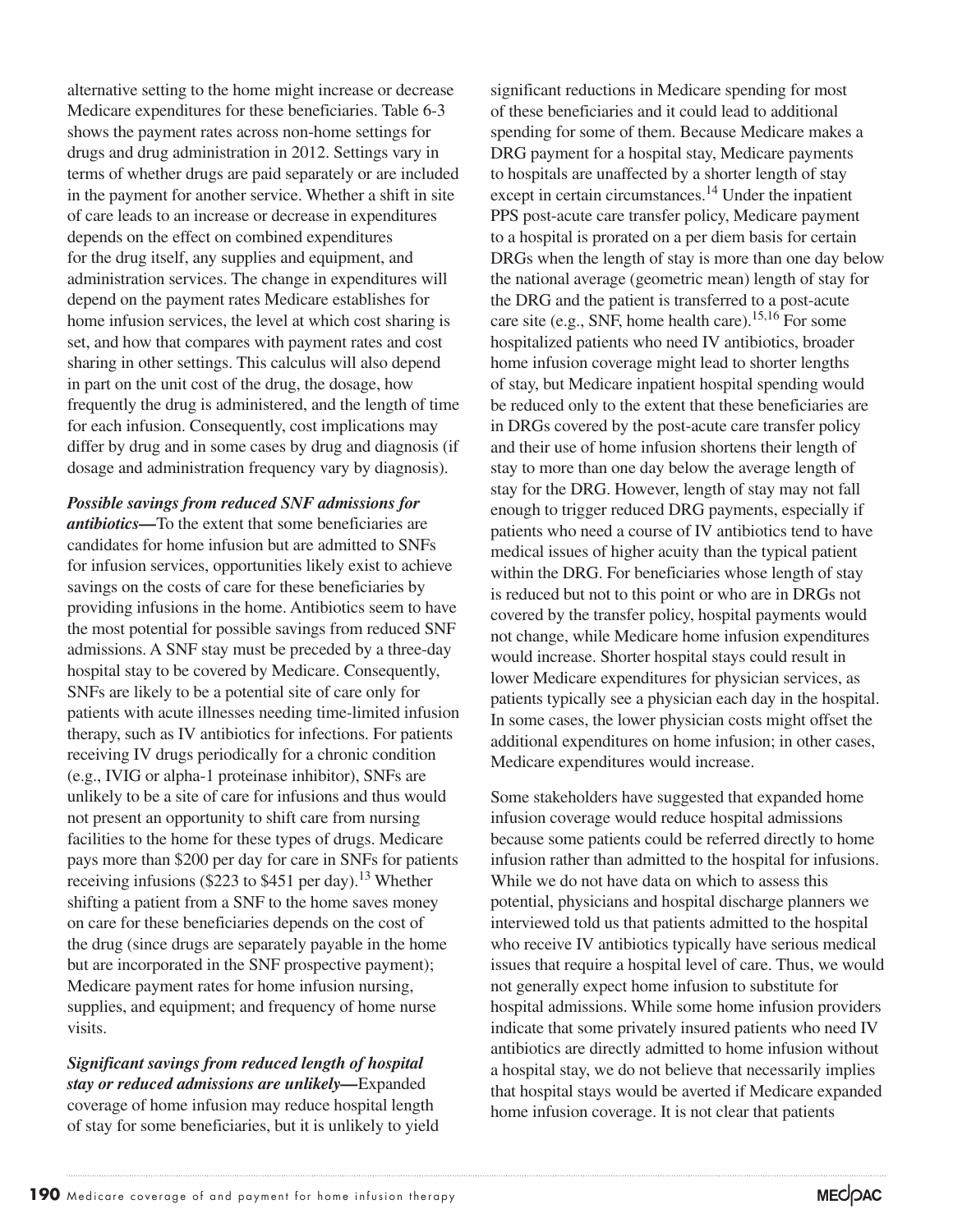alternative setting to the home might increase or decrease Medicare expenditures for these beneficiaries. Table 6-3 shows the payment rates across non-home settings for drugs and drug administration in 2012. Settings vary in terms of whether drugs are paid separately or are included in the payment for another service. Whether a shift in site of care leads to an increase or decrease in expenditures depends on the effect on combined expenditures for the drug itself, any supplies and equipment, and administration services. The change in expenditures will depend on the payment rates Medicare establishes for home infusion services, the level at which cost sharing is set, and how that compares with payment rates and cost sharing in other settings. This calculus will also depend in part on the unit cost of the drug, the dosage, how frequently the drug is administered, and the length of time for each infusion. Consequently, cost implications may differ by drug and in some cases by drug and diagnosis (if dosage and administration frequency vary by diagnosis).

***Possible savings from reduced SNF admissions for antibiotics—***To the extent that some beneficiaries are candidates for home infusion but are admitted to SNFs for infusion services, opportunities likely exist to achieve savings on the costs of care for these beneficiaries by providing infusions in the home. Antibiotics seem to have the most potential for possible savings from reduced SNF admissions. A SNF stay must be preceded by a three-day hospital stay to be covered by Medicare. Consequently, SNFs are likely to be a potential site of care only for patients with acute illnesses needing time-limited infusion therapy, such as IV antibiotics for infections. For patients receiving IV drugs periodically for a chronic condition (e.g., IVIG or alpha-1 proteinase inhibitor), SNFs are unlikely to be a site of care for infusions and thus would not present an opportunity to shift care from nursing facilities to the home for these types of drugs. Medicare pays more than $200 per day for care in SNFs for patients receiving infusions ($223 to $451 per day).[13] Whether shifting a patient from a SNF to the home saves money on care for these beneficiaries depends on the cost of the drug (since drugs are separately payable in the home but are incorporated in the SNF prospective payment); Medicare payment rates for home infusion nursing, supplies, and equipment; and frequency of home nurse visits.

***Significant savings from reduced length of hospital stay or reduced admissions are unlikely—***Expanded coverage of home infusion may reduce hospital length of stay for some beneficiaries, but it is unlikely to yield significant reductions in Medicare spending for most of these beneficiaries and it could lead to additional spending for some of them. Because Medicare makes a DRG payment for a hospital stay, Medicare payments to hospitals are unaffected by a shorter length of stay except in certain circumstances.[14] Under the inpatient PPS post-acute care transfer policy, Medicare payment to a hospital is prorated on a per diem basis for certain DRGs when the length of stay is more than one day below the national average (geometric mean) length of stay for the DRG and the patient is transferred to a post-acute care site (e.g., SNF, home health care).[15,16] For some hospitalized patients who need IV antibiotics, broader home infusion coverage might lead to shorter lengths of stay, but Medicare inpatient hospital spending would be reduced only to the extent that these beneficiaries are in DRGs covered by the post-acute care transfer policy and their use of home infusion shortens their length of stay to more than one day below the average length of stay for the DRG. However, length of stay may not fall enough to trigger reduced DRG payments, especially if patients who need a course of IV antibiotics tend to have medical issues of higher acuity than the typical patient within the DRG. For beneficiaries whose length of stay is reduced but not to this point or who are in DRGs not covered by the transfer policy, hospital payments would not change, while Medicare home infusion expenditures would increase. Shorter hospital stays could result in lower Medicare expenditures for physician services, as patients typically see a physician each day in the hospital. In some cases, the lower physician costs might offset the additional expenditures on home infusion; in other cases, Medicare expenditures would increase.

Some stakeholders have suggested that expanded home infusion coverage would reduce hospital admissions because some patients could be referred directly to home infusion rather than admitted to the hospital for infusions. While we do not have data on which to assess this potential, physicians and hospital discharge planners we interviewed told us that patients admitted to the hospital who receive IV antibiotics typically have serious medical issues that require a hospital level of care. Thus, we would not generally expect home infusion to substitute for hospital admissions. While some home infusion providers indicate that some privately insured patients who need IV antibiotics are directly admitted to home infusion without a hospital stay, we do not believe that necessarily implies that hospital stays would be averted if Medicare expanded home infusion coverage. It is not clear that patients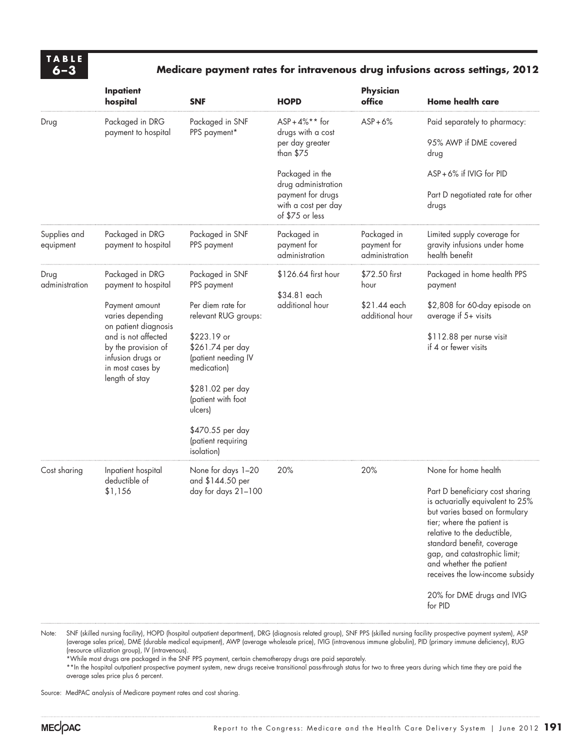**TABLE 6–3**

**Medicare payment rates for intravenous drug infusions across settings, 2012**

| | Inpatient hospital | SNF | HOPD | Physician office | Home health care |
|---|---|---|---|---|---|
| Drug | Packaged in DRG payment to hospital | Packaged in SNF PPS payment* | ASP+4%** for drugs with a cost per day greater than $75<br><br>Packaged in the drug administration payment for drugs with a cost per day of $75 or less | ASP+6% | Paid separately to pharmacy:<br><br>95% AWP if DME covered drug<br><br>ASP+6% if IVIG for PID<br><br>Part D negotiated rate for other drugs |
| Supplies and equipment | Packaged in DRG payment to hospital | Packaged in SNF PPS payment | Packaged in payment for administration | Packaged in payment for administration | Limited supply coverage for gravity infusions under home health benefit |
| Drug administration | Packaged in DRG payment to hospital<br><br>Payment amount varies depending on patient diagnosis and is not affected by the provision of infusion drugs or in most cases by length of stay | Packaged in SNF PPS payment<br><br>Per diem rate for relevant RUG groups:<br><br>$223.19 or $261.74 per day (patient needing IV medication)<br><br>$281.02 per day (patient with foot ulcers)<br><br>$470.55 per day (patient requiring isolation) | $126.64 first hour<br><br>$34.81 each additional hour | $72.50 first hour<br><br>$21.44 each additional hour | Packaged in home health PPS payment<br><br>$2,808 for 60-day episode on average if 5+ visits<br><br>$112.88 per nurse visit if 4 or fewer visits |
| Cost sharing | Inpatient hospital deductible of $1,156 | None for days 1–20 and $144.50 per day for days 21–100 | 20% | 20% | None for home health<br><br>Part D beneficiary cost sharing is actuarially equivalent to 25% but varies based on formulary tier; where the patient is relative to the deductible, standard benefit, coverage gap, and catastrophic limit; and whether the patient receives the low-income subsidy<br><br>20% for DME drugs and IVIG for PID |

Note: SNF (skilled nursing facility), HOPD (hospital outpatient department), DRG (diagnosis related group), SNF PPS (skilled nursing facility prospective payment system), ASP (average sales price), DME (durable medical equipment), AWP (average wholesale price), IVIG (intravenous immune globulin), PID (primary immune deficiency), RUG (resource utilization group), IV (intravenous).

*While most drugs are packaged in the SNF PPS payment, certain chemotherapy drugs are paid separately.

**In the hospital outpatient prospective payment system, new drugs receive transitional pass-through status for two to three years during which time they are paid the average sales price plus 6 percent.

Source: MedPAC analysis of Medicare payment rates and cost sharing.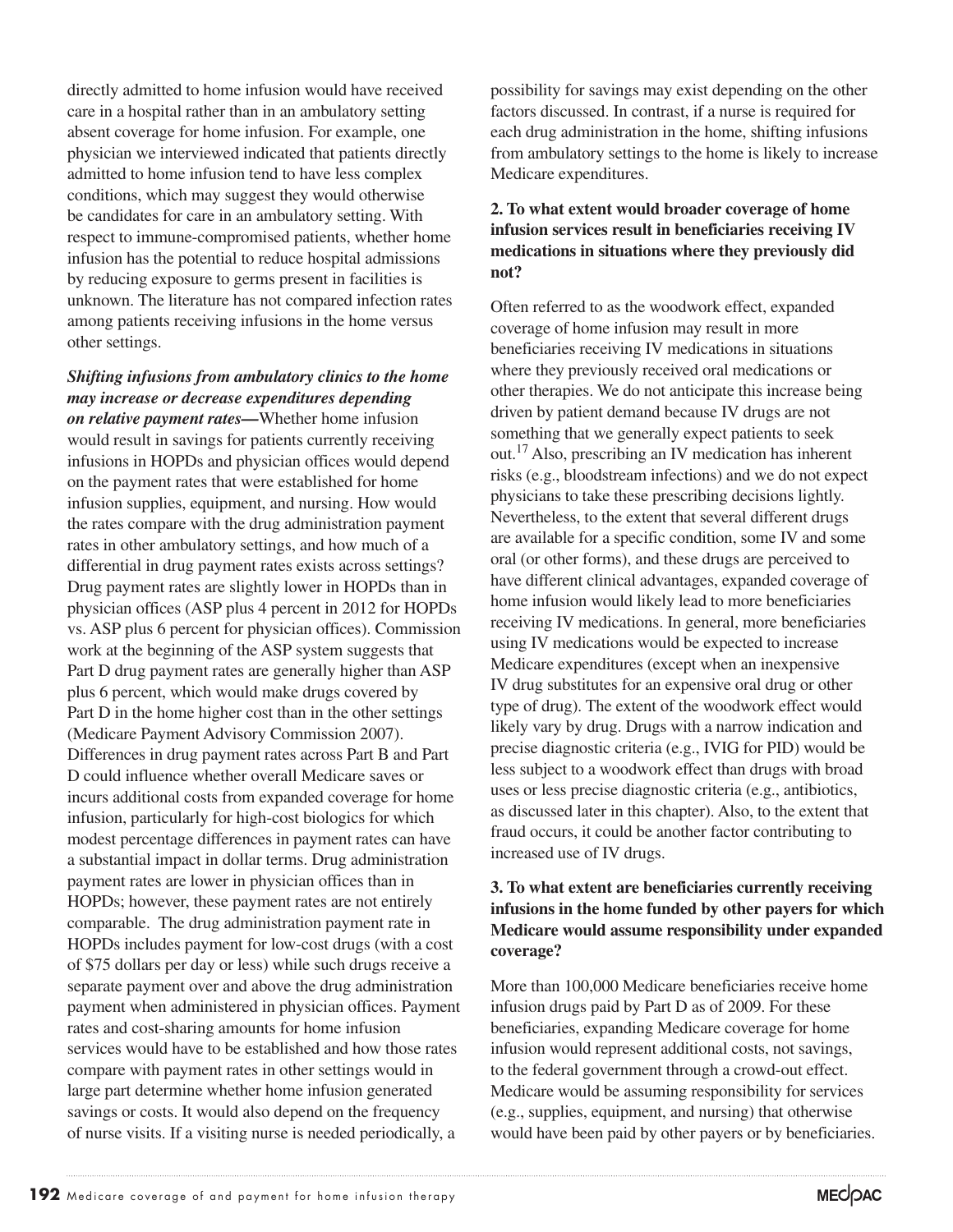directly admitted to home infusion would have received care in a hospital rather than in an ambulatory setting absent coverage for home infusion. For example, one physician we interviewed indicated that patients directly admitted to home infusion tend to have less complex conditions, which may suggest they would otherwise be candidates for care in an ambulatory setting. With respect to immune-compromised patients, whether home infusion has the potential to reduce hospital admissions by reducing exposure to germs present in facilities is unknown. The literature has not compared infection rates among patients receiving infusions in the home versus other settings.

***Shifting infusions from ambulatory clinics to the home may increase or decrease expenditures depending on relative payment rates*****—**Whether home infusion would result in savings for patients currently receiving infusions in HOPDs and physician offices would depend on the payment rates that were established for home infusion supplies, equipment, and nursing. How would the rates compare with the drug administration payment rates in other ambulatory settings, and how much of a differential in drug payment rates exists across settings? Drug payment rates are slightly lower in HOPDs than in physician offices (ASP plus 4 percent in 2012 for HOPDs vs. ASP plus 6 percent for physician offices). Commission work at the beginning of the ASP system suggests that Part D drug payment rates are generally higher than ASP plus 6 percent, which would make drugs covered by Part D in the home higher cost than in the other settings (Medicare Payment Advisory Commission 2007). Differences in drug payment rates across Part B and Part D could influence whether overall Medicare saves or incurs additional costs from expanded coverage for home infusion, particularly for high-cost biologics for which modest percentage differences in payment rates can have a substantial impact in dollar terms. Drug administration payment rates are lower in physician offices than in HOPDs; however, these payment rates are not entirely comparable. The drug administration payment rate in HOPDs includes payment for low-cost drugs (with a cost of $75 dollars per day or less) while such drugs receive a separate payment over and above the drug administration payment when administered in physician offices. Payment rates and cost-sharing amounts for home infusion services would have to be established and how those rates compare with payment rates in other settings would in large part determine whether home infusion generated savings or costs. It would also depend on the frequency of nurse visits. If a visiting nurse is needed periodically, a possibility for savings may exist depending on the other factors discussed. In contrast, if a nurse is required for each drug administration in the home, shifting infusions from ambulatory settings to the home is likely to increase Medicare expenditures.

**2. To what extent would broader coverage of home infusion services result in beneficiaries receiving IV medications in situations where they previously did not?**

Often referred to as the woodwork effect, expanded coverage of home infusion may result in more beneficiaries receiving IV medications in situations where they previously received oral medications or other therapies. We do not anticipate this increase being driven by patient demand because IV drugs are not something that we generally expect patients to seek out.[17] Also, prescribing an IV medication has inherent risks (e.g., bloodstream infections) and we do not expect physicians to take these prescribing decisions lightly. Nevertheless, to the extent that several different drugs are available for a specific condition, some IV and some oral (or other forms), and these drugs are perceived to have different clinical advantages, expanded coverage of home infusion would likely lead to more beneficiaries receiving IV medications. In general, more beneficiaries using IV medications would be expected to increase Medicare expenditures (except when an inexpensive IV drug substitutes for an expensive oral drug or other type of drug). The extent of the woodwork effect would likely vary by drug. Drugs with a narrow indication and precise diagnostic criteria (e.g., IVIG for PID) would be less subject to a woodwork effect than drugs with broad uses or less precise diagnostic criteria (e.g., antibiotics, as discussed later in this chapter). Also, to the extent that fraud occurs, it could be another factor contributing to increased use of IV drugs.

**3. To what extent are beneficiaries currently receiving infusions in the home funded by other payers for which Medicare would assume responsibility under expanded coverage?**

More than 100,000 Medicare beneficiaries receive home infusion drugs paid by Part D as of 2009. For these beneficiaries, expanding Medicare coverage for home infusion would represent additional costs, not savings, to the federal government through a crowd-out effect. Medicare would be assuming responsibility for services (e.g., supplies, equipment, and nursing) that otherwise would have been paid by other payers or by beneficiaries.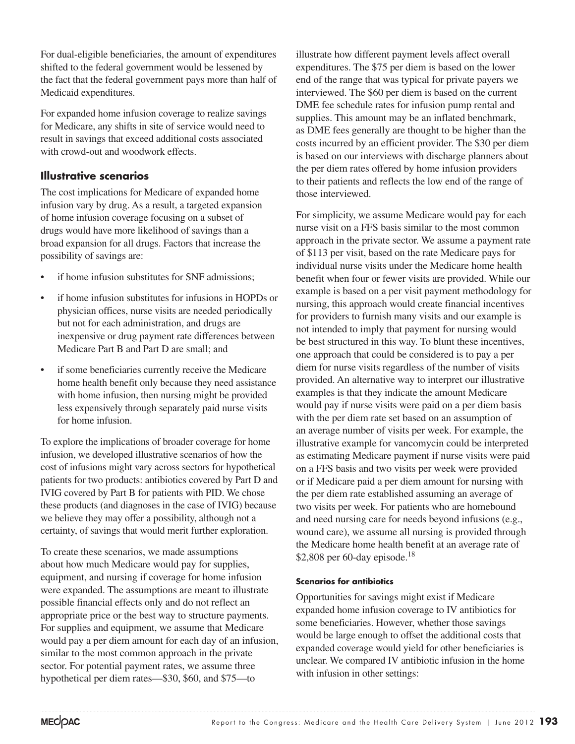For dual-eligible beneficiaries, the amount of expenditures shifted to the federal government would be lessened by the fact that the federal government pays more than half of Medicaid expenditures.

For expanded home infusion coverage to realize savings for Medicare, any shifts in site of service would need to result in savings that exceed additional costs associated with crowd-out and woodwork effects.

## Illustrative scenarios

The cost implications for Medicare of expanded home infusion vary by drug. As a result, a targeted expansion of home infusion coverage focusing on a subset of drugs would have more likelihood of savings than a broad expansion for all drugs. Factors that increase the possibility of savings are:

- if home infusion substitutes for SNF admissions;
- if home infusion substitutes for infusions in HOPDs or physician offices, nurse visits are needed periodically but not for each administration, and drugs are inexpensive or drug payment rate differences between Medicare Part B and Part D are small; and
- if some beneficiaries currently receive the Medicare home health benefit only because they need assistance with home infusion, then nursing might be provided less expensively through separately paid nurse visits for home infusion.

To explore the implications of broader coverage for home infusion, we developed illustrative scenarios of how the cost of infusions might vary across sectors for hypothetical patients for two products: antibiotics covered by Part D and IVIG covered by Part B for patients with PID. We chose these products (and diagnoses in the case of IVIG) because we believe they may offer a possibility, although not a certainty, of savings that would merit further exploration.

To create these scenarios, we made assumptions about how much Medicare would pay for supplies, equipment, and nursing if coverage for home infusion were expanded. The assumptions are meant to illustrate possible financial effects only and do not reflect an appropriate price or the best way to structure payments. For supplies and equipment, we assume that Medicare would pay a per diem amount for each day of an infusion, similar to the most common approach in the private sector. For potential payment rates, we assume three hypothetical per diem rates—$30, $60, and $75—to illustrate how different payment levels affect overall expenditures. The $75 per diem is based on the lower end of the range that was typical for private payers we interviewed. The $60 per diem is based on the current DME fee schedule rates for infusion pump rental and supplies. This amount may be an inflated benchmark, as DME fees generally are thought to be higher than the costs incurred by an efficient provider. The $30 per diem is based on our interviews with discharge planners about the per diem rates offered by home infusion providers to their patients and reflects the low end of the range of those interviewed.

For simplicity, we assume Medicare would pay for each nurse visit on a FFS basis similar to the most common approach in the private sector. We assume a payment rate of $113 per visit, based on the rate Medicare pays for individual nurse visits under the Medicare home health benefit when four or fewer visits are provided. While our example is based on a per visit payment methodology for nursing, this approach would create financial incentives for providers to furnish many visits and our example is not intended to imply that payment for nursing would be best structured in this way. To blunt these incentives, one approach that could be considered is to pay a per diem for nurse visits regardless of the number of visits provided. An alternative way to interpret our illustrative examples is that they indicate the amount Medicare would pay if nurse visits were paid on a per diem basis with the per diem rate set based on an assumption of an average number of visits per week. For example, the illustrative example for vancomycin could be interpreted as estimating Medicare payment if nurse visits were paid on a FFS basis and two visits per week were provided or if Medicare paid a per diem amount for nursing with the per diem rate established assuming an average of two visits per week. For patients who are homebound and need nursing care for needs beyond infusions (e.g., wound care), we assume all nursing is provided through the Medicare home health benefit at an average rate of $2,808 per 60-day episode.[18]

#### Scenarios for antibiotics

Opportunities for savings might exist if Medicare expanded home infusion coverage to IV antibiotics for some beneficiaries. However, whether those savings would be large enough to offset the additional costs that expanded coverage would yield for other beneficiaries is unclear. We compared IV antibiotic infusion in the home with infusion in other settings: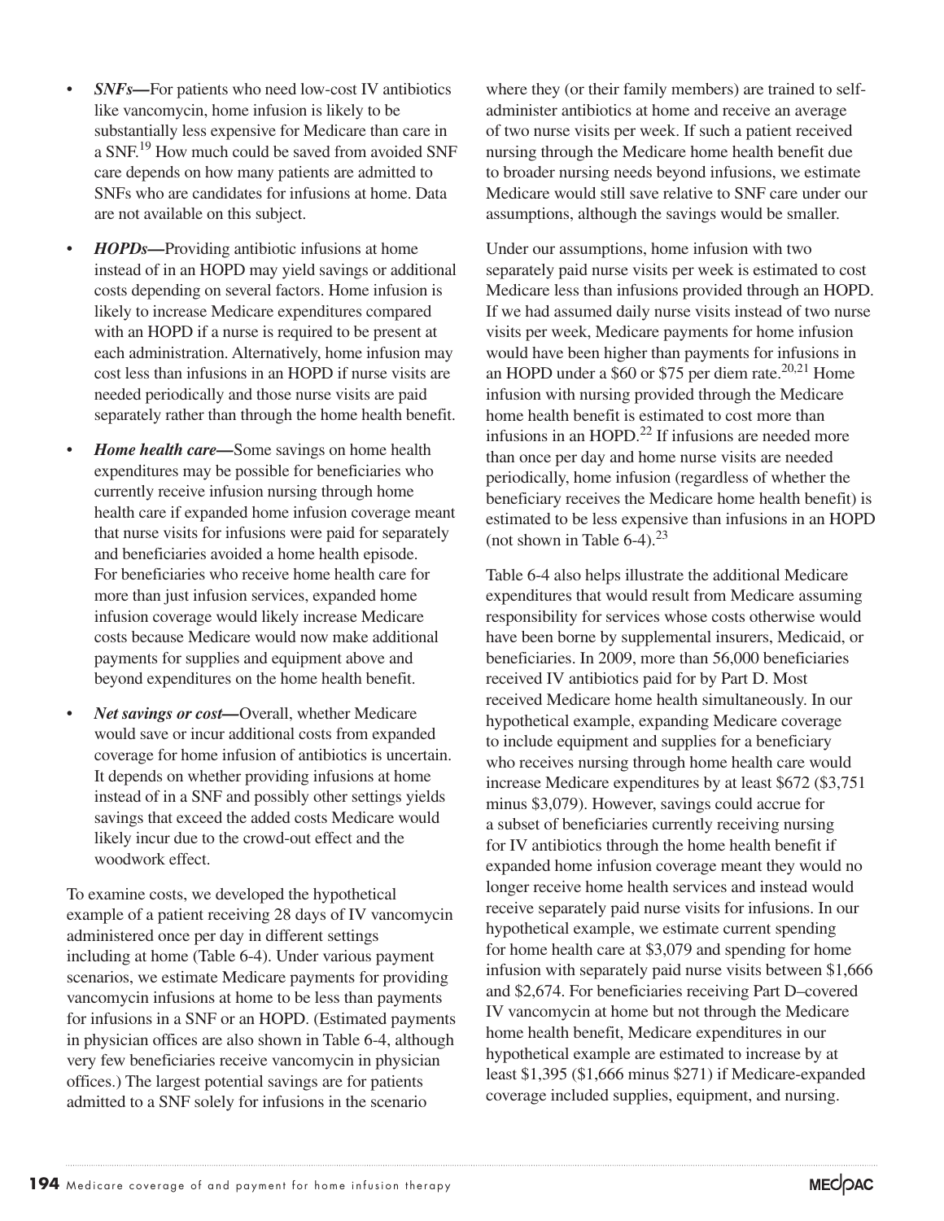- ***SNFs*—**For patients who need low-cost IV antibiotics like vancomycin, home infusion is likely to be substantially less expensive for Medicare than care in a SNF.[19] How much could be saved from avoided SNF care depends on how many patients are admitted to SNFs who are candidates for infusions at home. Data are not available on this subject.
- ***HOPDs*—**Providing antibiotic infusions at home instead of in an HOPD may yield savings or additional costs depending on several factors. Home infusion is likely to increase Medicare expenditures compared with an HOPD if a nurse is required to be present at each administration. Alternatively, home infusion may cost less than infusions in an HOPD if nurse visits are needed periodically and those nurse visits are paid separately rather than through the home health benefit.
- ***Home health care*—**Some savings on home health expenditures may be possible for beneficiaries who currently receive infusion nursing through home health care if expanded home infusion coverage meant that nurse visits for infusions were paid for separately and beneficiaries avoided a home health episode. For beneficiaries who receive home health care for more than just infusion services, expanded home infusion coverage would likely increase Medicare costs because Medicare would now make additional payments for supplies and equipment above and beyond expenditures on the home health benefit.
- ***Net savings or cost*—**Overall, whether Medicare would save or incur additional costs from expanded coverage for home infusion of antibiotics is uncertain. It depends on whether providing infusions at home instead of in a SNF and possibly other settings yields savings that exceed the added costs Medicare would likely incur due to the crowd-out effect and the woodwork effect.

To examine costs, we developed the hypothetical example of a patient receiving 28 days of IV vancomycin administered once per day in different settings including at home (Table 6-4). Under various payment scenarios, we estimate Medicare payments for providing vancomycin infusions at home to be less than payments for infusions in a SNF or an HOPD. (Estimated payments in physician offices are also shown in Table 6-4, although very few beneficiaries receive vancomycin in physician offices.) The largest potential savings are for patients admitted to a SNF solely for infusions in the scenario where they (or their family members) are trained to self-administer antibiotics at home and receive an average of two nurse visits per week. If such a patient received nursing through the Medicare home health benefit due to broader nursing needs beyond infusions, we estimate Medicare would still save relative to SNF care under our assumptions, although the savings would be smaller.

Under our assumptions, home infusion with two separately paid nurse visits per week is estimated to cost Medicare less than infusions provided through an HOPD. If we had assumed daily nurse visits instead of two nurse visits per week, Medicare payments for home infusion would have been higher than payments for infusions in an HOPD under a $60 or $75 per diem rate.[20,21] Home infusion with nursing provided through the Medicare home health benefit is estimated to cost more than infusions in an HOPD.[22] If infusions are needed more than once per day and home nurse visits are needed periodically, home infusion (regardless of whether the beneficiary receives the Medicare home health benefit) is estimated to be less expensive than infusions in an HOPD (not shown in Table 6-4).[23]

Table 6-4 also helps illustrate the additional Medicare expenditures that would result from Medicare assuming responsibility for services whose costs otherwise would have been borne by supplemental insurers, Medicaid, or beneficiaries. In 2009, more than 56,000 beneficiaries received IV antibiotics paid for by Part D. Most received Medicare home health simultaneously. In our hypothetical example, expanding Medicare coverage to include equipment and supplies for a beneficiary who receives nursing through home health care would increase Medicare expenditures by at least $672 ($3,751 minus $3,079). However, savings could accrue for a subset of beneficiaries currently receiving nursing for IV antibiotics through the home health benefit if expanded home infusion coverage meant they would no longer receive home health services and instead would receive separately paid nurse visits for infusions. In our hypothetical example, we estimate current spending for home health care at $3,079 and spending for home infusion with separately paid nurse visits between $1,666 and $2,674. For beneficiaries receiving Part D–covered IV vancomycin at home but not through the Medicare home health benefit, Medicare expenditures in our hypothetical example are estimated to increase by at least $1,395 ($1,666 minus $271) if Medicare-expanded coverage included supplies, equipment, and nursing.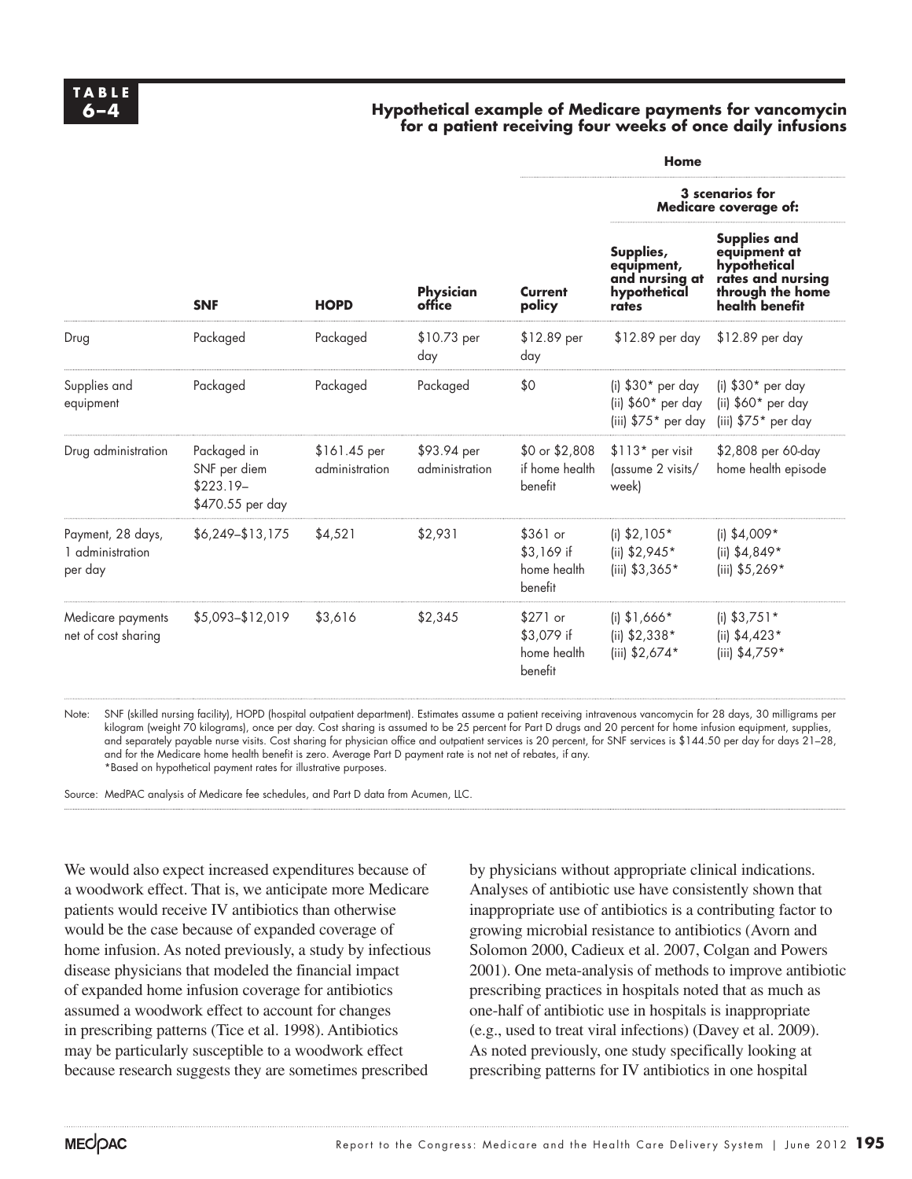**TABLE 6–4**

**Hypothetical example of Medicare payments for vancomycin for a patient receiving four weeks of once daily infusions**

| | | | | Home | | |
|---|---|---|---|---|---|---|
| | | | | | 3 scenarios for Medicare coverage of: | |
| | SNF | HOPD | Physician office | Current policy | Supplies, equipment, and nursing at hypothetical rates | Supplies and equipment at hypothetical rates and nursing through the home health benefit |
| Drug | Packaged | Packaged | $10.73 per day | $12.89 per day | $12.89 per day | $12.89 per day |
| Supplies and equipment | Packaged | Packaged | Packaged | $0 | (i) $30* per day (ii) $60* per day (iii) $75* per day | (i) $30* per day (ii) $60* per day (iii) $75* per day |
| Drug administration | Packaged in SNF per diem $223.19–$470.55 per day | $161.45 per administration | $93.94 per administration | $0 or $2,808 if home health benefit | $113* per visit (assume 2 visits/week) | $2,808 per 60-day home health episode |
| Payment, 28 days, 1 administration per day | $6,249–$13,175 | $4,521 | $2,931 | $361 or $3,169 if home health benefit | (i) $2,105* (ii) $2,945* (iii) $3,365* | (i) $4,009* (ii) $4,849* (iii) $5,269* |
| Medicare payments net of cost sharing | $5,093–$12,019 | $3,616 | $2,345 | $271 or $3,079 if home health benefit | (i) $1,666* (ii) $2,338* (iii) $2,674* | (i) $3,751* (ii) $4,423* (iii) $4,759* |

Note: SNF (skilled nursing facility), HOPD (hospital outpatient department). Estimates assume a patient receiving intravenous vancomycin for 28 days, 30 milligrams per kilogram (weight 70 kilograms), once per day. Cost sharing is assumed to be 25 percent for Part D drugs and 20 percent for home infusion equipment, supplies, and separately payable nurse visits. Cost sharing for physician office and outpatient services is 20 percent, for SNF services is $144.50 per day for days 21–28, and for the Medicare home health benefit is zero. Average Part D payment rate is not net of rebates, if any.
*Based on hypothetical payment rates for illustrative purposes.

Source: MedPAC analysis of Medicare fee schedules, and Part D data from Acumen, LLC.

We would also expect increased expenditures because of a woodwork effect. That is, we anticipate more Medicare patients would receive IV antibiotics than otherwise would be the case because of expanded coverage of home infusion. As noted previously, a study by infectious disease physicians that modeled the financial impact of expanded home infusion coverage for antibiotics assumed a woodwork effect to account for changes in prescribing patterns (Tice et al. 1998). Antibiotics may be particularly susceptible to a woodwork effect because research suggests they are sometimes prescribed by physicians without appropriate clinical indications. Analyses of antibiotic use have consistently shown that inappropriate use of antibiotics is a contributing factor to growing microbial resistance to antibiotics (Avorn and Solomon 2000, Cadieux et al. 2007, Colgan and Powers 2001). One meta-analysis of methods to improve antibiotic prescribing practices in hospitals noted that as much as one-half of antibiotic use in hospitals is inappropriate (e.g., used to treat viral infections) (Davey et al. 2009). As noted previously, one study specifically looking at prescribing patterns for IV antibiotics in one hospital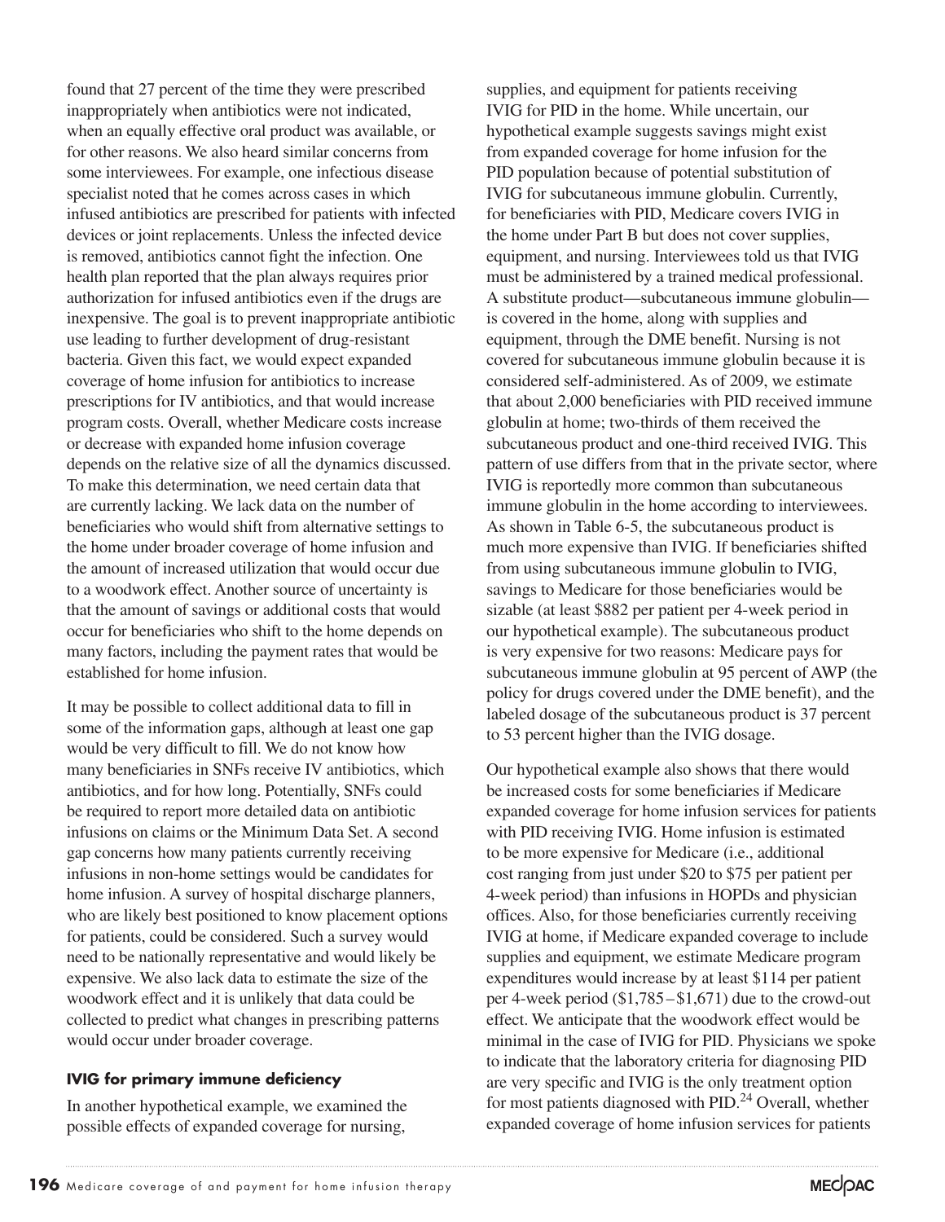found that 27 percent of the time they were prescribed inappropriately when antibiotics were not indicated, when an equally effective oral product was available, or for other reasons. We also heard similar concerns from some interviewees. For example, one infectious disease specialist noted that he comes across cases in which infused antibiotics are prescribed for patients with infected devices or joint replacements. Unless the infected device is removed, antibiotics cannot fight the infection. One health plan reported that the plan always requires prior authorization for infused antibiotics even if the drugs are inexpensive. The goal is to prevent inappropriate antibiotic use leading to further development of drug-resistant bacteria. Given this fact, we would expect expanded coverage of home infusion for antibiotics to increase prescriptions for IV antibiotics, and that would increase program costs. Overall, whether Medicare costs increase or decrease with expanded home infusion coverage depends on the relative size of all the dynamics discussed. To make this determination, we need certain data that are currently lacking. We lack data on the number of beneficiaries who would shift from alternative settings to the home under broader coverage of home infusion and the amount of increased utilization that would occur due to a woodwork effect. Another source of uncertainty is that the amount of savings or additional costs that would occur for beneficiaries who shift to the home depends on many factors, including the payment rates that would be established for home infusion.

It may be possible to collect additional data to fill in some of the information gaps, although at least one gap would be very difficult to fill. We do not know how many beneficiaries in SNFs receive IV antibiotics, which antibiotics, and for how long. Potentially, SNFs could be required to report more detailed data on antibiotic infusions on claims or the Minimum Data Set. A second gap concerns how many patients currently receiving infusions in non-home settings would be candidates for home infusion. A survey of hospital discharge planners, who are likely best positioned to know placement options for patients, could be considered. Such a survey would need to be nationally representative and would likely be expensive. We also lack data to estimate the size of the woodwork effect and it is unlikely that data could be collected to predict what changes in prescribing patterns would occur under broader coverage.

### IVIG for primary immune deficiency

In another hypothetical example, we examined the possible effects of expanded coverage for nursing, supplies, and equipment for patients receiving IVIG for PID in the home. While uncertain, our hypothetical example suggests savings might exist from expanded coverage for home infusion for the PID population because of potential substitution of IVIG for subcutaneous immune globulin. Currently, for beneficiaries with PID, Medicare covers IVIG in the home under Part B but does not cover supplies, equipment, and nursing. Interviewees told us that IVIG must be administered by a trained medical professional. A substitute product—subcutaneous immune globulin—is covered in the home, along with supplies and equipment, through the DME benefit. Nursing is not covered for subcutaneous immune globulin because it is considered self-administered. As of 2009, we estimate that about 2,000 beneficiaries with PID received immune globulin at home; two-thirds of them received the subcutaneous product and one-third received IVIG. This pattern of use differs from that in the private sector, where IVIG is reportedly more common than subcutaneous immune globulin in the home according to interviewees. As shown in Table 6-5, the subcutaneous product is much more expensive than IVIG. If beneficiaries shifted from using subcutaneous immune globulin to IVIG, savings to Medicare for those beneficiaries would be sizable (at least $882 per patient per 4-week period in our hypothetical example). The subcutaneous product is very expensive for two reasons: Medicare pays for subcutaneous immune globulin at 95 percent of AWP (the policy for drugs covered under the DME benefit), and the labeled dosage of the subcutaneous product is 37 percent to 53 percent higher than the IVIG dosage.

Our hypothetical example also shows that there would be increased costs for some beneficiaries if Medicare expanded coverage for home infusion services for patients with PID receiving IVIG. Home infusion is estimated to be more expensive for Medicare (i.e., additional cost ranging from just under $20 to $75 per patient per 4-week period) than infusions in HOPDs and physician offices. Also, for those beneficiaries currently receiving IVIG at home, if Medicare expanded coverage to include supplies and equipment, we estimate Medicare program expenditures would increase by at least $114 per patient per 4-week period ($1,785 – $1,671) due to the crowd-out effect. We anticipate that the woodwork effect would be minimal in the case of IVIG for PID. Physicians we spoke to indicate that the laboratory criteria for diagnosing PID are very specific and IVIG is the only treatment option for most patients diagnosed with PID.[24] Overall, whether expanded coverage of home infusion services for patients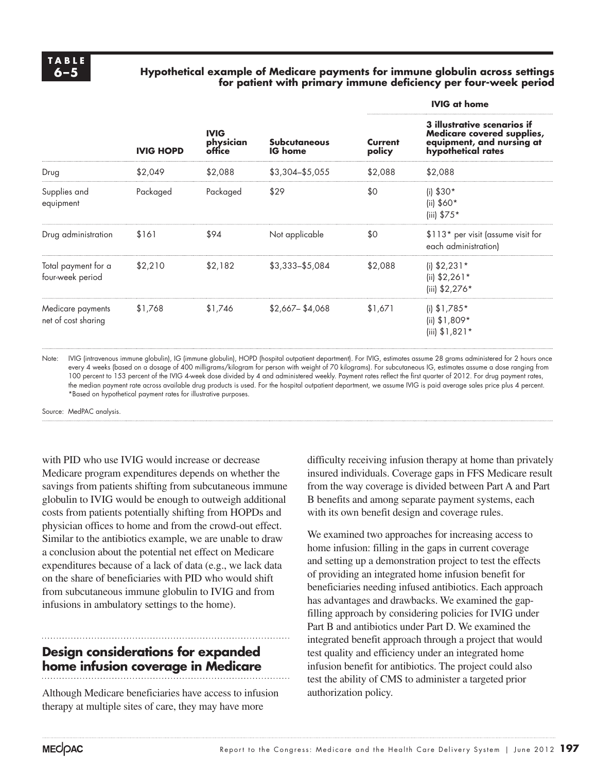**TABLE 6–5**

**Hypothetical example of Medicare payments for immune globulin across settings for patient with primary immune deficiency per four-week period**

| | IVIG HOPD | IVIG physician office | Subcutaneous IG home | IVIG at home: Current policy | IVIG at home: 3 illustrative scenarios if Medicare covered supplies, equipment, and nursing at hypothetical rates |
|---|---|---|---|---|---|
| Drug | $2,049 | $2,088 | $3,304–$5,055 | $2,088 | $2,088 |
| Supplies and equipment | Packaged | Packaged | $29 | $0 | (i) $30* (ii) $60* (iii) $75* |
| Drug administration | $161 | $94 | Not applicable | $0 | $113* per visit (assume visit for each administration) |
| Total payment for a four-week period | $2,210 | $2,182 | $3,333–$5,084 | $2,088 | (i) $2,231* (ii) $2,261* (iii) $2,276* |
| Medicare payments net of cost sharing | $1,768 | $1,746 | $2,667– $4,068 | $1,671 | (i) $1,785* (ii) $1,809* (iii) $1,821* |

Note: IVIG (intravenous immune globulin), IG (immune globulin), HOPD (hospital outpatient department). For IVIG, estimates assume 28 grams administered for 2 hours once every 4 weeks (based on a dosage of 400 milligrams/kilogram for person with weight of 70 kilograms). For subcutaneous IG, estimates assume a dose ranging from 100 percent to 153 percent of the IVIG 4-week dose divided by 4 and administered weekly. Payment rates reflect the first quarter of 2012. For drug payment rates, the median payment rate across available drug products is used. For the hospital outpatient department, we assume IVIG is paid average sales price plus 4 percent.
*Based on hypothetical payment rates for illustrative purposes.

Source: MedPAC analysis.

with PID who use IVIG would increase or decrease Medicare program expenditures depends on whether the savings from patients shifting from subcutaneous immune globulin to IVIG would be enough to outweigh additional costs from patients potentially shifting from HOPDs and physician offices to home and from the crowd-out effect. Similar to the antibiotics example, we are unable to draw a conclusion about the potential net effect on Medicare expenditures because of a lack of data (e.g., we lack data on the share of beneficiaries with PID who would shift from subcutaneous immune globulin to IVIG and from infusions in ambulatory settings to the home).

## Design considerations for expanded home infusion coverage in Medicare

Although Medicare beneficiaries have access to infusion therapy at multiple sites of care, they may have more difficulty receiving infusion therapy at home than privately insured individuals. Coverage gaps in FFS Medicare result from the way coverage is divided between Part A and Part B benefits and among separate payment systems, each with its own benefit design and coverage rules.

We examined two approaches for increasing access to home infusion: filling in the gaps in current coverage and setting up a demonstration project to test the effects of providing an integrated home infusion benefit for beneficiaries needing infused antibiotics. Each approach has advantages and drawbacks. We examined the gap-filling approach by considering policies for IVIG under Part B and antibiotics under Part D. We examined the integrated benefit approach through a project that would test quality and efficiency under an integrated home infusion benefit for antibiotics. The project could also test the ability of CMS to administer a targeted prior authorization policy.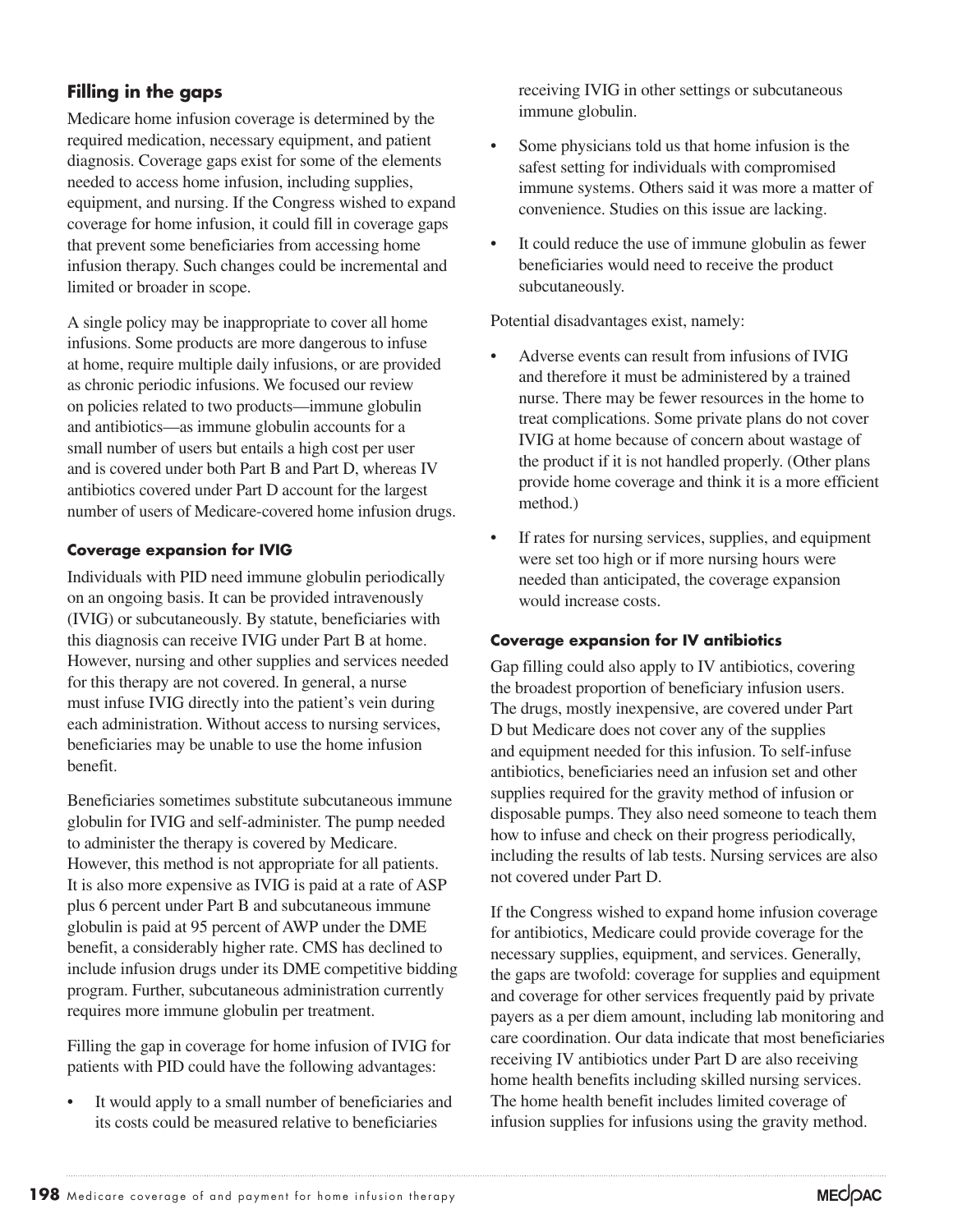## Filling in the gaps

Medicare home infusion coverage is determined by the required medication, necessary equipment, and patient diagnosis. Coverage gaps exist for some of the elements needed to access home infusion, including supplies, equipment, and nursing. If the Congress wished to expand coverage for home infusion, it could fill in coverage gaps that prevent some beneficiaries from accessing home infusion therapy. Such changes could be incremental and limited or broader in scope.

A single policy may be inappropriate to cover all home infusions. Some products are more dangerous to infuse at home, require multiple daily infusions, or are provided as chronic periodic infusions. We focused our review on policies related to two products—immune globulin and antibiotics—as immune globulin accounts for a small number of users but entails a high cost per user and is covered under both Part B and Part D, whereas IV antibiotics covered under Part D account for the largest number of users of Medicare-covered home infusion drugs.

### Coverage expansion for IVIG

Individuals with PID need immune globulin periodically on an ongoing basis. It can be provided intravenously (IVIG) or subcutaneously. By statute, beneficiaries with this diagnosis can receive IVIG under Part B at home. However, nursing and other supplies and services needed for this therapy are not covered. In general, a nurse must infuse IVIG directly into the patient's vein during each administration. Without access to nursing services, beneficiaries may be unable to use the home infusion benefit.

Beneficiaries sometimes substitute subcutaneous immune globulin for IVIG and self-administer. The pump needed to administer the therapy is covered by Medicare. However, this method is not appropriate for all patients. It is also more expensive as IVIG is paid at a rate of ASP plus 6 percent under Part B and subcutaneous immune globulin is paid at 95 percent of AWP under the DME benefit, a considerably higher rate. CMS has declined to include infusion drugs under its DME competitive bidding program. Further, subcutaneous administration currently requires more immune globulin per treatment.

Filling the gap in coverage for home infusion of IVIG for patients with PID could have the following advantages:

- It would apply to a small number of beneficiaries and its costs could be measured relative to beneficiaries receiving IVIG in other settings or subcutaneous immune globulin.
- Some physicians told us that home infusion is the safest setting for individuals with compromised immune systems. Others said it was more a matter of convenience. Studies on this issue are lacking.
- It could reduce the use of immune globulin as fewer beneficiaries would need to receive the product subcutaneously.

Potential disadvantages exist, namely:

- Adverse events can result from infusions of IVIG and therefore it must be administered by a trained nurse. There may be fewer resources in the home to treat complications. Some private plans do not cover IVIG at home because of concern about wastage of the product if it is not handled properly. (Other plans provide home coverage and think it is a more efficient method.)
- If rates for nursing services, supplies, and equipment were set too high or if more nursing hours were needed than anticipated, the coverage expansion would increase costs.

### Coverage expansion for IV antibiotics

Gap filling could also apply to IV antibiotics, covering the broadest proportion of beneficiary infusion users. The drugs, mostly inexpensive, are covered under Part D but Medicare does not cover any of the supplies and equipment needed for this infusion. To self-infuse antibiotics, beneficiaries need an infusion set and other supplies required for the gravity method of infusion or disposable pumps. They also need someone to teach them how to infuse and check on their progress periodically, including the results of lab tests. Nursing services are also not covered under Part D.

If the Congress wished to expand home infusion coverage for antibiotics, Medicare could provide coverage for the necessary supplies, equipment, and services. Generally, the gaps are twofold: coverage for supplies and equipment and coverage for other services frequently paid by private payers as a per diem amount, including lab monitoring and care coordination. Our data indicate that most beneficiaries receiving IV antibiotics under Part D are also receiving home health benefits including skilled nursing services. The home health benefit includes limited coverage of infusion supplies for infusions using the gravity method.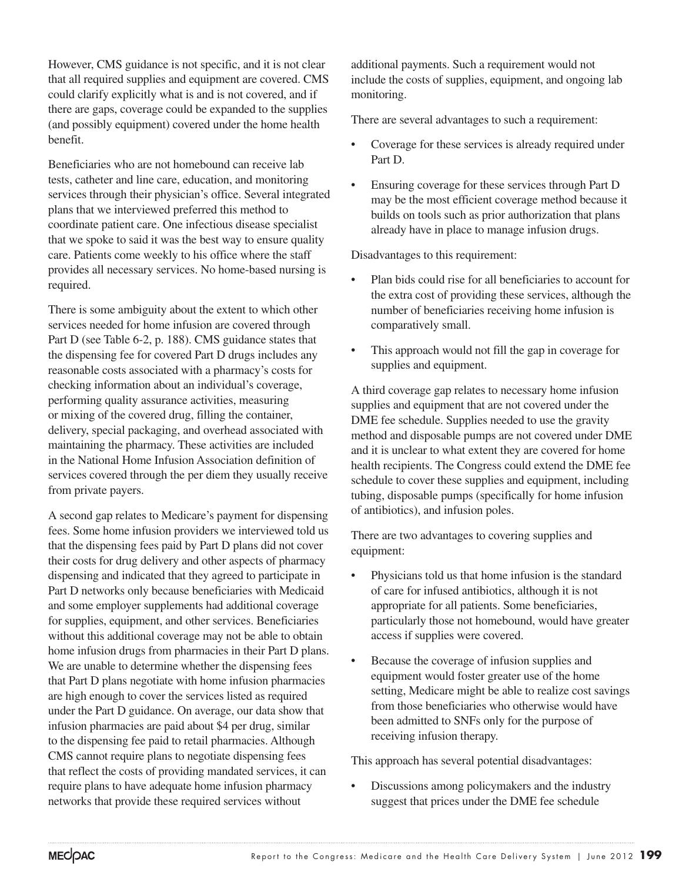However, CMS guidance is not specific, and it is not clear that all required supplies and equipment are covered. CMS could clarify explicitly what is and is not covered, and if there are gaps, coverage could be expanded to the supplies (and possibly equipment) covered under the home health benefit.

Beneficiaries who are not homebound can receive lab tests, catheter and line care, education, and monitoring services through their physician's office. Several integrated plans that we interviewed preferred this method to coordinate patient care. One infectious disease specialist that we spoke to said it was the best way to ensure quality care. Patients come weekly to his office where the staff provides all necessary services. No home-based nursing is required.

There is some ambiguity about the extent to which other services needed for home infusion are covered through Part D (see Table 6-2, p. 188). CMS guidance states that the dispensing fee for covered Part D drugs includes any reasonable costs associated with a pharmacy's costs for checking information about an individual's coverage, performing quality assurance activities, measuring or mixing of the covered drug, filling the container, delivery, special packaging, and overhead associated with maintaining the pharmacy. These activities are included in the National Home Infusion Association definition of services covered through the per diem they usually receive from private payers.

A second gap relates to Medicare's payment for dispensing fees. Some home infusion providers we interviewed told us that the dispensing fees paid by Part D plans did not cover their costs for drug delivery and other aspects of pharmacy dispensing and indicated that they agreed to participate in Part D networks only because beneficiaries with Medicaid and some employer supplements had additional coverage for supplies, equipment, and other services. Beneficiaries without this additional coverage may not be able to obtain home infusion drugs from pharmacies in their Part D plans. We are unable to determine whether the dispensing fees that Part D plans negotiate with home infusion pharmacies are high enough to cover the services listed as required under the Part D guidance. On average, our data show that infusion pharmacies are paid about $4 per drug, similar to the dispensing fee paid to retail pharmacies. Although CMS cannot require plans to negotiate dispensing fees that reflect the costs of providing mandated services, it can require plans to have adequate home infusion pharmacy networks that provide these required services without additional payments. Such a requirement would not include the costs of supplies, equipment, and ongoing lab monitoring.

There are several advantages to such a requirement:

- Coverage for these services is already required under Part D.
- Ensuring coverage for these services through Part D may be the most efficient coverage method because it builds on tools such as prior authorization that plans already have in place to manage infusion drugs.

Disadvantages to this requirement:

- Plan bids could rise for all beneficiaries to account for the extra cost of providing these services, although the number of beneficiaries receiving home infusion is comparatively small.
- This approach would not fill the gap in coverage for supplies and equipment.

A third coverage gap relates to necessary home infusion supplies and equipment that are not covered under the DME fee schedule. Supplies needed to use the gravity method and disposable pumps are not covered under DME and it is unclear to what extent they are covered for home health recipients. The Congress could extend the DME fee schedule to cover these supplies and equipment, including tubing, disposable pumps (specifically for home infusion of antibiotics), and infusion poles.

There are two advantages to covering supplies and equipment:

- Physicians told us that home infusion is the standard of care for infused antibiotics, although it is not appropriate for all patients. Some beneficiaries, particularly those not homebound, would have greater access if supplies were covered.
- Because the coverage of infusion supplies and equipment would foster greater use of the home setting, Medicare might be able to realize cost savings from those beneficiaries who otherwise would have been admitted to SNFs only for the purpose of receiving infusion therapy.

This approach has several potential disadvantages:

- Discussions among policymakers and the industry suggest that prices under the DME fee schedule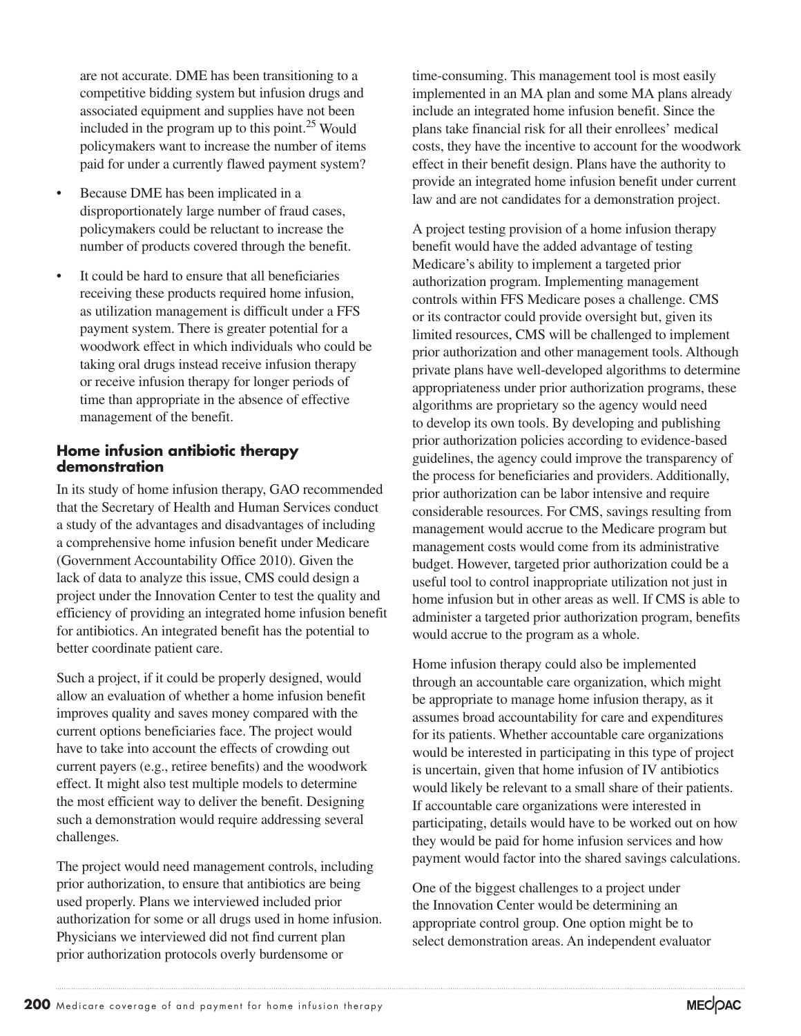are not accurate. DME has been transitioning to a competitive bidding system but infusion drugs and associated equipment and supplies have not been included in the program up to this point.[25] Would policymakers want to increase the number of items paid for under a currently flawed payment system?

- Because DME has been implicated in a disproportionately large number of fraud cases, policymakers could be reluctant to increase the number of products covered through the benefit.
- It could be hard to ensure that all beneficiaries receiving these products required home infusion, as utilization management is difficult under a FFS payment system. There is greater potential for a woodwork effect in which individuals who could be taking oral drugs instead receive infusion therapy or receive infusion therapy for longer periods of time than appropriate in the absence of effective management of the benefit.

### Home infusion antibiotic therapy demonstration

In its study of home infusion therapy, GAO recommended that the Secretary of Health and Human Services conduct a study of the advantages and disadvantages of including a comprehensive home infusion benefit under Medicare (Government Accountability Office 2010). Given the lack of data to analyze this issue, CMS could design a project under the Innovation Center to test the quality and efficiency of providing an integrated home infusion benefit for antibiotics. An integrated benefit has the potential to better coordinate patient care.

Such a project, if it could be properly designed, would allow an evaluation of whether a home infusion benefit improves quality and saves money compared with the current options beneficiaries face. The project would have to take into account the effects of crowding out current payers (e.g., retiree benefits) and the woodwork effect. It might also test multiple models to determine the most efficient way to deliver the benefit. Designing such a demonstration would require addressing several challenges.

The project would need management controls, including prior authorization, to ensure that antibiotics are being used properly. Plans we interviewed included prior authorization for some or all drugs used in home infusion. Physicians we interviewed did not find current plan prior authorization protocols overly burdensome or time-consuming. This management tool is most easily implemented in an MA plan and some MA plans already include an integrated home infusion benefit. Since the plans take financial risk for all their enrollees' medical costs, they have the incentive to account for the woodwork effect in their benefit design. Plans have the authority to provide an integrated home infusion benefit under current law and are not candidates for a demonstration project.

A project testing provision of a home infusion therapy benefit would have the added advantage of testing Medicare's ability to implement a targeted prior authorization program. Implementing management controls within FFS Medicare poses a challenge. CMS or its contractor could provide oversight but, given its limited resources, CMS will be challenged to implement prior authorization and other management tools. Although private plans have well-developed algorithms to determine appropriateness under prior authorization programs, these algorithms are proprietary so the agency would need to develop its own tools. By developing and publishing prior authorization policies according to evidence-based guidelines, the agency could improve the transparency of the process for beneficiaries and providers. Additionally, prior authorization can be labor intensive and require considerable resources. For CMS, savings resulting from management would accrue to the Medicare program but management costs would come from its administrative budget. However, targeted prior authorization could be a useful tool to control inappropriate utilization not just in home infusion but in other areas as well. If CMS is able to administer a targeted prior authorization program, benefits would accrue to the program as a whole.

Home infusion therapy could also be implemented through an accountable care organization, which might be appropriate to manage home infusion therapy, as it assumes broad accountability for care and expenditures for its patients. Whether accountable care organizations would be interested in participating in this type of project is uncertain, given that home infusion of IV antibiotics would likely be relevant to a small share of their patients. If accountable care organizations were interested in participating, details would have to be worked out on how they would be paid for home infusion services and how payment would factor into the shared savings calculations.

One of the biggest challenges to a project under the Innovation Center would be determining an appropriate control group. One option might be to select demonstration areas. An independent evaluator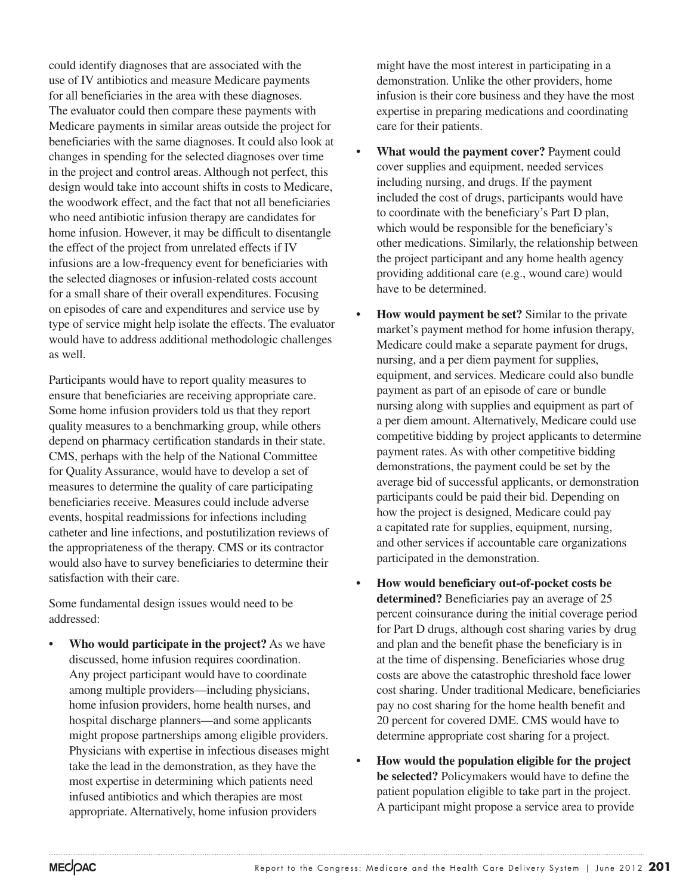could identify diagnoses that are associated with the use of IV antibiotics and measure Medicare payments for all beneficiaries in the area with these diagnoses. The evaluator could then compare these payments with Medicare payments in similar areas outside the project for beneficiaries with the same diagnoses. It could also look at changes in spending for the selected diagnoses over time in the project and control areas. Although not perfect, this design would take into account shifts in costs to Medicare, the woodwork effect, and the fact that not all beneficiaries who need antibiotic infusion therapy are candidates for home infusion. However, it may be difficult to disentangle the effect of the project from unrelated effects if IV infusions are a low-frequency event for beneficiaries with the selected diagnoses or infusion-related costs account for a small share of their overall expenditures. Focusing on episodes of care and expenditures and service use by type of service might help isolate the effects. The evaluator would have to address additional methodologic challenges as well.

Participants would have to report quality measures to ensure that beneficiaries are receiving appropriate care. Some home infusion providers told us that they report quality measures to a benchmarking group, while others depend on pharmacy certification standards in their state. CMS, perhaps with the help of the National Committee for Quality Assurance, would have to develop a set of measures to determine the quality of care participating beneficiaries receive. Measures could include adverse events, hospital readmissions for infections including catheter and line infections, and postutilization reviews of the appropriateness of the therapy. CMS or its contractor would also have to survey beneficiaries to determine their satisfaction with their care.

Some fundamental design issues would need to be addressed:

- **Who would participate in the project?** As we have discussed, home infusion requires coordination. Any project participant would have to coordinate among multiple providers—including physicians, home infusion providers, home health nurses, and hospital discharge planners—and some applicants might propose partnerships among eligible providers. Physicians with expertise in infectious diseases might take the lead in the demonstration, as they have the most expertise in determining which patients need infused antibiotics and which therapies are most appropriate. Alternatively, home infusion providers might have the most interest in participating in a demonstration. Unlike the other providers, home infusion is their core business and they have the most expertise in preparing medications and coordinating care for their patients.
- **What would the payment cover?** Payment could cover supplies and equipment, needed services including nursing, and drugs. If the payment included the cost of drugs, participants would have to coordinate with the beneficiary's Part D plan, which would be responsible for the beneficiary's other medications. Similarly, the relationship between the project participant and any home health agency providing additional care (e.g., wound care) would have to be determined.
- **How would payment be set?** Similar to the private market's payment method for home infusion therapy, Medicare could make a separate payment for drugs, nursing, and a per diem payment for supplies, equipment, and services. Medicare could also bundle payment as part of an episode of care or bundle nursing along with supplies and equipment as part of a per diem amount. Alternatively, Medicare could use competitive bidding by project applicants to determine payment rates. As with other competitive bidding demonstrations, the payment could be set by the average bid of successful applicants, or demonstration participants could be paid their bid. Depending on how the project is designed, Medicare could pay a capitated rate for supplies, equipment, nursing, and other services if accountable care organizations participated in the demonstration.
- **How would beneficiary out-of-pocket costs be determined?** Beneficiaries pay an average of 25 percent coinsurance during the initial coverage period for Part D drugs, although cost sharing varies by drug and plan and the benefit phase the beneficiary is in at the time of dispensing. Beneficiaries whose drug costs are above the catastrophic threshold face lower cost sharing. Under traditional Medicare, beneficiaries pay no cost sharing for the home health benefit and 20 percent for covered DME. CMS would have to determine appropriate cost sharing for a project.
- **How would the population eligible for the project be selected?** Policymakers would have to define the patient population eligible to take part in the project. A participant might propose a service area to provide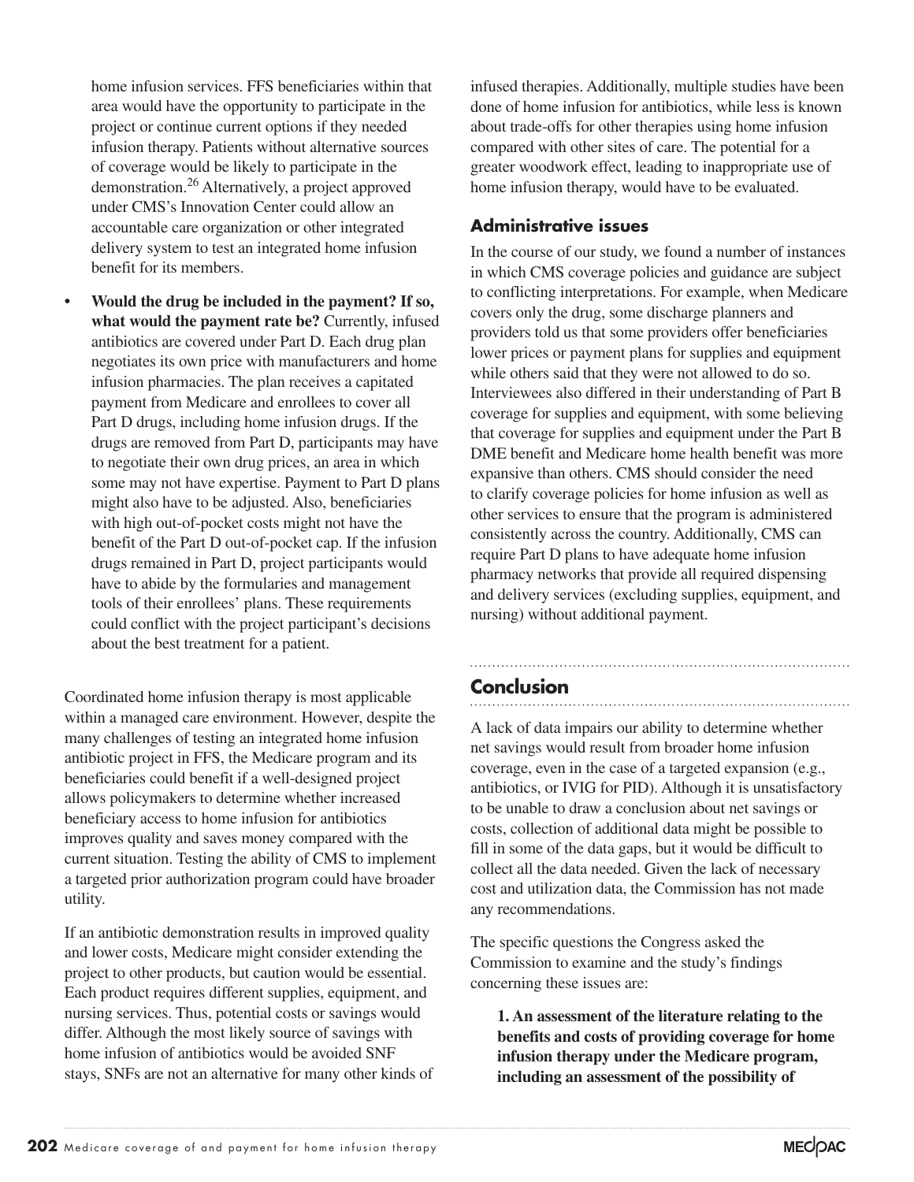home infusion services. FFS beneficiaries within that area would have the opportunity to participate in the project or continue current options if they needed infusion therapy. Patients without alternative sources of coverage would be likely to participate in the demonstration.[26] Alternatively, a project approved under CMS's Innovation Center could allow an accountable care organization or other integrated delivery system to test an integrated home infusion benefit for its members.

- **Would the drug be included in the payment? If so, what would the payment rate be?** Currently, infused antibiotics are covered under Part D. Each drug plan negotiates its own price with manufacturers and home infusion pharmacies. The plan receives a capitated payment from Medicare and enrollees to cover all Part D drugs, including home infusion drugs. If the drugs are removed from Part D, participants may have to negotiate their own drug prices, an area in which some may not have expertise. Payment to Part D plans might also have to be adjusted. Also, beneficiaries with high out-of-pocket costs might not have the benefit of the Part D out-of-pocket cap. If the infusion drugs remained in Part D, project participants would have to abide by the formularies and management tools of their enrollees' plans. These requirements could conflict with the project participant's decisions about the best treatment for a patient.

Coordinated home infusion therapy is most applicable within a managed care environment. However, despite the many challenges of testing an integrated home infusion antibiotic project in FFS, the Medicare program and its beneficiaries could benefit if a well-designed project allows policymakers to determine whether increased beneficiary access to home infusion for antibiotics improves quality and saves money compared with the current situation. Testing the ability of CMS to implement a targeted prior authorization program could have broader utility.

If an antibiotic demonstration results in improved quality and lower costs, Medicare might consider extending the project to other products, but caution would be essential. Each product requires different supplies, equipment, and nursing services. Thus, potential costs or savings would differ. Although the most likely source of savings with home infusion of antibiotics would be avoided SNF stays, SNFs are not an alternative for many other kinds of infused therapies. Additionally, multiple studies have been done of home infusion for antibiotics, while less is known about trade-offs for other therapies using home infusion compared with other sites of care. The potential for a greater woodwork effect, leading to inappropriate use of home infusion therapy, would have to be evaluated.

### Administrative issues

In the course of our study, we found a number of instances in which CMS coverage policies and guidance are subject to conflicting interpretations. For example, when Medicare covers only the drug, some discharge planners and providers told us that some providers offer beneficiaries lower prices or payment plans for supplies and equipment while others said that they were not allowed to do so. Interviewees also differed in their understanding of Part B coverage for supplies and equipment, with some believing that coverage for supplies and equipment under the Part B DME benefit and Medicare home health benefit was more expansive than others. CMS should consider the need to clarify coverage policies for home infusion as well as other services to ensure that the program is administered consistently across the country. Additionally, CMS can require Part D plans to have adequate home infusion pharmacy networks that provide all required dispensing and delivery services (excluding supplies, equipment, and nursing) without additional payment.

## Conclusion

A lack of data impairs our ability to determine whether net savings would result from broader home infusion coverage, even in the case of a targeted expansion (e.g., antibiotics, or IVIG for PID). Although it is unsatisfactory to be unable to draw a conclusion about net savings or costs, collection of additional data might be possible to fill in some of the data gaps, but it would be difficult to collect all the data needed. Given the lack of necessary cost and utilization data, the Commission has not made any recommendations.

The specific questions the Congress asked the Commission to examine and the study's findings concerning these issues are:

**1. An assessment of the literature relating to the benefits and costs of providing coverage for home infusion therapy under the Medicare program, including an assessment of the possibility of**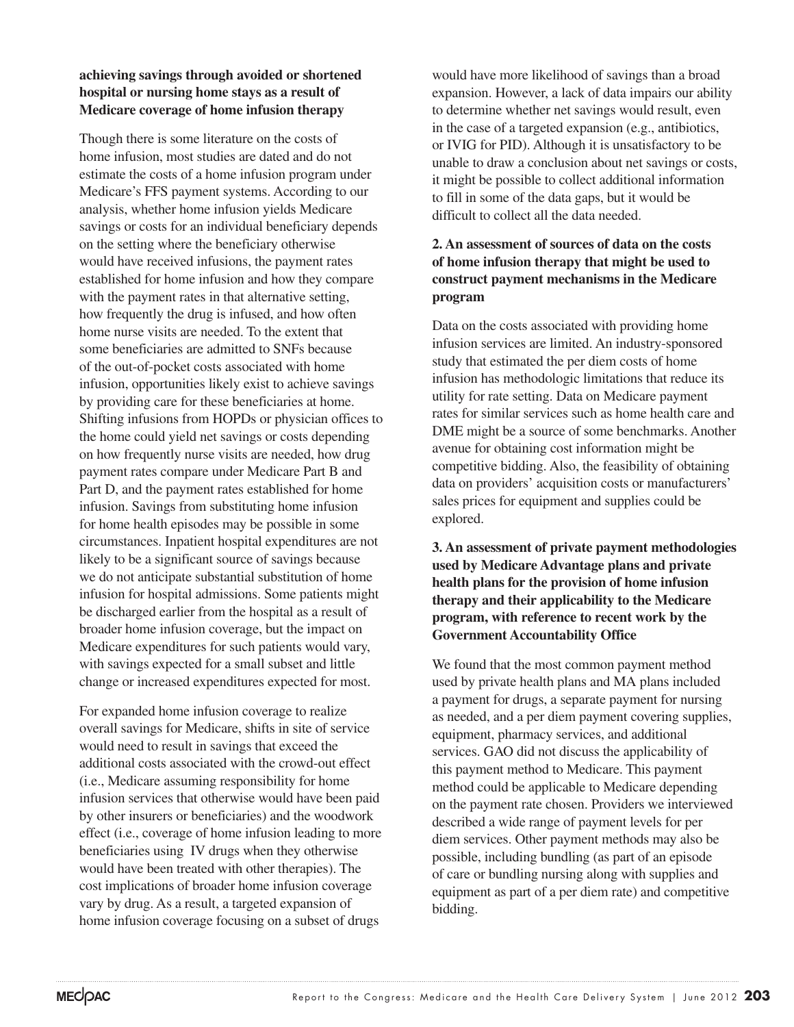**achieving savings through avoided or shortened hospital or nursing home stays as a result of Medicare coverage of home infusion therapy**

Though there is some literature on the costs of home infusion, most studies are dated and do not estimate the costs of a home infusion program under Medicare's FFS payment systems. According to our analysis, whether home infusion yields Medicare savings or costs for an individual beneficiary depends on the setting where the beneficiary otherwise would have received infusions, the payment rates established for home infusion and how they compare with the payment rates in that alternative setting, how frequently the drug is infused, and how often home nurse visits are needed. To the extent that some beneficiaries are admitted to SNFs because of the out-of-pocket costs associated with home infusion, opportunities likely exist to achieve savings by providing care for these beneficiaries at home. Shifting infusions from HOPDs or physician offices to the home could yield net savings or costs depending on how frequently nurse visits are needed, how drug payment rates compare under Medicare Part B and Part D, and the payment rates established for home infusion. Savings from substituting home infusion for home health episodes may be possible in some circumstances. Inpatient hospital expenditures are not likely to be a significant source of savings because we do not anticipate substantial substitution of home infusion for hospital admissions. Some patients might be discharged earlier from the hospital as a result of broader home infusion coverage, but the impact on Medicare expenditures for such patients would vary, with savings expected for a small subset and little change or increased expenditures expected for most.

For expanded home infusion coverage to realize overall savings for Medicare, shifts in site of service would need to result in savings that exceed the additional costs associated with the crowd-out effect (i.e., Medicare assuming responsibility for home infusion services that otherwise would have been paid by other insurers or beneficiaries) and the woodwork effect (i.e., coverage of home infusion leading to more beneficiaries using IV drugs when they otherwise would have been treated with other therapies). The cost implications of broader home infusion coverage vary by drug. As a result, a targeted expansion of home infusion coverage focusing on a subset of drugs would have more likelihood of savings than a broad expansion. However, a lack of data impairs our ability to determine whether net savings would result, even in the case of a targeted expansion (e.g., antibiotics, or IVIG for PID). Although it is unsatisfactory to be unable to draw a conclusion about net savings or costs, it might be possible to collect additional information to fill in some of the data gaps, but it would be difficult to collect all the data needed.

**2. An assessment of sources of data on the costs of home infusion therapy that might be used to construct payment mechanisms in the Medicare program**

Data on the costs associated with providing home infusion services are limited. An industry-sponsored study that estimated the per diem costs of home infusion has methodologic limitations that reduce its utility for rate setting. Data on Medicare payment rates for similar services such as home health care and DME might be a source of some benchmarks. Another avenue for obtaining cost information might be competitive bidding. Also, the feasibility of obtaining data on providers' acquisition costs or manufacturers' sales prices for equipment and supplies could be explored.

**3. An assessment of private payment methodologies used by Medicare Advantage plans and private health plans for the provision of home infusion therapy and their applicability to the Medicare program, with reference to recent work by the Government Accountability Office**

We found that the most common payment method used by private health plans and MA plans included a payment for drugs, a separate payment for nursing as needed, and a per diem payment covering supplies, equipment, pharmacy services, and additional services. GAO did not discuss the applicability of this payment method to Medicare. This payment method could be applicable to Medicare depending on the payment rate chosen. Providers we interviewed described a wide range of payment levels for per diem services. Other payment methods may also be possible, including bundling (as part of an episode of care or bundling nursing along with supplies and equipment as part of a per diem rate) and competitive bidding.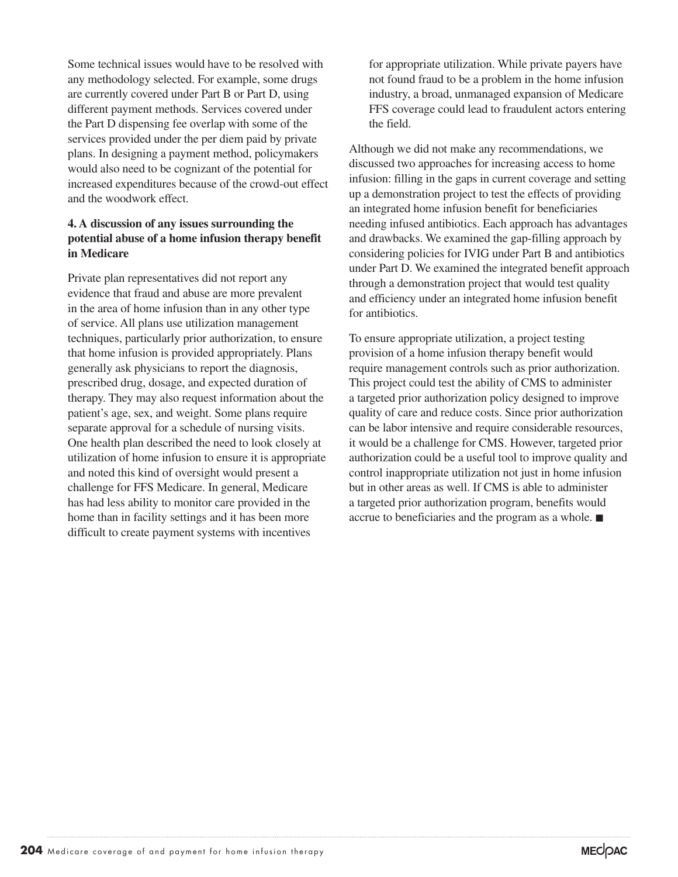Some technical issues would have to be resolved with any methodology selected. For example, some drugs are currently covered under Part B or Part D, using different payment methods. Services covered under the Part D dispensing fee overlap with some of the services provided under the per diem paid by private plans. In designing a payment method, policymakers would also need to be cognizant of the potential for increased expenditures because of the crowd-out effect and the woodwork effect.

**4. A discussion of any issues surrounding the potential abuse of a home infusion therapy benefit in Medicare**

Private plan representatives did not report any evidence that fraud and abuse are more prevalent in the area of home infusion than in any other type of service. All plans use utilization management techniques, particularly prior authorization, to ensure that home infusion is provided appropriately. Plans generally ask physicians to report the diagnosis, prescribed drug, dosage, and expected duration of therapy. They may also request information about the patient's age, sex, and weight. Some plans require separate approval for a schedule of nursing visits. One health plan described the need to look closely at utilization of home infusion to ensure it is appropriate and noted this kind of oversight would present a challenge for FFS Medicare. In general, Medicare has had less ability to monitor care provided in the home than in facility settings and it has been more difficult to create payment systems with incentives for appropriate utilization. While private payers have not found fraud to be a problem in the home infusion industry, a broad, unmanaged expansion of Medicare FFS coverage could lead to fraudulent actors entering the field.

Although we did not make any recommendations, we discussed two approaches for increasing access to home infusion: filling in the gaps in current coverage and setting up a demonstration project to test the effects of providing an integrated home infusion benefit for beneficiaries needing infused antibiotics. Each approach has advantages and drawbacks. We examined the gap-filling approach by considering policies for IVIG under Part B and antibiotics under Part D. We examined the integrated benefit approach through a demonstration project that would test quality and efficiency under an integrated home infusion benefit for antibiotics.

To ensure appropriate utilization, a project testing provision of a home infusion therapy benefit would require management controls such as prior authorization. This project could test the ability of CMS to administer a targeted prior authorization policy designed to improve quality of care and reduce costs. Since prior authorization can be labor intensive and require considerable resources, it would be a challenge for CMS. However, targeted prior authorization could be a useful tool to improve quality and control inappropriate utilization not just in home infusion but in other areas as well. If CMS is able to administer a targeted prior authorization program, benefits would accrue to beneficiaries and the program as a whole. ■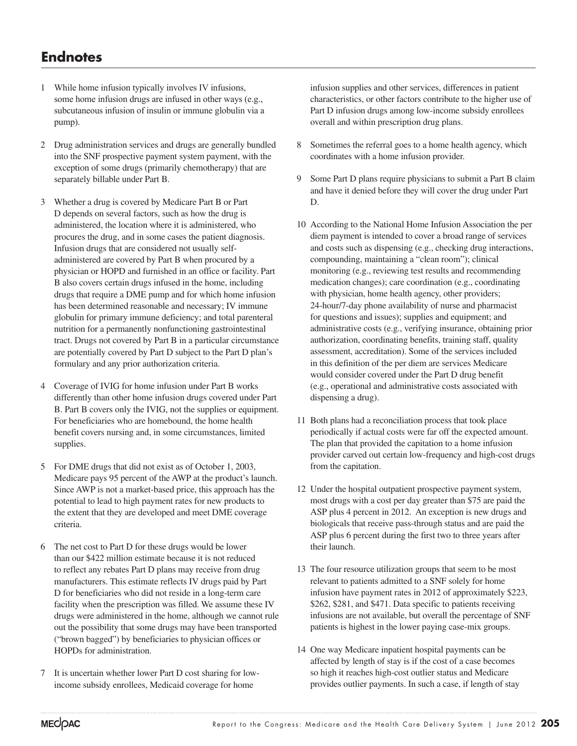# Endnotes

1. While home infusion typically involves IV infusions, some home infusion drugs are infused in other ways (e.g., subcutaneous infusion of insulin or immune globulin via a pump).

2. Drug administration services and drugs are generally bundled into the SNF prospective payment system payment, with the exception of some drugs (primarily chemotherapy) that are separately billable under Part B.

3. Whether a drug is covered by Medicare Part B or Part D depends on several factors, such as how the drug is administered, the location where it is administered, who procures the drug, and in some cases the patient diagnosis. Infusion drugs that are considered not usually self-administered are covered by Part B when procured by a physician or HOPD and furnished in an office or facility. Part B also covers certain drugs infused in the home, including drugs that require a DME pump and for which home infusion has been determined reasonable and necessary; IV immune globulin for primary immune deficiency; and total parenteral nutrition for a permanently nonfunctioning gastrointestinal tract. Drugs not covered by Part B in a particular circumstance are potentially covered by Part D subject to the Part D plan's formulary and any prior authorization criteria.

4. Coverage of IVIG for home infusion under Part B works differently than other home infusion drugs covered under Part B. Part B covers only the IVIG, not the supplies or equipment. For beneficiaries who are homebound, the home health benefit covers nursing and, in some circumstances, limited supplies.

5. For DME drugs that did not exist as of October 1, 2003, Medicare pays 95 percent of the AWP at the product's launch. Since AWP is not a market-based price, this approach has the potential to lead to high payment rates for new products to the extent that they are developed and meet DME coverage criteria.

6. The net cost to Part D for these drugs would be lower than our $422 million estimate because it is not reduced to reflect any rebates Part D plans may receive from drug manufacturers. This estimate reflects IV drugs paid by Part D for beneficiaries who did not reside in a long-term care facility when the prescription was filled. We assume these IV drugs were administered in the home, although we cannot rule out the possibility that some drugs may have been transported ("brown bagged") by beneficiaries to physician offices or HOPDs for administration.

7. It is uncertain whether lower Part D cost sharing for low-income subsidy enrollees, Medicaid coverage for home infusion supplies and other services, differences in patient characteristics, or other factors contribute to the higher use of Part D infusion drugs among low-income subsidy enrollees overall and within prescription drug plans.

8. Sometimes the referral goes to a home health agency, which coordinates with a home infusion provider.

9. Some Part D plans require physicians to submit a Part B claim and have it denied before they will cover the drug under Part D.

10. According to the National Home Infusion Association the per diem payment is intended to cover a broad range of services and costs such as dispensing (e.g., checking drug interactions, compounding, maintaining a "clean room"); clinical monitoring (e.g., reviewing test results and recommending medication changes); care coordination (e.g., coordinating with physician, home health agency, other providers; 24-hour/7-day phone availability of nurse and pharmacist for questions and issues); supplies and equipment; and administrative costs (e.g., verifying insurance, obtaining prior authorization, coordinating benefits, training staff, quality assessment, accreditation). Some of the services included in this definition of the per diem are services Medicare would consider covered under the Part D drug benefit (e.g., operational and administrative costs associated with dispensing a drug).

11. Both plans had a reconciliation process that took place periodically if actual costs were far off the expected amount. The plan that provided the capitation to a home infusion provider carved out certain low-frequency and high-cost drugs from the capitation.

12. Under the hospital outpatient prospective payment system, most drugs with a cost per day greater than $75 are paid the ASP plus 4 percent in 2012. An exception is new drugs and biologicals that receive pass-through status and are paid the ASP plus 6 percent during the first two to three years after their launch.

13. The four resource utilization groups that seem to be most relevant to patients admitted to a SNF solely for home infusion have payment rates in 2012 of approximately $223, $262, $281, and $471. Data specific to patients receiving infusions are not available, but overall the percentage of SNF patients is highest in the lower paying case-mix groups.

14. One way Medicare inpatient hospital payments can be affected by length of stay is if the cost of a case becomes so high it reaches high-cost outlier status and Medicare provides outlier payments. In such a case, if length of stay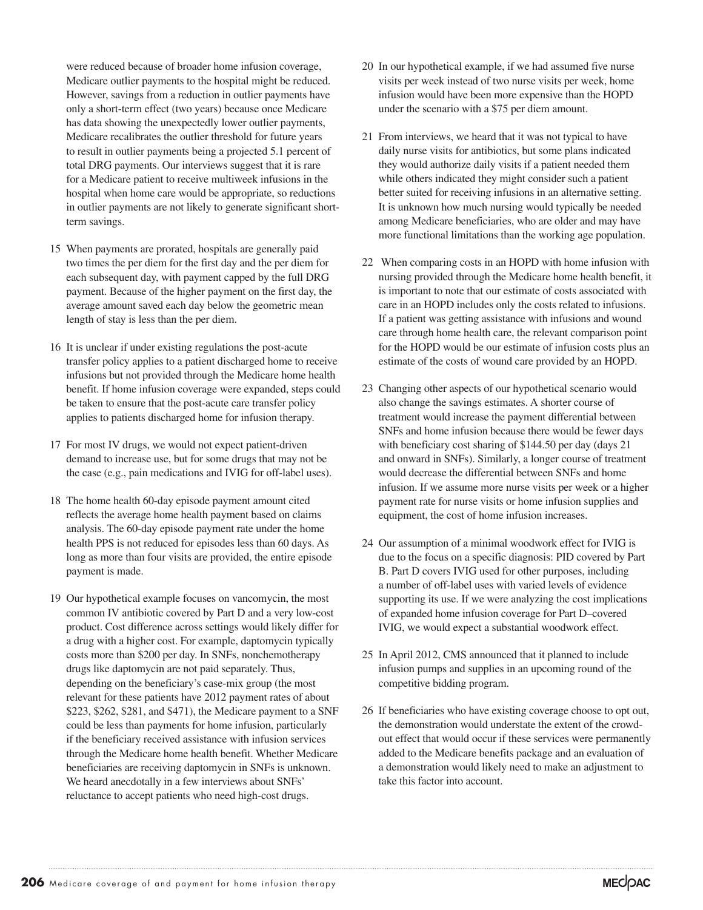were reduced because of broader home infusion coverage, Medicare outlier payments to the hospital might be reduced. However, savings from a reduction in outlier payments have only a short-term effect (two years) because once Medicare has data showing the unexpectedly lower outlier payments, Medicare recalibrates the outlier threshold for future years to result in outlier payments being a projected 5.1 percent of total DRG payments. Our interviews suggest that it is rare for a Medicare patient to receive multiweek infusions in the hospital when home care would be appropriate, so reductions in outlier payments are not likely to generate significant short-term savings.

15 When payments are prorated, hospitals are generally paid two times the per diem for the first day and the per diem for each subsequent day, with payment capped by the full DRG payment. Because of the higher payment on the first day, the average amount saved each day below the geometric mean length of stay is less than the per diem.

16 It is unclear if under existing regulations the post-acute transfer policy applies to a patient discharged home to receive infusions but not provided through the Medicare home health benefit. If home infusion coverage were expanded, steps could be taken to ensure that the post-acute care transfer policy applies to patients discharged home for infusion therapy.

17 For most IV drugs, we would not expect patient-driven demand to increase use, but for some drugs that may not be the case (e.g., pain medications and IVIG for off-label uses).

18 The home health 60-day episode payment amount cited reflects the average home health payment based on claims analysis. The 60-day episode payment rate under the home health PPS is not reduced for episodes less than 60 days. As long as more than four visits are provided, the entire episode payment is made.

19 Our hypothetical example focuses on vancomycin, the most common IV antibiotic covered by Part D and a very low-cost product. Cost difference across settings would likely differ for a drug with a higher cost. For example, daptomycin typically costs more than $200 per day. In SNFs, nonchemotherapy drugs like daptomycin are not paid separately. Thus, depending on the beneficiary's case-mix group (the most relevant for these patients have 2012 payment rates of about $223, $262, $281, and $471), the Medicare payment to a SNF could be less than payments for home infusion, particularly if the beneficiary received assistance with infusion services through the Medicare home health benefit. Whether Medicare beneficiaries are receiving daptomycin in SNFs is unknown. We heard anecdotally in a few interviews about SNFs' reluctance to accept patients who need high-cost drugs.

20 In our hypothetical example, if we had assumed five nurse visits per week instead of two nurse visits per week, home infusion would have been more expensive than the HOPD under the scenario with a $75 per diem amount.

21 From interviews, we heard that it was not typical to have daily nurse visits for antibiotics, but some plans indicated they would authorize daily visits if a patient needed them while others indicated they might consider such a patient better suited for receiving infusions in an alternative setting. It is unknown how much nursing would typically be needed among Medicare beneficiaries, who are older and may have more functional limitations than the working age population.

22 When comparing costs in an HOPD with home infusion with nursing provided through the Medicare home health benefit, it is important to note that our estimate of costs associated with care in an HOPD includes only the costs related to infusions. If a patient was getting assistance with infusions and wound care through home health care, the relevant comparison point for the HOPD would be our estimate of infusion costs plus an estimate of the costs of wound care provided by an HOPD.

23 Changing other aspects of our hypothetical scenario would also change the savings estimates. A shorter course of treatment would increase the payment differential between SNFs and home infusion because there would be fewer days with beneficiary cost sharing of $144.50 per day (days 21 and onward in SNFs). Similarly, a longer course of treatment would decrease the differential between SNFs and home infusion. If we assume more nurse visits per week or a higher payment rate for nurse visits or home infusion supplies and equipment, the cost of home infusion increases.

24 Our assumption of a minimal woodwork effect for IVIG is due to the focus on a specific diagnosis: PID covered by Part B. Part D covers IVIG used for other purposes, including a number of off-label uses with varied levels of evidence supporting its use. If we were analyzing the cost implications of expanded home infusion coverage for Part D–covered IVIG, we would expect a substantial woodwork effect.

25 In April 2012, CMS announced that it planned to include infusion pumps and supplies in an upcoming round of the competitive bidding program.

26 If beneficiaries who have existing coverage choose to opt out, the demonstration would understate the extent of the crowd-out effect that would occur if these services were permanently added to the Medicare benefits package and an evaluation of a demonstration would likely need to make an adjustment to take this factor into account.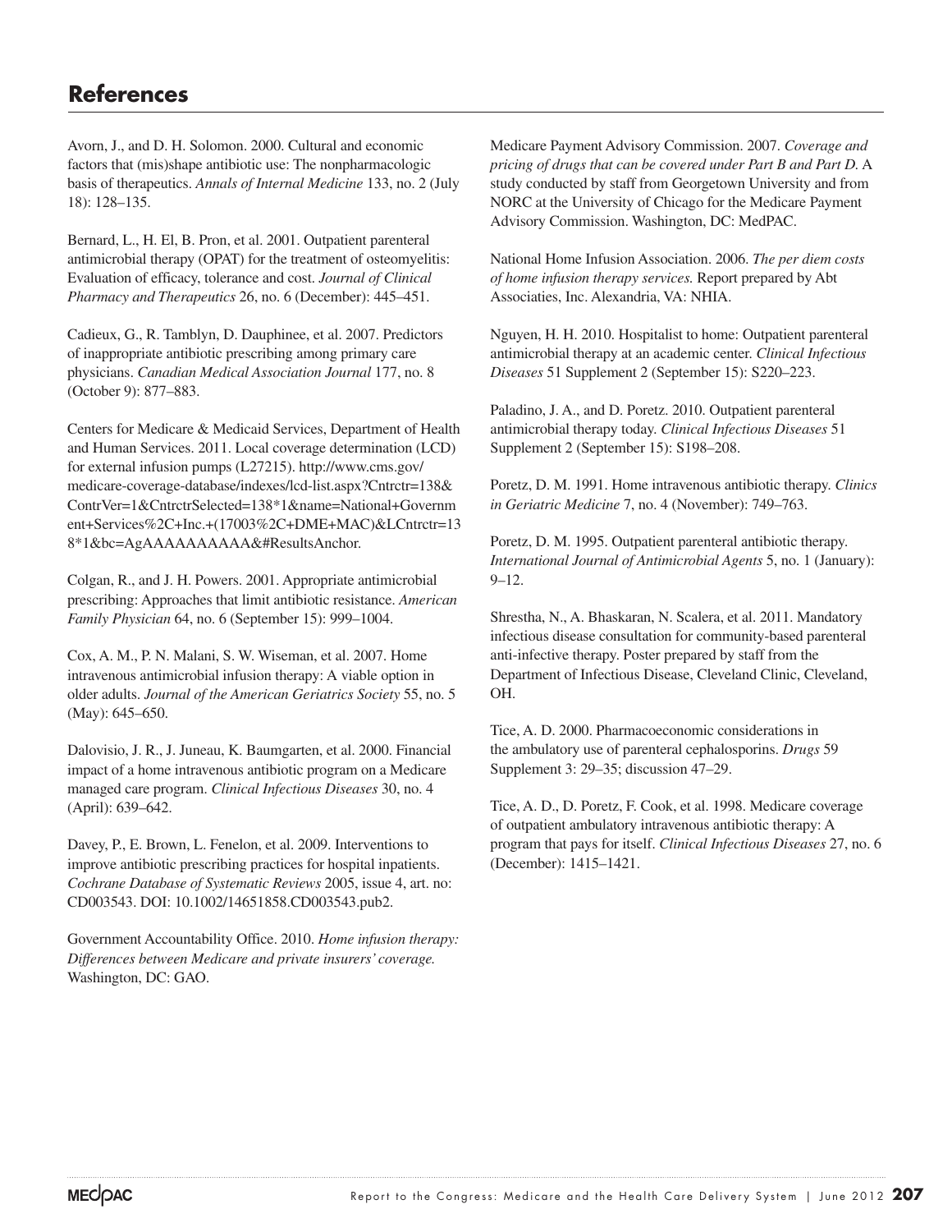# References

Avorn, J., and D. H. Solomon. 2000. Cultural and economic factors that (mis)shape antibiotic use: The nonpharmacologic basis of therapeutics. *Annals of Internal Medicine* 133, no. 2 (July 18): 128–135.

Bernard, L., H. El, B. Pron, et al. 2001. Outpatient parenteral antimicrobial therapy (OPAT) for the treatment of osteomyelitis: Evaluation of efficacy, tolerance and cost. *Journal of Clinical Pharmacy and Therapeutics* 26, no. 6 (December): 445–451.

Cadieux, G., R. Tamblyn, D. Dauphinee, et al. 2007. Predictors of inappropriate antibiotic prescribing among primary care physicians. *Canadian Medical Association Journal* 177, no. 8 (October 9): 877–883.

Centers for Medicare & Medicaid Services, Department of Health and Human Services. 2011. Local coverage determination (LCD) for external infusion pumps (L27215). http://www.cms.gov/medicare-coverage-database/indexes/lcd-list.aspx?Cntrctr=138&ContrVer=1&CntrctrSelected=138*1&name=National+Government+Services%2C+Inc.+(17003%2C+DME+MAC)&LCntrctr=138*1&bc=AgAAAAAAAAAA&#ResultsAnchor.

Colgan, R., and J. H. Powers. 2001. Appropriate antimicrobial prescribing: Approaches that limit antibiotic resistance. *American Family Physician* 64, no. 6 (September 15): 999–1004.

Cox, A. M., P. N. Malani, S. W. Wiseman, et al. 2007. Home intravenous antimicrobial infusion therapy: A viable option in older adults. *Journal of the American Geriatrics Society* 55, no. 5 (May): 645–650.

Dalovisio, J. R., J. Juneau, K. Baumgarten, et al. 2000. Financial impact of a home intravenous antibiotic program on a Medicare managed care program. *Clinical Infectious Diseases* 30, no. 4 (April): 639–642.

Davey, P., E. Brown, L. Fenelon, et al. 2009. Interventions to improve antibiotic prescribing practices for hospital inpatients. *Cochrane Database of Systematic Reviews* 2005, issue 4, art. no: CD003543. DOI: 10.1002/14651858.CD003543.pub2.

Government Accountability Office. 2010. *Home infusion therapy: Differences between Medicare and private insurers' coverage.* Washington, DC: GAO.

Medicare Payment Advisory Commission. 2007. *Coverage and pricing of drugs that can be covered under Part B and Part D.* A study conducted by staff from Georgetown University and from NORC at the University of Chicago for the Medicare Payment Advisory Commission. Washington, DC: MedPAC.

National Home Infusion Association. 2006. *The per diem costs of home infusion therapy services.* Report prepared by Abt Associaties, Inc. Alexandria, VA: NHIA.

Nguyen, H. H. 2010. Hospitalist to home: Outpatient parenteral antimicrobial therapy at an academic center. *Clinical Infectious Diseases* 51 Supplement 2 (September 15): S220–223.

Paladino, J. A., and D. Poretz. 2010. Outpatient parenteral antimicrobial therapy today. *Clinical Infectious Diseases* 51 Supplement 2 (September 15): S198–208.

Poretz, D. M. 1991. Home intravenous antibiotic therapy. *Clinics in Geriatric Medicine* 7, no. 4 (November): 749–763.

Poretz, D. M. 1995. Outpatient parenteral antibiotic therapy. *International Journal of Antimicrobial Agents* 5, no. 1 (January): 9–12.

Shrestha, N., A. Bhaskaran, N. Scalera, et al. 2011. Mandatory infectious disease consultation for community-based parenteral anti-infective therapy. Poster prepared by staff from the Department of Infectious Disease, Cleveland Clinic, Cleveland, OH.

Tice, A. D. 2000. Pharmacoeconomic considerations in the ambulatory use of parenteral cephalosporins. *Drugs* 59 Supplement 3: 29–35; discussion 47–29.

Tice, A. D., D. Poretz, F. Cook, et al. 1998. Medicare coverage of outpatient ambulatory intravenous antibiotic therapy: A program that pays for itself. *Clinical Infectious Diseases* 27, no. 6 (December): 1415–1421.